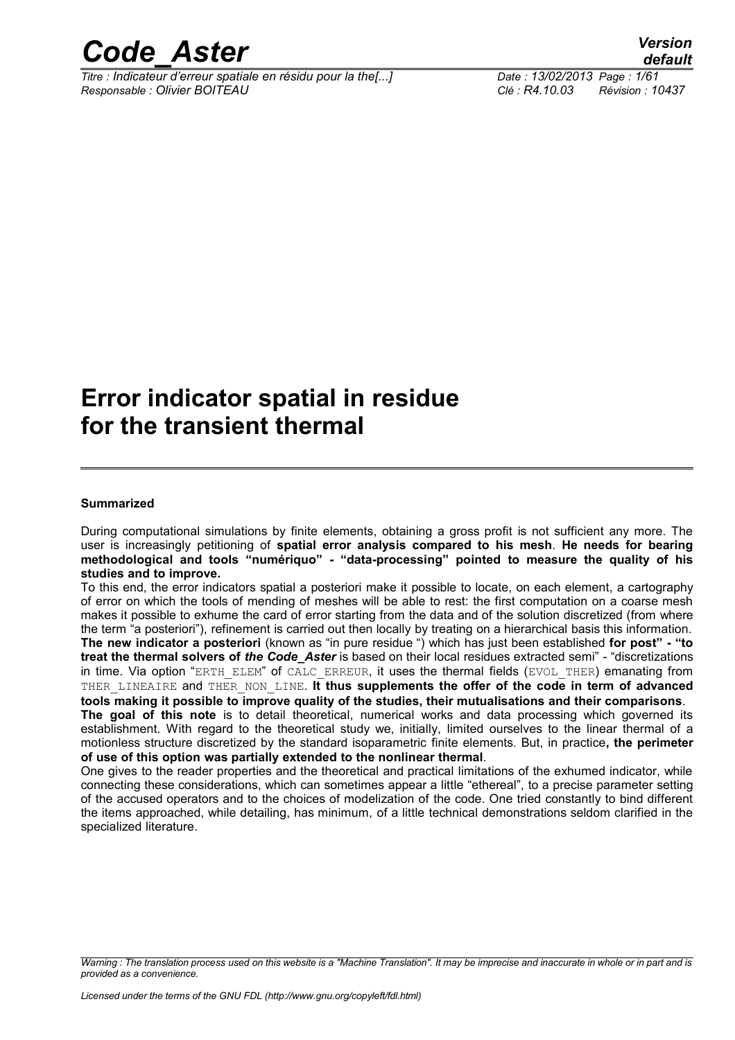# Error indicator spatial in residue for the transient thermal

#### Summarized

During computational simulations by finite elements, obtaining a gross profit is not sufficient any more. The user is increasingly petitioning of **spatial error analysis compared to his mesh**. **He needs for bearing methodological and tools "numériquo" - "data-processing" pointed to measure the quality of his studies and to improve.**

To this end, the error indicators spatial a posteriori make it possible to locate, on each element, a cartography of error on which the tools of mending of meshes will be able to rest: the first computation on a coarse mesh makes it possible to exhume the card of error starting from the data and of the solution discretized (from where the term "a posteriori"), refinement is carried out then locally by treating on a hierarchical basis this information. **The new indicator a posteriori** (known as "in pure residue ") which has just been established **for post" - "to treat the thermal solvers of *the Code_Aster*** is based on their local residues extracted semi" - "discretizations in time. Via option "ERTH_ELEM" of CALC_ERREUR, it uses the thermal fields (EVOL_THER) emanating from THER_LINEAIRE and THER_NON_LINE. **It thus supplements the offer of the code in term of advanced tools making it possible to improve quality of the studies, their mutualisations and their comparisons**.

**The goal of this note** is to detail theoretical, numerical works and data processing which governed its establishment. With regard to the theoretical study we, initially, limited ourselves to the linear thermal of a motionless structure discretized by the standard isoparametric finite elements. But, in practice**, the perimeter of use of this option was partially extended to the nonlinear thermal**.

One gives to the reader properties and the theoretical and practical limitations of the exhumed indicator, while connecting these considerations, which can sometimes appear a little "ethereal", to a precise parameter setting of the accused operators and to the choices of modelization of the code. One tried constantly to bind different the items approached, while detailing, has minimum, of a little technical demonstrations seldom clarified in the specialized literature.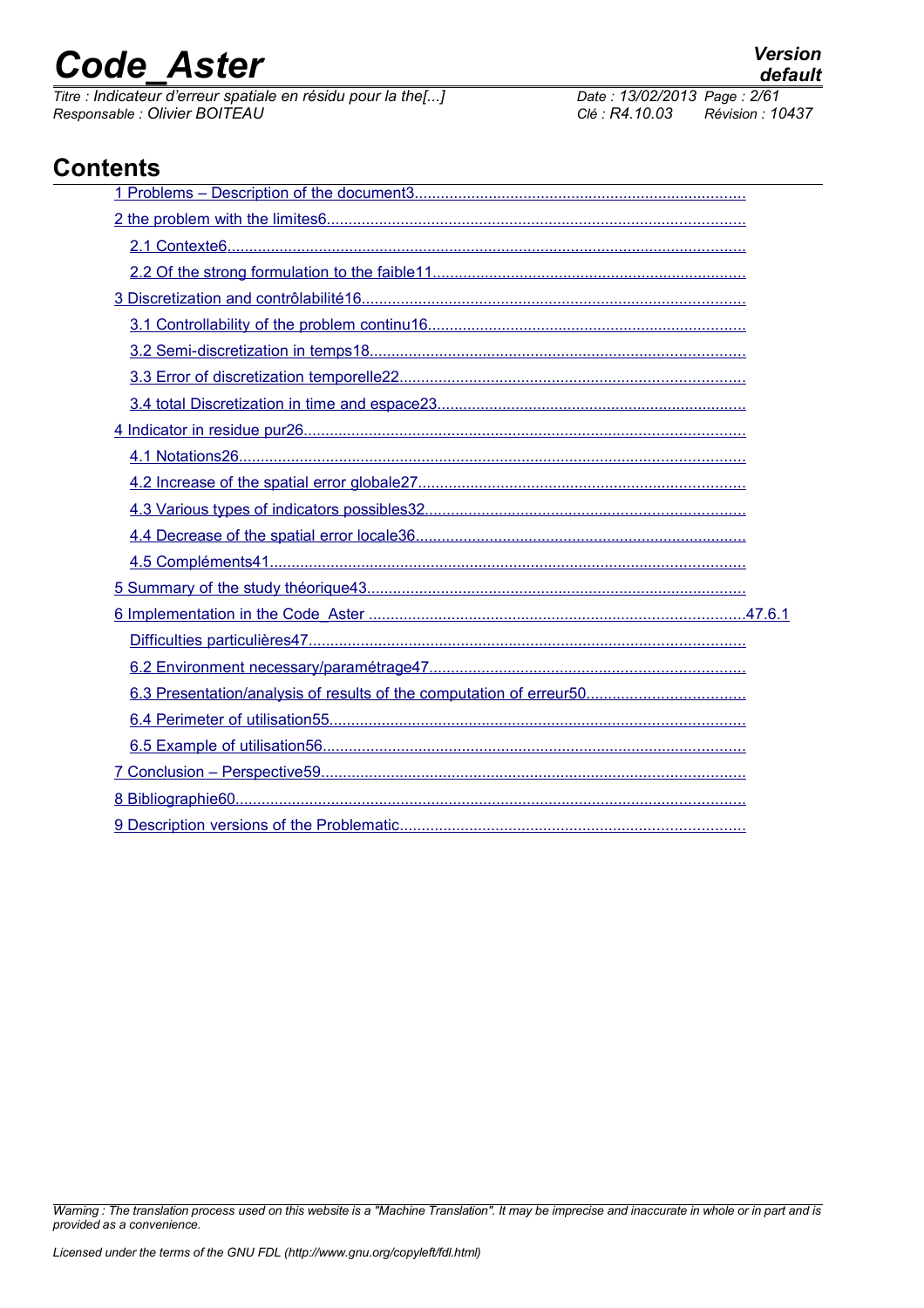# Contents

1 Problems – Description of the document3

2 the problem with the limites6

- 2.1 Contexte6
- 2.2 Of the strong formulation to the faible11

3 Discretization and contrôlabilité16

- 3.1 Controllability of the problem continu16
- 3.2 Semi-discretization in temps18
- 3.3 Error of discretization temporelle22
- 3.4 total Discretization in time and espace23

4 Indicator in residue pur26

- 4.1 Notations26
- 4.2 Increase of the spatial error globale27
- 4.3 Various types of indicators possibles32
- 4.4 Decrease of the spatial error locale36
- 4.5 Compléments41

5 Summary of the study théorique43

6 Implementation in the Code_Aster 47.6.1

- Difficulties particulières47
- 6.2 Environment necessary/paramétrage47
- 6.3 Presentation/analysis of results of the computation of erreur50
- 6.4 Perimeter of utilisation55
- 6.5 Example of utilisation56

7 Conclusion – Perspective59

8 Bibliographie60

9 Description versions of the Problematic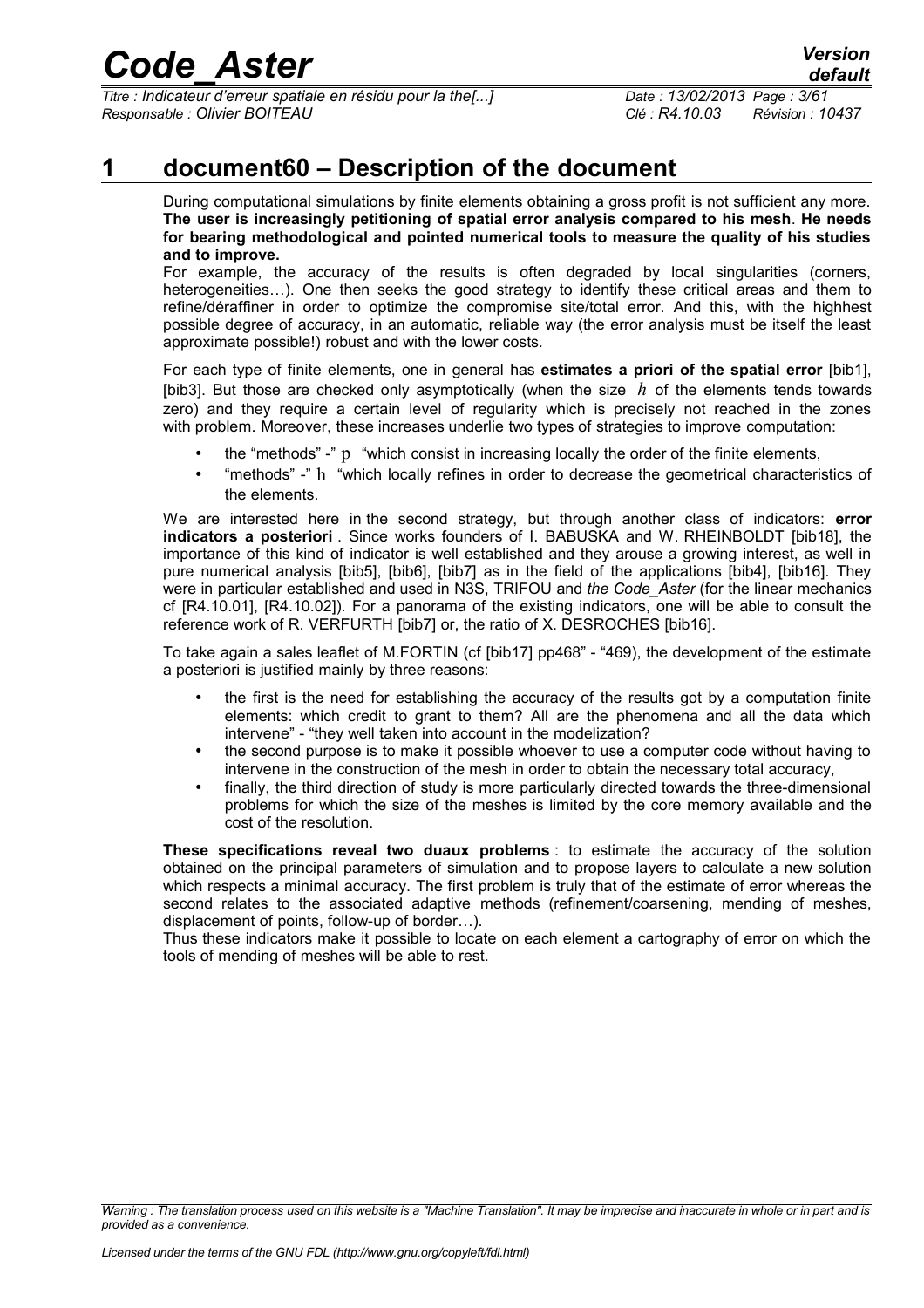# 1 document60 – Description of the document

During computational simulations by finite elements obtaining a gross profit is not sufficient any more. **The user is increasingly petitioning of spatial error analysis compared to his mesh**. **He needs for bearing methodological and pointed numerical tools to measure the quality of his studies and to improve.**

For example, the accuracy of the results is often degraded by local singularities (corners, heterogeneities…). One then seeks the good strategy to identify these critical areas and them to refine/déraffiner in order to optimize the compromise site/total error. And this, with the highhest possible degree of accuracy, in an automatic, reliable way (the error analysis must be itself the least approximate possible!) robust and with the lower costs.

For each type of finite elements, one in general has **estimates a priori of the spatial error** [bib1], [bib3]. But those are checked only asymptotically (when the size $h$ of the elements tends towards zero) and they require a certain level of regularity which is precisely not reached in the zones with problem. Moreover, these increases underlie two types of strategies to improve computation:

- the "methods" -" $p$ "which consist in increasing locally the order of the finite elements,
- "methods" -" $h$ "which locally refines in order to decrease the geometrical characteristics of the elements.

We are interested here in the second strategy, but through another class of indicators: **error indicators a posteriori** . Since works founders of I. BABUSKA and W. RHEINBOLDT [bib18], the importance of this kind of indicator is well established and they arouse a growing interest, as well in pure numerical analysis [bib5], [bib6], [bib7] as in the field of the applications [bib4], [bib16]. They were in particular established and used in N3S, TRIFOU and *the Code_Aster* (for the linear mechanics cf [R4.10.01], [R4.10.02]). For a panorama of the existing indicators, one will be able to consult the reference work of R. VERFURTH [bib7] or, the ratio of X. DESROCHES [bib16].

To take again a sales leaflet of M.FORTIN (cf [bib17] pp468" - "469), the development of the estimate a posteriori is justified mainly by three reasons:

- the first is the need for establishing the accuracy of the results got by a computation finite elements: which credit to grant to them? All are the phenomena and all the data which intervene" - "they well taken into account in the modelization?
- the second purpose is to make it possible whoever to use a computer code without having to intervene in the construction of the mesh in order to obtain the necessary total accuracy,
- finally, the third direction of study is more particularly directed towards the three-dimensional problems for which the size of the meshes is limited by the core memory available and the cost of the resolution.

**These specifications reveal two duaux problems** : to estimate the accuracy of the solution obtained on the principal parameters of simulation and to propose layers to calculate a new solution which respects a minimal accuracy. The first problem is truly that of the estimate of error whereas the second relates to the associated adaptive methods (refinement/coarsening, mending of meshes, displacement of points, follow-up of border…).

Thus these indicators make it possible to locate on each element a cartography of error on which the tools of mending of meshes will be able to rest.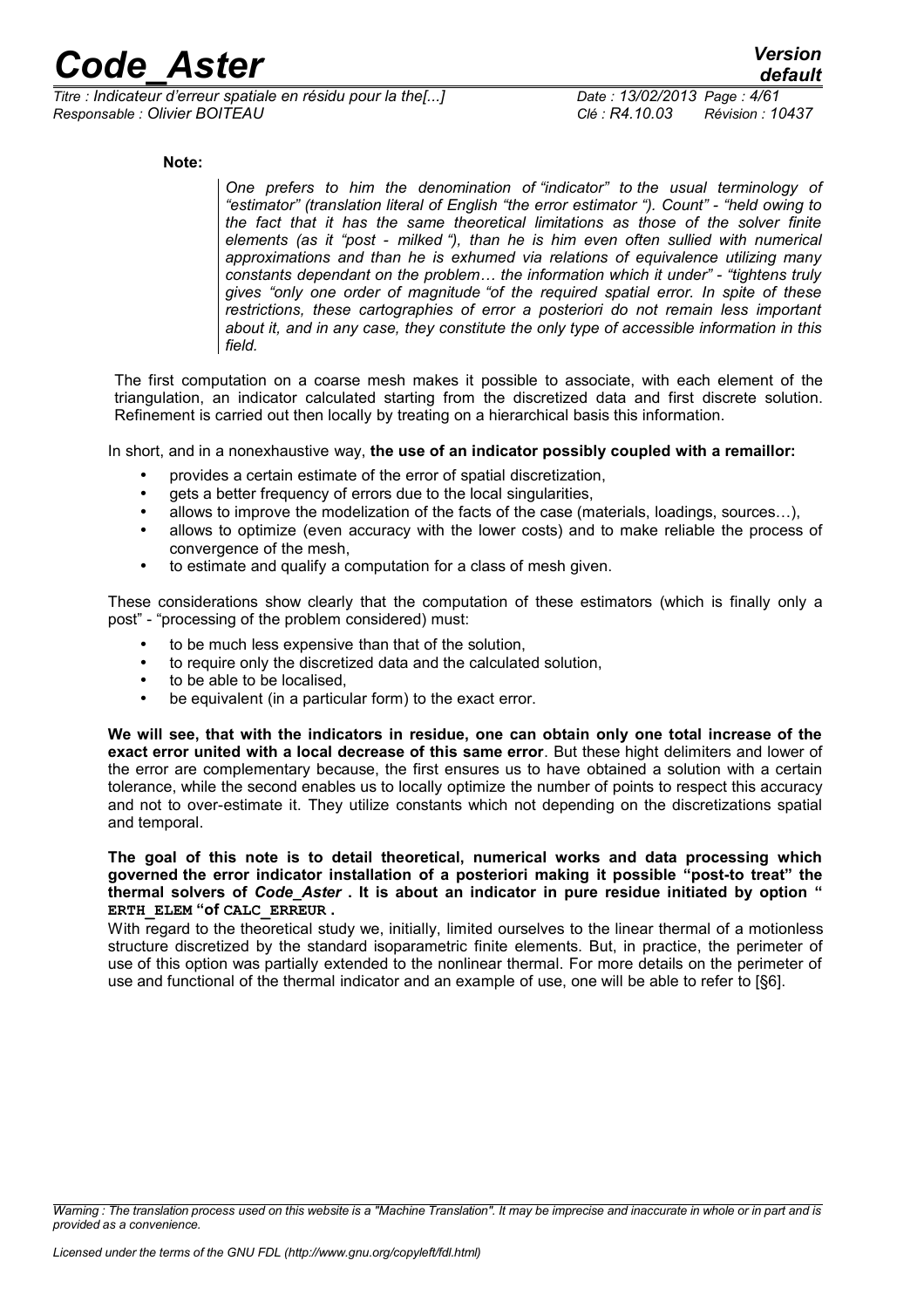**Note:**

> *One prefers to him the denomination of "indicator" to the usual terminology of "estimator" (translation literal of English "the error estimator "). Count" - "held owing to the fact that it has the same theoretical limitations as those of the solver finite elements (as it "post - milked "), than he is him even often sullied with numerical approximations and than he is exhumed via relations of equivalence utilizing many constants dependant on the problem… the information which it under" - "tightens truly gives "only one order of magnitude "of the required spatial error. In spite of these restrictions, these cartographies of error a posteriori do not remain less important about it, and in any case, they constitute the only type of accessible information in this field.*

The first computation on a coarse mesh makes it possible to associate, with each element of the triangulation, an indicator calculated starting from the discretized data and first discrete solution. Refinement is carried out then locally by treating on a hierarchical basis this information.

In short, and in a nonexhaustive way, **the use of an indicator possibly coupled with a remaillor:**

- provides a certain estimate of the error of spatial discretization,
- gets a better frequency of errors due to the local singularities,
- allows to improve the modelization of the facts of the case (materials, loadings, sources…),
- allows to optimize (even accuracy with the lower costs) and to make reliable the process of convergence of the mesh,
- to estimate and qualify a computation for a class of mesh given.

These considerations show clearly that the computation of these estimators (which is finally only a post" - "processing of the problem considered) must:

- to be much less expensive than that of the solution,
- to require only the discretized data and the calculated solution,
- to be able to be localised,
- be equivalent (in a particular form) to the exact error.

**We will see, that with the indicators in residue, one can obtain only one total increase of the exact error united with a local decrease of this same error**. But these hight delimiters and lower of the error are complementary because, the first ensures us to have obtained a solution with a certain tolerance, while the second enables us to locally optimize the number of points to respect this accuracy and not to over-estimate it. They utilize constants which not depending on the discretizations spatial and temporal.

**The goal of this note is to detail theoretical, numerical works and data processing which governed the error indicator installation of a posteriori making it possible "post-to treat" the thermal solvers of *Code_Aster* . It is about an indicator in pure residue initiated by option " `ERTH_ELEM` "of `CALC_ERREUR` .**

With regard to the theoretical study we, initially, limited ourselves to the linear thermal of a motionless structure discretized by the standard isoparametric finite elements. But, in practice, the perimeter of use of this option was partially extended to the nonlinear thermal. For more details on the perimeter of use and functional of the thermal indicator and an example of use, one will be able to refer to [§6].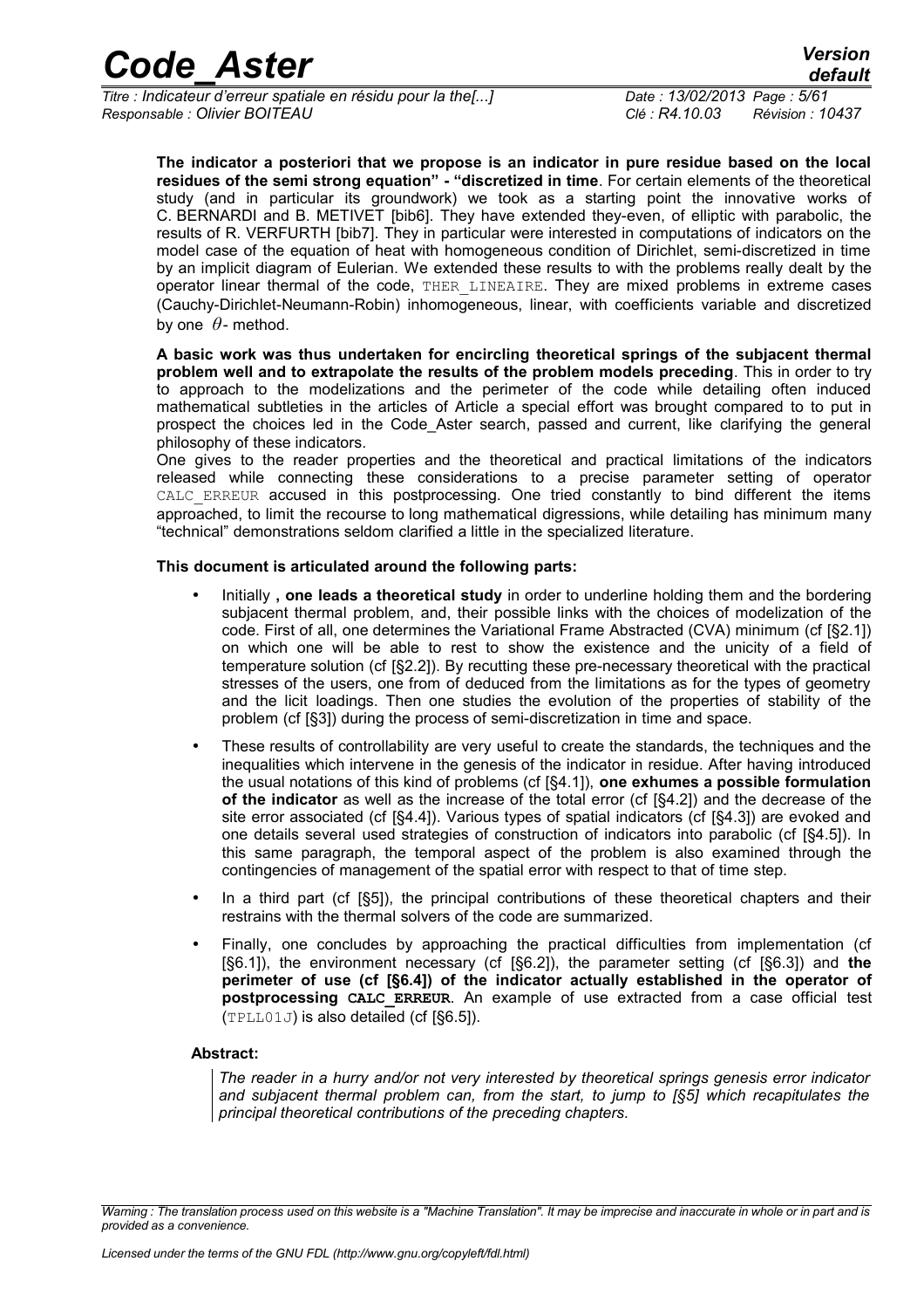**The indicator a posteriori that we propose is an indicator in pure residue based on the local residues of the semi strong equation" - "discretized in time**. For certain elements of the theoretical study (and in particular its groundwork) we took as a starting point the innovative works of C. BERNARDI and B. METIVET [bib6]. They have extended they-even, of elliptic with parabolic, the results of R. VERFURTH [bib7]. They in particular were interested in computations of indicators on the model case of the equation of heat with homogeneous condition of Dirichlet, semi-discretized in time by an implicit diagram of Eulerian. We extended these results to with the problems really dealt by the operator linear thermal of the code, THER_LINEAIRE. They are mixed problems in extreme cases (Cauchy-Dirichlet-Neumann-Robin) inhomogeneous, linear, with coefficients variable and discretized by one $\theta$- method.

**A basic work was thus undertaken for encircling theoretical springs of the subjacent thermal problem well and to extrapolate the results of the problem models preceding**. This in order to try to approach to the modelizations and the perimeter of the code while detailing often induced mathematical subtleties in the articles of Article a special effort was brought compared to to put in prospect the choices led in the Code_Aster search, passed and current, like clarifying the general philosophy of these indicators.
One gives to the reader properties and the theoretical and practical limitations of the indicators released while connecting these considerations to a precise parameter setting of operator CALC_ERREUR accused in this postprocessing. One tried constantly to bind different the items approached, to limit the recourse to long mathematical digressions, while detailing has minimum many "technical" demonstrations seldom clarified a little in the specialized literature.

**This document is articulated around the following parts:**

- Initially **, one leads a theoretical study** in order to underline holding them and the bordering subjacent thermal problem, and, their possible links with the choices of modelization of the code. First of all, one determines the Variational Frame Abstracted (CVA) minimum (cf [§2.1]) on which one will be able to rest to show the existence and the unicity of a field of temperature solution (cf [§2.2]). By recutting these pre-necessary theoretical with the practical stresses of the users, one from of deduced from the limitations as for the types of geometry and the licit loadings. Then one studies the evolution of the properties of stability of the problem (cf [§3]) during the process of semi-discretization in time and space.
- These results of controllability are very useful to create the standards, the techniques and the inequalities which intervene in the genesis of the indicator in residue. After having introduced the usual notations of this kind of problems (cf [§4.1]), **one exhumes a possible formulation of the indicator** as well as the increase of the total error (cf [§4.2]) and the decrease of the site error associated (cf [§4.4]). Various types of spatial indicators (cf [§4.3]) are evoked and one details several used strategies of construction of indicators into parabolic (cf [§4.5]). In this same paragraph, the temporal aspect of the problem is also examined through the contingencies of management of the spatial error with respect to that of time step.
- In a third part (cf [§5]), the principal contributions of these theoretical chapters and their restrains with the thermal solvers of the code are summarized.
- Finally, one concludes by approaching the practical difficulties from implementation (cf [§6.1]), the environment necessary (cf [§6.2]), the parameter setting (cf [§6.3]) and **the perimeter of use (cf [§6.4]) of the indicator actually established in the operator of postprocessing CALC_ERREUR**. An example of use extracted from a case official test (TPLL01J) is also detailed (cf [§6.5]).

**Abstract:**

*The reader in a hurry and/or not very interested by theoretical springs genesis error indicator and subjacent thermal problem can, from the start, to jump to [§5] which recapitulates the principal theoretical contributions of the preceding chapters.*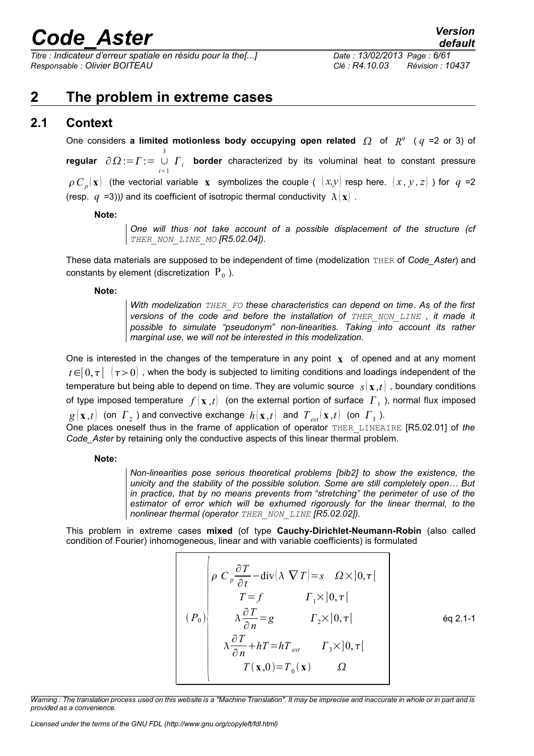## 2 The problem in extreme cases

### 2.1 Context

One considers **a limited motionless body occupying open related** $\Omega$ of $R^q$ ( $q$ =2 or 3) of **regular** $\partial\Omega := \Gamma := \overset{3}{\underset{i=1}{\cup}} \Gamma_i$ **border** characterized by its voluminal heat to constant pressure $\rho C_p(\mathbf{x})$ (the vectorial variable $\mathbf{x}$ symbolizes the couple ( $(x,y)$ resp here. $(x,y,z)$ ) for $q$ =2 (resp. $q$ =3)) and its coefficient of isotropic thermal conductivity $\lambda(\mathbf{x})$ .

**Note:**

> *One will thus not take account of a possible displacement of the structure (cf THER_NON_LINE_MO [R5.02.04]).*

These data materials are supposed to be independent of time (modelization THER of *Code_Aster*) and constants by element (discretization $\mathrm{P}_0$ ).

**Note:**

> *With modelization THER_FO these characteristics can depend on time. As of the first versions of the code and before the installation of THER_NON_LINE , it made it possible to simulate "pseudonym" non-linearities. Taking into account its rather marginal use, we will not be interested in this modelization.*

One is interested in the changes of the temperature in any point $\mathbf{x}$ of opened and at any moment $t \in [0,\tau[$ $(\tau > 0)$ , when the body is subjected to limiting conditions and loadings independent of the temperature but being able to depend on time. They are volumic source $s(\mathbf{x},t)$ , boundary conditions of type imposed temperature $f(\mathbf{x},t)$ (on the external portion of surface $\Gamma_1$ ), normal flux imposed $g(\mathbf{x},t)$ (on $\Gamma_2$ ) and convective exchange $h(\mathbf{x},t)$ and $T_{ext}(\mathbf{x},t)$ (on $\Gamma_3$ ).

One places oneself thus in the frame of application of operator THER_LINEAIRE [R5.02.01] of *the Code_Aster* by retaining only the conductive aspects of this linear thermal problem.

**Note:**

> *Non-linearities pose serious theoretical problems [bib2] to show the existence, the unicity and the stability of the possible solution. Some are still completely open… But in practice, that by no means prevents from "stretching" the perimeter of use of the estimator of error which will be exhumed rigorously for the linear thermal, to the nonlinear thermal (operator THER_NON_LINE [R5.02.02]).*

This problem in extreme cases **mixed** (of type **Cauchy-Dirichlet-Neumann-Robin** (also called condition of Fourier) inhomogeneous, linear and with variable coefficients) is formulated

$$
(P_0)\begin{cases}
\rho\, C_p \dfrac{\partial T}{\partial t} - \mathrm{div}(\lambda\, \nabla T) = s & \Omega \times ]0,\tau[ \\
T = f & \Gamma_1 \times ]0,\tau[ \\
\lambda \dfrac{\partial T}{\partial n} = g & \Gamma_2 \times ]0,\tau[ \\
\lambda \dfrac{\partial T}{\partial n} + hT = hT_{ext} & \Gamma_3 \times ]0,\tau[ \\
T(\mathbf{x},0) = T_0(\mathbf{x}) & \Omega
\end{cases}
\qquad \text{éq 2.1-1}
$$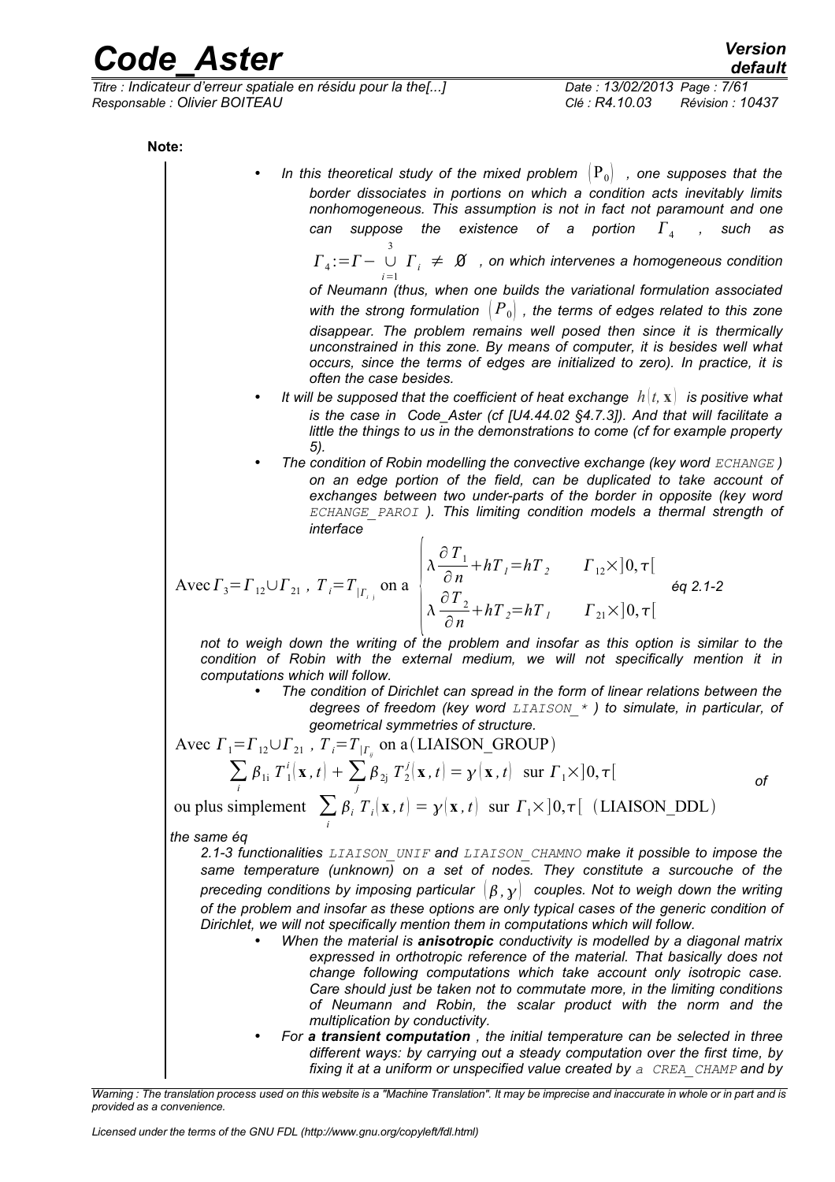**Note:**

- *In this theoretical study of the mixed problem $\left(P_0\right)$, one supposes that the border dissociates in portions on which a condition acts inevitably limits nonhomogeneous. This assumption is not in fact not paramount and one can suppose the existence of a portion $\Gamma_4$, such as $\Gamma_4 := \Gamma - \bigcup_{i=1}^{3} \Gamma_i \neq \emptyset$, on which intervenes a homogeneous condition of Neumann (thus, when one builds the variational formulation associated with the strong formulation $\left(P_0\right)$, the terms of edges related to this zone disappear. The problem remains well posed then since it is thermically unconstrained in this zone. By means of computer, it is besides well what occurs, since the terms of edges are initialized to zero). In practice, it is often the case besides.*
- *It will be supposed that the coefficient of heat exchange $h(t,\mathbf{x})$ is positive what is the case in Code_Aster (cf [U4.44.02 §4.7.3]). And that will facilitate a little the things to us in the demonstrations to come (cf for example property 5).*
- *The condition of Robin modelling the convective exchange (key word ECHANGE) on an edge portion of the field, can be duplicated to take account of exchanges between two under-parts of the border in opposite (key word ECHANGE_PAROI). This limiting condition models a thermal strength of interface*

$$\text{Avec}\,\Gamma_3 = \Gamma_{12} \cup \Gamma_{21}\,,\; T_i = T_{|\Gamma_{ij}} \text{ on a } \begin{cases} \lambda \dfrac{\partial T_1}{\partial n} + hT_1 = hT_2 & \Gamma_{12} \times ]0,\tau[ \\ \lambda \dfrac{\partial T_2}{\partial n} + hT_2 = hT_1 & \Gamma_{21} \times ]0,\tau[ \end{cases} \qquad \text{éq 2.1-2}$$

*not to weigh down the writing of the problem and insofar as this option is similar to the condition of Robin with the external medium, we will not specifically mention it in computations which will follow.*

- *The condition of Dirichlet can spread in the form of linear relations between the degrees of freedom (key word LIAISON_\*) to simulate, in particular, of geometrical symmetries of structure.*

$$\text{Avec } \Gamma_1 = \Gamma_{12} \cup \Gamma_{21}\,,\; T_i = T_{|\Gamma_{ij}} \text{ on a} (\text{LIAISON\_GROUP})$$

$$\sum_i \beta_{1i}\, T_1^i(\mathbf{x},t) + \sum_j \beta_{2j}\, T_2^j(\mathbf{x},t) = \gamma(\mathbf{x},t) \;\text{ sur } \Gamma_1 \times ]0,\tau[ \qquad \textit{of}$$

$$\text{ou plus simplement } \sum_i \beta_i\, T_i(\mathbf{x},t) = \gamma(\mathbf{x},t) \;\text{ sur } \Gamma_1 \times ]0,\tau[ \;\; (\text{LIAISON\_DDL})$$

*the same éq*

*2.1-3 functionalities LIAISON_UNIF and LIAISON_CHAMNO make it possible to impose the same temperature (unknown) on a set of nodes. They constitute a surcouche of the preceding conditions by imposing particular $(\beta,\gamma)$ couples. Not to weigh down the writing of the problem and insofar as these options are only typical cases of the generic condition of Dirichlet, we will not specifically mention them in computations which will follow.*

- *When the material is **anisotropic** conductivity is modelled by a diagonal matrix expressed in orthotropic reference of the material. That basically does not change following computations which take account only isotropic case. Care should just be taken not to commutate more, in the limiting conditions of Neumann and Robin, the scalar product with the norm and the multiplication by conductivity.*
- *For **a transient computation**, the initial temperature can be selected in three different ways: by carrying out a steady computation over the first time, by fixing it at a uniform or unspecified value created by a CREA_CHAMP and by*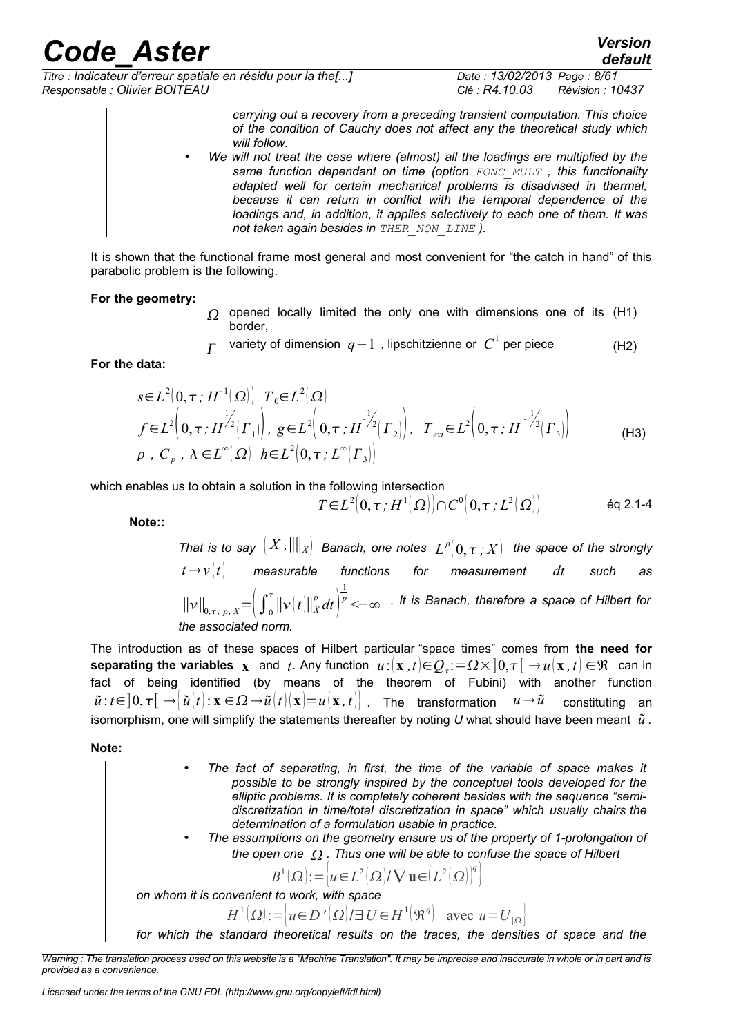*carrying out a recovery from a preceding transient computation. This choice of the condition of Cauchy does not affect any the theoretical study which will follow.*

- *We will not treat the case where (almost) all the loadings are multiplied by the same function dependant on time (option `FONC_MULT` , this functionality adapted well for certain mechanical problems is disadvised in thermal, because it can return in conflict with the temporal dependence of the loadings and, in addition, it applies selectively to each one of them. It was not taken again besides in `THER_NON_LINE` ).*

It is shown that the functional frame most general and most convenient for "the catch in hand" of this parabolic problem is the following.

**For the geometry:**

$\Omega$ opened locally limited the only one with dimensions one of its border, (H1)

$\Gamma$ variety of dimension $q-1$ , lipschitzienne or $C^1$ per piece (H2)

**For the data:**

$$
\begin{array}{l}
s\in L^2\left(0,\tau\,;H^{-1}(\Omega)\right)\quad T_0\in L^2(\Omega)\\
f\in L^2\left(0,\tau\,;H^{\frac{1}{2}}(\Gamma_1)\right),\ g\in L^2\left(0,\tau\,;H^{-\frac{1}{2}}(\Gamma_2)\right),\ T_{ext}\in L^2\left(0,\tau\,;H^{-\frac{1}{2}}(\Gamma_3)\right)\\
\rho\ ,\ C_p\ ,\ \lambda\in L^\infty(\Omega)\quad h\in L^2\left(0,\tau\,;L^\infty(\Gamma_3)\right)
\end{array}
\quad \text{(H3)}
$$

which enables us to obtain a solution in the following intersection

$$T\in L^2\left(0,\tau\,;H^1(\Omega)\right)\cap C^0\left(0,\tau\,;L^2(\Omega)\right) \quad \text{éq 2.1-4}$$

**Note::**

*That is to say $\left(X,\|\|_X\right)$ Banach, one notes $L^p\left(0,\tau\,;X\right)$ the space of the strongly $t\rightarrow v(t)$ measurable functions for measurement $dt$ such as $\|v\|_{0,\tau\,;\,p,\,X}=\left(\int_0^\tau\|v(t)\|_X^p\,dt\right)^{\frac{1}{p}}<+\infty$ . It is Banach, therefore a space of Hilbert for the associated norm.*

The introduction as of these spaces of Hilbert particular "space times" comes from **the need for separating the variables $\mathbf{x}$ and $t$**. Any function $u:(\mathbf{x},t)\in Q_\tau:=\Omega\times]0,\tau[\rightarrow u(\mathbf{x},t)\in\Re$ can in fact of being identified (by means of the theorem of Fubini) with another function $\tilde{u}:t\in]0,\tau[\rightarrow\left[\tilde{u}(t):\mathbf{x}\in\Omega\rightarrow\tilde{u}(t)(\mathbf{x})=u(\mathbf{x},t)\right]$ . The transformation $u\rightarrow\tilde{u}$ constituting an isomorphism, one will simplify the statements thereafter by noting *U* what should have been meant $\tilde{u}$ .

**Note:**

- *The fact of separating, in first, the time of the variable of space makes it possible to be strongly inspired by the conceptual tools developed for the elliptic problems. It is completely coherent besides with the sequence "semi-discretization in time/total discretization in space" which usually chairs the determination of a formulation usable in practice.*
- *The assumptions on the geometry ensure us of the property of 1-prolongation of the open one $\Omega$ . Thus one will be able to confuse the space of Hilbert*

$$B^1(\Omega):=\left\{u\in L^2(\Omega)/\nabla\mathbf{u}\in\left(L^2(\Omega)\right)^q\right\}$$

*on whom it is convenient to work, with space*

$$H^1(\Omega):=\left\{u\in D'(\Omega)/\exists\,U\in H^1(\Re^q)\quad\text{avec }u=U_{|\Omega}\right\}$$

*for which the standard theoretical results on the traces, the densities of space and the*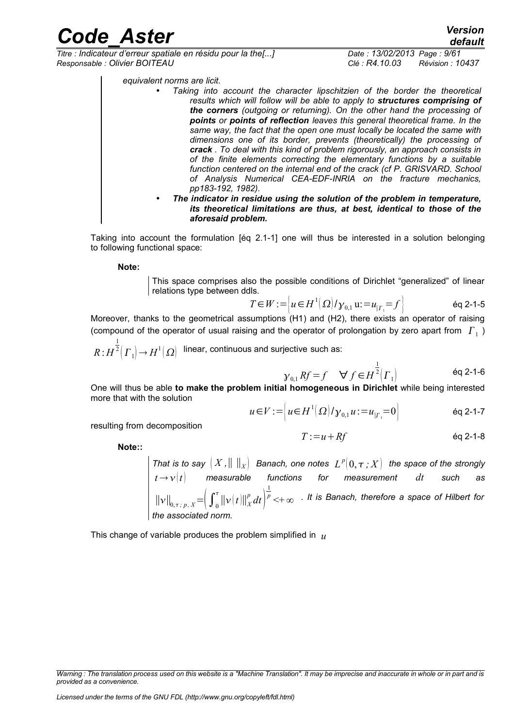*equivalent norms are licit.*

- *Taking into account the character lipschitzien of the border the theoretical results which will follow will be able to apply to **structures comprising of the corners** (outgoing or returning). On the other hand the processing of **points** or **points of reflection** leaves this general theoretical frame. In the same way, the fact that the open one must locally be located the same with dimensions one of its border, prevents (theoretically) the processing of **crack** . To deal with this kind of problem rigorously, an approach consists in of the finite elements correcting the elementary functions by a suitable function centered on the internal end of the crack (cf P. GRISVARD. School of Analysis Numerical CEA-EDF-INRIA on the fracture mechanics, pp183-192, 1982).*
- ***The indicator in residue using the solution of the problem in temperature, its theoretical limitations are thus, at best, identical to those of the aforesaid problem.***

Taking into account the formulation [éq 2.1-1] one will thus be interested in a solution belonging to following functional space:

**Note:**

This space comprises also the possible conditions of Dirichlet "generalized" of linear relations type between ddls.

$$T \in W := \left\{ u \in H^1(\Omega) / \gamma_{0,1}\, \mathrm{u} := u_{|\Gamma_1} = f \right\} \qquad \text{éq 2-1-5}$$

Moreover, thanks to the geometrical assumptions (H1) and (H2), there exists an operator of raising (compound of the operator of usual raising and the operator of prolongation by zero apart from $\Gamma_1$ )

$R : H^{\frac{1}{2}}(\Gamma_1) \to H^1(\Omega)$ linear, continuous and surjective such as:

$$\gamma_{0,1} Rf = f \quad \forall f \in H^{\frac{1}{2}}(\Gamma_1) \qquad \text{éq 2-1-6}$$

One will thus be able **to make the problem initial homogeneous in Dirichlet** while being interested more that with the solution

$$u \in V := \left\{ u \in H^1(\Omega) / \gamma_{0,1} u := u_{|\Gamma_1} = 0 \right\} \qquad \text{éq 2-1-7}$$

resulting from decomposition

$$T := u + Rf \qquad \text{éq 2-1-8}$$

**Note::**

*That is to say $(X, \| \|_X)$ Banach, one notes $L^p(0, \tau ; X)$ the space of the strongly $t \to v(t)$ measurable functions for measurement $dt$ such as $\|v\|_{0,\tau ;\, p,\, X} = \left( \int_0^\tau \|v(t)\|_X^p dt \right)^{\frac{1}{p}} < +\infty$ . It is Banach, therefore a space of Hilbert for the associated norm.*

This change of variable produces the problem simplified in $u$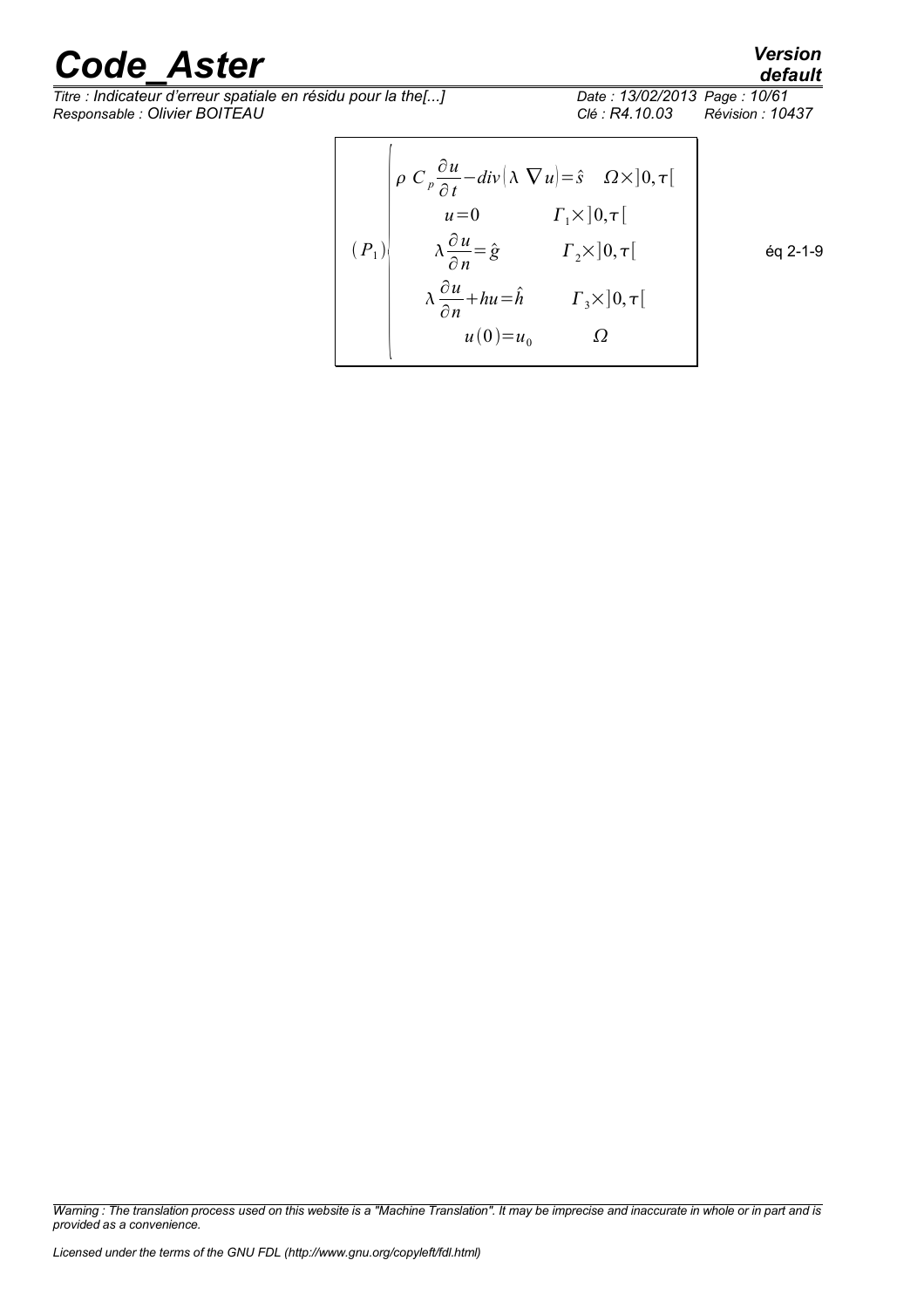$$
(P_1)\begin{cases}
\rho\, C_p \dfrac{\partial u}{\partial t} - div(\lambda\, \nabla u) = \hat{s} & \Omega \times ]0,\tau[ \\
u = 0 & \Gamma_1 \times ]0,\tau[ \\
\lambda \dfrac{\partial u}{\partial n} = \hat{g} & \Gamma_2 \times ]0,\tau[ \\
\lambda \dfrac{\partial u}{\partial n} + hu = \hat{h} & \Gamma_3 \times ]0,\tau[ \\
u(0) = u_0 & \Omega
\end{cases}
\qquad \text{éq 2-1-9}
$$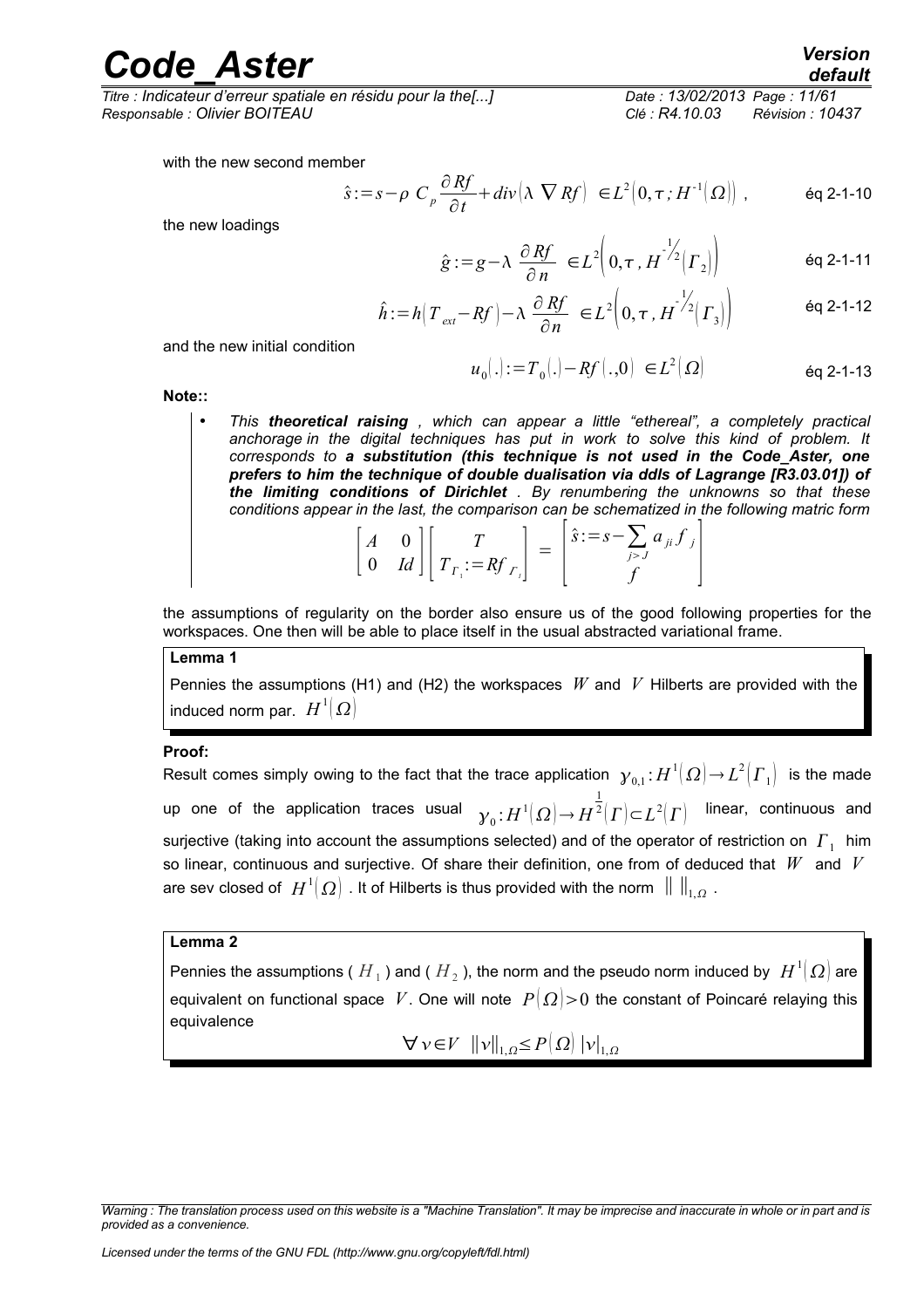with the new second member

$$\hat{s} := s - \rho\ C_p \frac{\partial Rf}{\partial t} + div(\lambda\ \nabla Rf)\ \in L^2(0,\tau\ ; H^{-1}(\Omega))\ , \qquad \text{éq 2-1-10}$$

the new loadings

$$\hat{g} := g - \lambda\ \frac{\partial Rf}{\partial n}\ \in L^2\left(0,\tau\ , H^{-\frac{1}{2}}(\Gamma_2)\right) \qquad \text{éq 2-1-11}$$

$$\hat{h} := h(T_{ext} - Rf) - \lambda\ \frac{\partial Rf}{\partial n}\ \in L^2\left(0,\tau\ , H^{-\frac{1}{2}}(\Gamma_3)\right) \qquad \text{éq 2-1-12}$$

and the new initial condition

$$u_0(.) := T_0(.) - Rf(.,0)\ \in L^2(\Omega) \qquad \text{éq 2-1-13}$$

**Note::**

- *This **theoretical raising** , which can appear a little "ethereal", a completely practical anchorage in the digital techniques has put in work to solve this kind of problem. It corresponds to **a substitution (this technique is not used in the Code_Aster, one prefers to him the technique of double dualisation via ddls of Lagrange [R3.03.01]) of the limiting conditions of Dirichlet** . By renumbering the unknowns so that these conditions appear in the last, the comparison can be schematized in the following matric form*

$$\begin{bmatrix} A & 0 \\ 0 & Id \end{bmatrix} \begin{bmatrix} T \\ T_{\Gamma_1} := Rf_{\Gamma_1} \end{bmatrix} = \begin{bmatrix} \hat{s} := s - \sum_{j>J} a_{ji} f_j \\ f \end{bmatrix}$$

the assumptions of regularity on the border also ensure us of the good following properties for the workspaces. One then will be able to place itself in the usual abstracted variational frame.

**Lemma 1**

Pennies the assumptions (H1) and (H2) the workspaces $W$ and $V$ Hilberts are provided with the induced norm par. $H^1(\Omega)$

**Proof:**

Result comes simply owing to the fact that the trace application $\gamma_{0,1} : H^1(\Omega) \to L^2(\Gamma_1)$ is the made up one of the application traces usual $\gamma_0 : H^1(\Omega) \to H^{\frac{1}{2}}(\Gamma) \subset L^2(\Gamma)$ linear, continuous and surjective (taking into account the assumptions selected) and of the operator of restriction on $\Gamma_1$ him so linear, continuous and surjective. Of share their definition, one from of deduced that $W$ and $V$ are sev closed of $H^1(\Omega)$ . It of Hilberts is thus provided with the norm $\|\ \|_{1,\Omega}$ .

**Lemma 2**

Pennies the assumptions ( $H_1$ ) and ( $H_2$ ), the norm and the pseudo norm induced by $H^1(\Omega)$ are equivalent on functional space $V$. One will note $P(\Omega) > 0$ the constant of Poincaré relaying this equivalence

$$\forall\, v \in V\ \ \|v\|_{1,\Omega} \leq P(\Omega)\ |v|_{1,\Omega}$$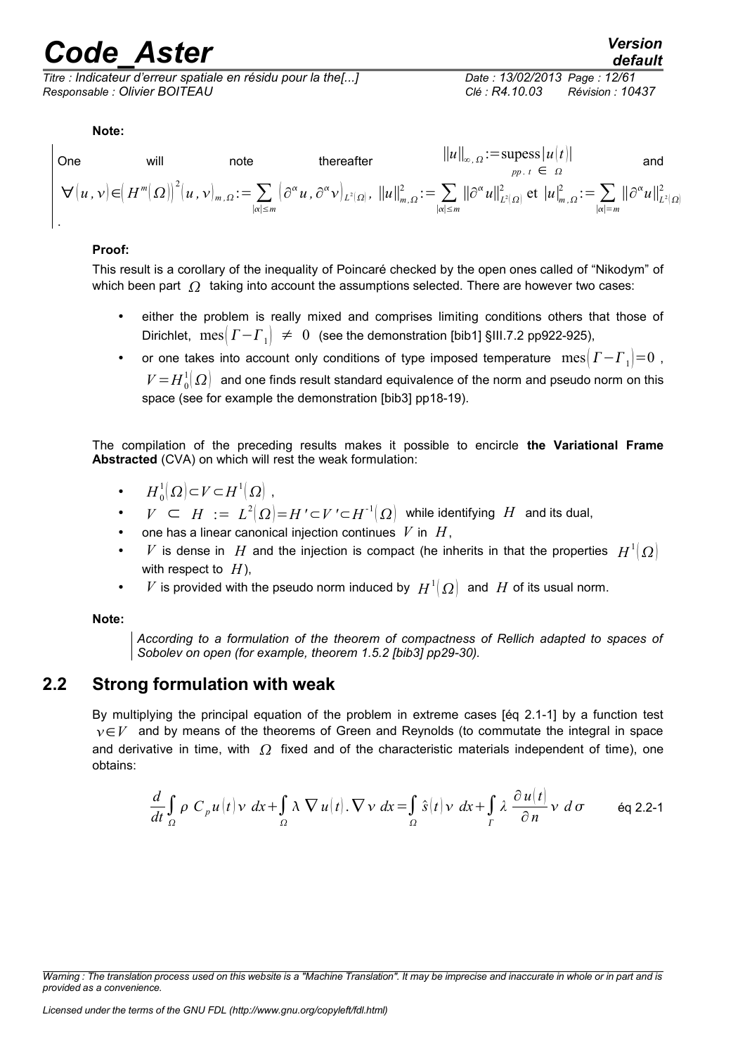**Note:**

One will note thereafter $\|u\|_{\infty,\Omega} := \underset{pp.\,t\,\in\,\Omega}{\text{supess}} |u(t)|$ and $\forall (u,v) \in (H^m(\Omega))^2 (u,v)_{m,\Omega} := \sum_{|\alpha| \leq m} (\partial^\alpha u, \partial^\alpha v)_{L^2(\Omega)}$, $\|u\|^2_{m,\Omega} := \sum_{|\alpha| \leq m} \|\partial^\alpha u\|^2_{L^2(\Omega)}$ et $|u|^2_{m,\Omega} := \sum_{|\alpha| = m} \|\partial^\alpha u\|^2_{L^2(\Omega)}$.

**Proof:**

This result is a corollary of the inequality of Poincaré checked by the open ones called of "Nikodym" of which been part $\Omega$ taking into account the assumptions selected. There are however two cases:

- either the problem is really mixed and comprises limiting conditions others that those of Dirichlet, $\text{mes}(\Gamma - \Gamma_1) \neq 0$ (see the demonstration [bib1] §III.7.2 pp922-925),
- or one takes into account only conditions of type imposed temperature $\text{mes}(\Gamma - \Gamma_1) = 0$, $V = H^1_0(\Omega)$ and one finds result standard equivalence of the norm and pseudo norm on this space (see for example the demonstration [bib3] pp18-19).

The compilation of the preceding results makes it possible to encircle **the Variational Frame Abstracted** (CVA) on which will rest the weak formulation:

- $H^1_0(\Omega) \subset V \subset H^1(\Omega)$,
- $V \subset H := L^2(\Omega) = H' \subset V' \subset H^{-1}(\Omega)$ while identifying $H$ and its dual,
- one has a linear canonical injection continues $V$ in $H$,
- $V$ is dense in $H$ and the injection is compact (he inherits in that the properties $H^1(\Omega)$ with respect to $H$),
- $V$ is provided with the pseudo norm induced by $H^1(\Omega)$ and $H$ of its usual norm.

**Note:**

*According to a formulation of the theorem of compactness of Rellich adapted to spaces of Sobolev on open (for example, theorem 1.5.2 [bib3] pp29-30).*

## 2.2 Strong formulation with weak

By multiplying the principal equation of the problem in extreme cases [éq 2.1-1] by a function test $v \in V$ and by means of the theorems of Green and Reynolds (to commutate the integral in space and derivative in time, with $\Omega$ fixed and of the characteristic materials independent of time), one obtains:

$$\frac{d}{dt}\int_\Omega \rho\, C_p u(t) v\, dx + \int_\Omega \lambda\, \nabla u(t) . \nabla v\, dx = \int_\Omega \hat{s}(t) v\, dx + \int_\Gamma \lambda\, \frac{\partial u(t)}{\partial n} v\, d\sigma \qquad \text{éq 2.2-1}$$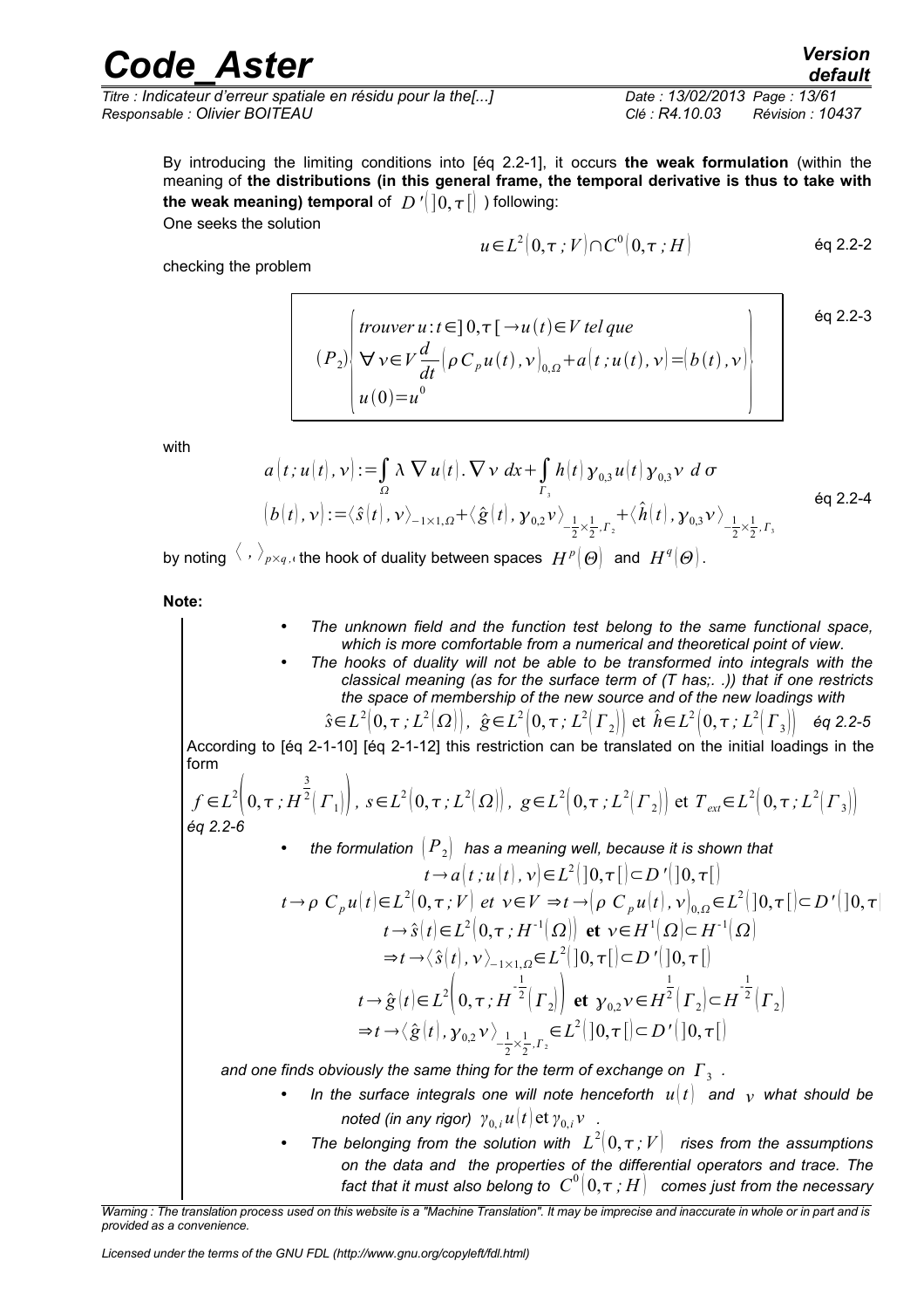By introducing the limiting conditions into [éq 2.2-1], it occurs **the weak formulation** (within the meaning of **the distributions (in this general frame, the temporal derivative is thus to take with the weak meaning) temporal** of $D'(]0,\tau[)$ ) following:

One seeks the solution

$$u \in L^2(0,\tau\,;V) \cap C^0(0,\tau\,;H) \qquad \text{éq 2.2-2}$$

checking the problem

$$(P_2)\left\{\begin{array}{l} trouver\, u : t \in ]0,\tau[ \to u(t) \in V \; tel\, que \\ \forall v \in V \dfrac{d}{dt}\left(\rho C_p u(t), v\right)_{0,\Omega} + a(t\,;u(t),v) = (b(t),v) \\ u(0) = u^0 \end{array}\right. \qquad \text{éq 2.2-3}$$

with

$$\begin{aligned} a(t\,;u(t),v) &:= \int_\Omega \lambda\, \nabla u(t) . \nabla v\, dx + \int_{\Gamma_3} h(t)\, \gamma_{0,3} u(t)\, \gamma_{0,3} v\, d\sigma \\ (b(t),v) &:= \langle \hat{s}(t), v \rangle_{-1\times 1,\Omega} + \langle \hat{g}(t), \gamma_{0,2} v \rangle_{-\frac{1}{2}\times\frac{1}{2},\Gamma_2} + \langle \hat{h}(t), \gamma_{0,3} v \rangle_{-\frac{1}{2}\times\frac{1}{2},\Gamma_3} \end{aligned} \qquad \text{éq 2.2-4}$$

by noting $\langle\, ,\, \rangle_{p\times q,t}$ the hook of duality between spaces $H^p(\Theta)$ and $H^q(\Theta)$.

**Note:**

- *The unknown field and the function test belong to the same functional space, which is more comfortable from a numerical and theoretical point of view.*
- *The hooks of duality will not be able to be transformed into integrals with the classical meaning (as for the surface term of (T has;. .)) that if one restricts the space of membership of the new source and of the new loadings with*

$$\hat{s} \in L^2(0,\tau\,;L^2(\Omega)),\ \hat{g} \in L^2(0,\tau\,;L^2(\Gamma_2)) \text{ et } \hat{h} \in L^2(0,\tau\,;L^2(\Gamma_3)) \qquad \text{éq 2.2-5}$$

According to [éq 2-1-10] [éq 2-1-12] this restriction can be translated on the initial loadings in the form

$$f \in L^2\left(0,\tau\,;H^{\frac{3}{2}}(\Gamma_1)\right),\ s \in L^2(0,\tau\,;L^2(\Omega)),\ g \in L^2(0,\tau\,;L^2(\Gamma_2)) \text{ et } T_{ext} \in L^2(0,\tau\,;L^2(\Gamma_3))$$

*éq 2.2-6*

- *the formulation $(P_2)$ has a meaning well, because it is shown that*

$$\begin{gathered} t \to a(t\,;u(t),v) \in L^2(]0,\tau[) \subset D'(]0,\tau[) \\ t \to \rho\, C_p u(t) \in L^2(0,\tau\,;V) \; et \; v \in V \Rightarrow t \to \left(\rho\, C_p u(t), v\right)_{0,\Omega} \in L^2(]0,\tau[) \subset D'(]0,\tau[) \\ t \to \hat{s}(t) \in L^2(0,\tau\,;H^{-1}(\Omega)) \textbf{ et } v \in H^1(\Omega) \subset H^{-1}(\Omega) \\ \Rightarrow t \to \langle \hat{s}(t), v \rangle_{-1\times 1,\Omega} \in L^2(]0,\tau[) \subset D'(]0,\tau[) \\ t \to \hat{g}(t) \in L^2\left(0,\tau\,;H^{-\frac{1}{2}}(\Gamma_2)\right) \textbf{ et } \gamma_{0,2} v \in H^{\frac{1}{2}}(\Gamma_2) \subset H^{-\frac{1}{2}}(\Gamma_2) \\ \Rightarrow t \to \langle \hat{g}(t), \gamma_{0,2} v \rangle_{-\frac{1}{2}\times\frac{1}{2},\Gamma_2} \in L^2(]0,\tau[) \subset D'(]0,\tau[) \end{gathered}$$

*and one finds obviously the same thing for the term of exchange on $\Gamma_3$.*

- *In the surface integrals one will note henceforth $u(t)$ and $v$ what should be noted (in any rigor) $\gamma_{0,i} u(t)$ et $\gamma_{0,i} v$.*
- *The belonging from the solution with $L^2(0,\tau\,;V)$ rises from the assumptions on the data and the properties of the differential operators and trace. The fact that it must also belong to $C^0(0,\tau\,;H)$ comes just from the necessary*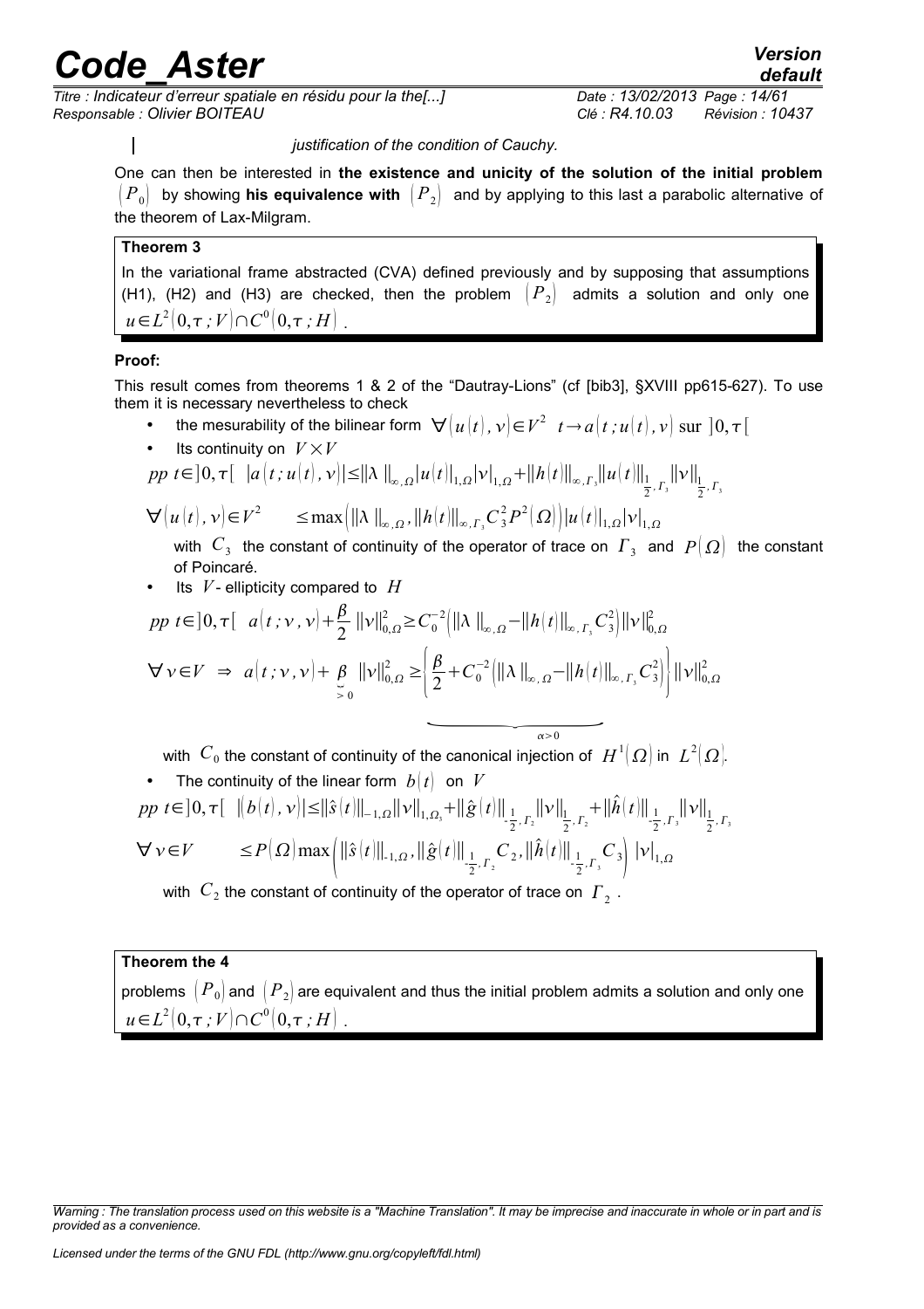*justification of the condition of Cauchy.*

One can then be interested in **the existence and unicity of the solution of the initial problem** $(P_0)$ by showing **his equivalence with** $(P_2)$ and by applying to this last a parabolic alternative of the theorem of Lax-Milgram.

**Theorem 3**

In the variational frame abstracted (CVA) defined previously and by supposing that assumptions (H1), (H2) and (H3) are checked, then the problem $(P_2)$ admits a solution and only one $u \in L^2(0,\tau;V) \cap C^0(0,\tau;H)$.

**Proof:**

This result comes from theorems 1 & 2 of the "Dautray-Lions" (cf [bib3], §XVIII pp615-627). To use them it is necessary nevertheless to check

- the mesurability of the bilinear form $\forall (u(t), v) \in V^2 \quad t \rightarrow a(t; u(t), v)$ sur $]0,\tau[$
- Its continuity on $V \times V$

$$pp\ t \in ]0,\tau[ \quad |a(t;u(t),v)| \leq \|\lambda\|_{\infty,\Omega} |u(t)|_{1,\Omega} |v|_{1,\Omega} + \|h(t)\|_{\infty,\Gamma_3} \|u(t)\|_{\frac{1}{2},\Gamma_3} \|v\|_{\frac{1}{2},\Gamma_3}$$

$$\forall (u(t),v) \in V^2 \qquad \leq \max\left(\|\lambda\|_{\infty,\Omega}, \|h(t)\|_{\infty,\Gamma_3} C_3^2 P^2(\Omega)\right) |u(t)|_{1,\Omega} |v|_{1,\Omega}$$

with $C_3$ the constant of continuity of the operator of trace on $\Gamma_3$ and $P(\Omega)$ the constant of Poincaré.

- Its $V$- ellipticity compared to $H$

$$pp\ t \in ]0,\tau[ \quad a(t;v,v) + \frac{\beta}{2} \|v\|_{0,\Omega}^2 \geq C_0^{-2}\left(\|\lambda\|_{\infty,\Omega} - \|h(t)\|_{\infty,\Gamma_3} C_3^2\right) \|v\|_{0,\Omega}^2$$

$$\forall v \in V \;\Rightarrow\; a(t;v,v) + \underbrace{\beta}_{>0} \|v\|_{0,\Omega}^2 \geq \underbrace{\left(\frac{\beta}{2} + C_0^{-2}\left(\|\lambda\|_{\infty,\Omega} - \|h(t)\|_{\infty,\Gamma_3} C_3^2\right)\right)}_{\alpha>0} \|v\|_{0,\Omega}^2$$

with $C_0$ the constant of continuity of the canonical injection of $H^1(\Omega)$ in $L^2(\Omega)$.

- The continuity of the linear form $b(t)$ on $V$

$$pp\ t \in ]0,\tau[ \quad |\langle b(t), v \rangle| \leq \|\hat{s}(t)\|_{-1,\Omega} \|v\|_{1,\Omega_3} + \|\hat{g}(t)\|_{-\frac{1}{2},\Gamma_2} \|v\|_{\frac{1}{2},\Gamma_2} + \|\hat{h}(t)\|_{-\frac{1}{2},\Gamma_3} \|v\|_{\frac{1}{2},\Gamma_3}$$

$$\forall v \in V \qquad \leq P(\Omega) \max\left(\|\hat{s}(t)\|_{-1,\Omega}, \|\hat{g}(t)\|_{-\frac{1}{2},\Gamma_2} C_2, \|\hat{h}(t)\|_{-\frac{1}{2},\Gamma_3} C_3\right) |v|_{1,\Omega}$$

with $C_2$ the constant of continuity of the operator of trace on $\Gamma_2$.

**Theorem the 4**

problems $(P_0)$ and $(P_2)$ are equivalent and thus the initial problem admits a solution and only one $u \in L^2(0,\tau;V) \cap C^0(0,\tau;H)$.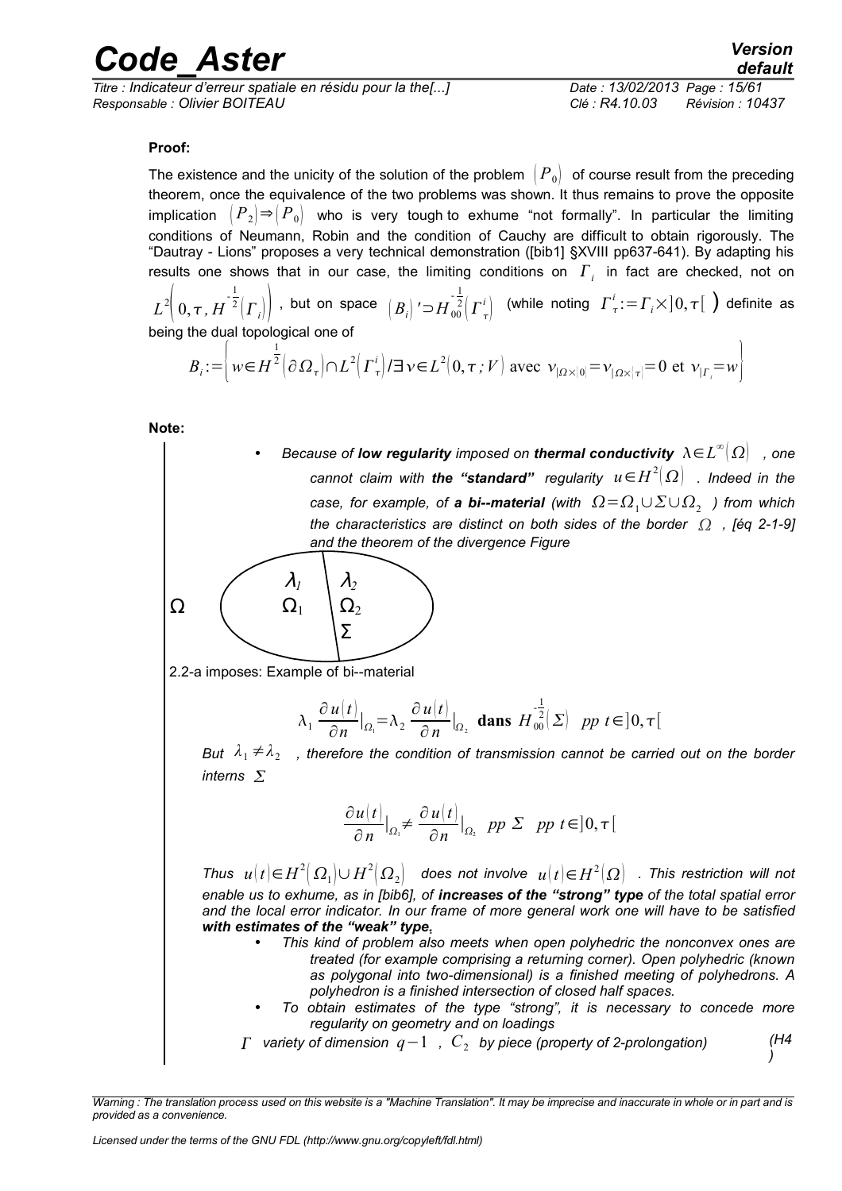**Proof:**

The existence and the unicity of the solution of the problem $(P_0)$ of course result from the preceding theorem, once the equivalence of the two problems was shown. It thus remains to prove the opposite implication $(P_2) \Rightarrow (P_0)$ who is very tough to exhume "not formally". In particular the limiting conditions of Neumann, Robin and the condition of Cauchy are difficult to obtain rigorously. The "Dautray - Lions" proposes a very technical demonstration ([bib1] §XVIII pp637-641). By adapting his results one shows that in our case, the limiting conditions on $\Gamma_i$ in fact are checked, not on $L^2\left(0,\tau, H^{-\frac{1}{2}}(\Gamma_i)\right)$, but on space $(B_i)' \supset H_{00}^{-\frac{1}{2}}(\Gamma_\tau^i)$ (while noting $\Gamma_\tau^i := \Gamma_i \times ]0,\tau[$ ) definite as being the dual topological one of

$$B_i := \left\{ w \in H^{\frac{1}{2}}(\partial \Omega_\tau) \cap L^2(\Gamma_\tau^i) / \exists v \in L^2(0,\tau; V) \text{ avec } v_{|\Omega \times |0|} = v_{|\Omega \times |\tau|} = 0 \text{ et } v_{|\Gamma_i} = w \right\}$$

**Note:**

- *Because of **low regularity** imposed on **thermal conductivity** $\lambda \in L^\infty(\Omega)$ , one cannot claim with **the "standard"** regularity $u \in H^2(\Omega)$ . Indeed in the case, for example, of **a bi--material** (with $\Omega = \Omega_1 \cup \Sigma \cup \Omega_2$ ) from which the characteristics are distinct on both sides of the border $\Omega$ , [éq 2-1-9] and the theorem of the divergence Figure*

$\Omega$ $\lambda_1$ $\Omega_1$ $\lambda_2$ $\Omega_2$ $\Sigma$

2.2-a imposes: Example of bi--material

$$\lambda_1 \frac{\partial u(t)}{\partial n}|_{\Omega_1} = \lambda_2 \frac{\partial u(t)}{\partial n}|_{\Omega_2} \textbf{ dans } H_{00}^{-\frac{1}{2}}(\Sigma) \quad pp\ t \in ]0,\tau[$$

*But $\lambda_1 \neq \lambda_2$ , therefore the condition of transmission cannot be carried out on the border interns $\Sigma$*

$$\frac{\partial u(t)}{\partial n}|_{\Omega_1} \neq \frac{\partial u(t)}{\partial n}|_{\Omega_2} \quad pp\ \Sigma \quad pp\ t \in ]0,\tau[$$

*Thus $u(t) \in H^2(\Omega_1) \cup H^2(\Omega_2)$ does not involve $u(t) \in H^2(\Omega)$ . This restriction will not enable us to exhume, as in [bib6], of **increases of the "strong" type** of the total spatial error and the local error indicator. In our frame of more general work one will have to be satisfied **with estimates of the "weak" type**.*

- *This kind of problem also meets when open polyhedric the nonconvex ones are treated (for example comprising a returning corner). Open polyhedric (known as polygonal into two-dimensional) is a finished meeting of polyhedrons. A polyhedron is a finished intersection of closed half spaces.*
- *To obtain estimates of the type "strong", it is necessary to concede more regularity on geometry and on loadings*

*$\Gamma$ variety of dimension $q-1$ , $C_2$ by piece (property of 2-prolongation)* *(H4)*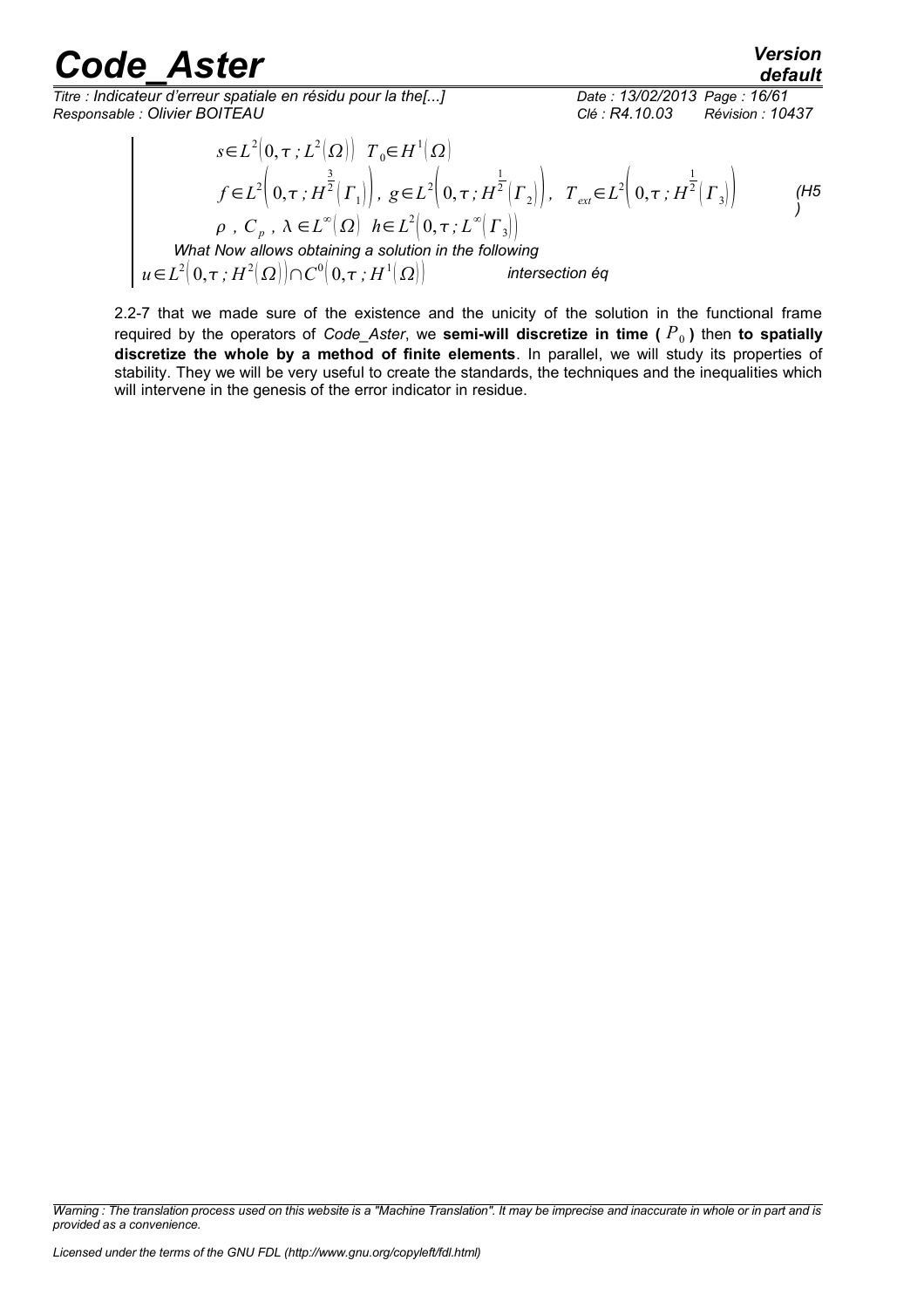$$
\left|
\begin{array}{l}
s \in L^2\left(0,\tau\,;L^2(\Omega)\right) \quad T_0 \in H^1(\Omega) \\
f \in L^2\left(0,\tau\,;H^{\frac{3}{2}}(\Gamma_1)\right),\ g \in L^2\left(0,\tau\,;H^{\frac{1}{2}}(\Gamma_2)\right),\ \ T_{ext} \in L^2\left(0,\tau\,;H^{\frac{1}{2}}(\Gamma_3)\right) \\
\rho\ ,\ C_p\ ,\ \lambda \in L^{\infty}(\Omega) \quad h \in L^2\left(0,\tau\,;L^{\infty}(\Gamma_3)\right)
\end{array}
\right. \qquad (H5)
$$

*What Now allows obtaining a solution in the following*

$u \in L^2\left(0,\tau\,;H^2(\Omega)\right) \cap C^0\left(0,\tau\,;H^1(\Omega)\right)$ *intersection éq*

2.2-7 that we made sure of the existence and the unicity of the solution in the functional frame required by the operators of *Code_Aster*, we **semi-will discretize in time (** $P_0$ **)** then **to spatially discretize the whole by a method of finite elements**. In parallel, we will study its properties of stability. They we will be very useful to create the standards, the techniques and the inequalities which will intervene in the genesis of the error indicator in residue.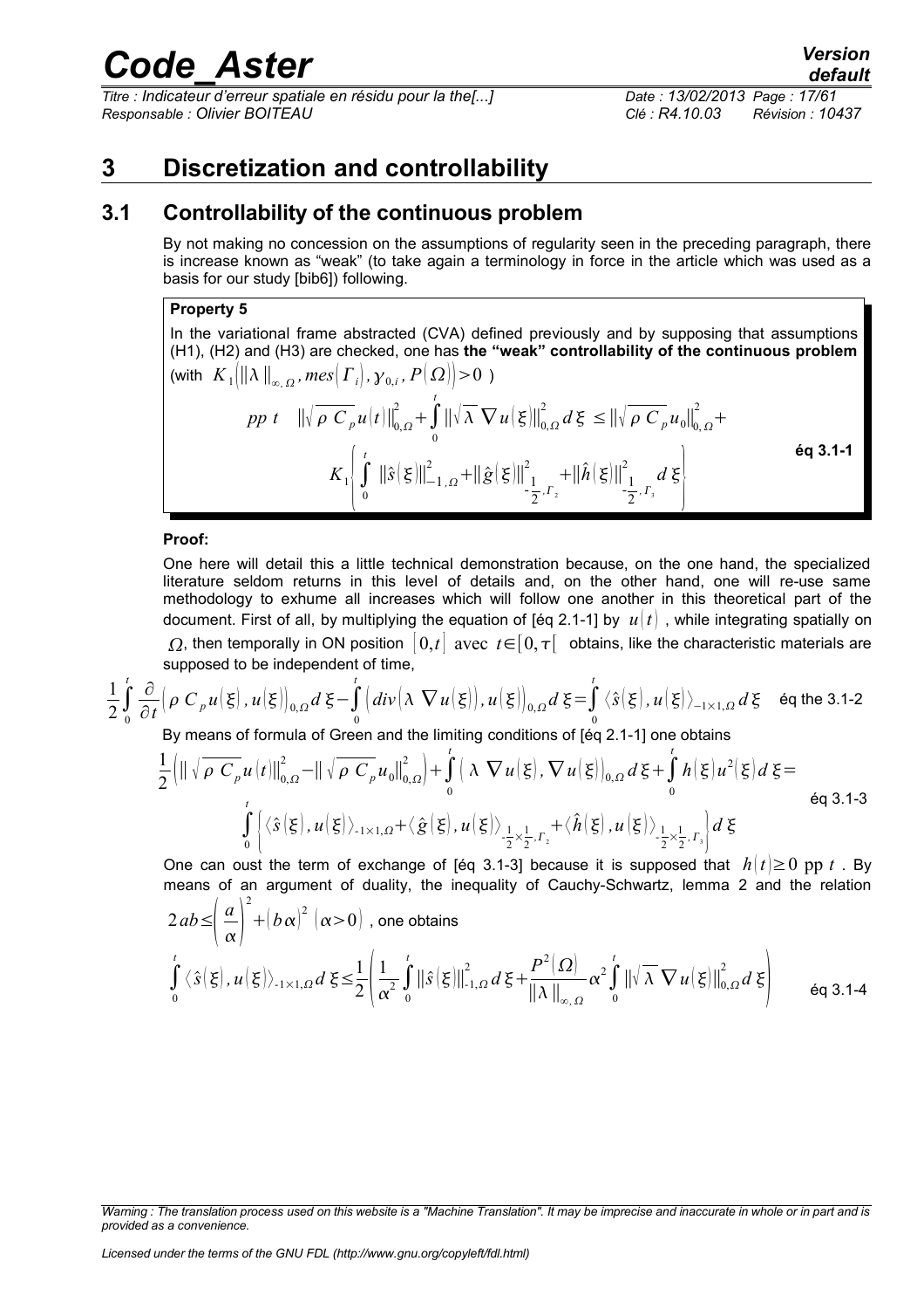# 3 Discretization and controllability

## 3.1 Controllability of the continuous problem

By not making no concession on the assumptions of regularity seen in the preceding paragraph, there is increase known as "weak" (to take again a terminology in force in the article which was used as a basis for our study [bib6]) following.

**Property 5**

In the variational frame abstracted (CVA) defined previously and by supposing that assumptions (H1), (H2) and (H3) are checked, one has **the "weak" controllability of the continuous problem** (with $K_1\left(\|\lambda\|_{\infty,\Omega}, mes\left(\Gamma_i\right), \gamma_{0,i}, P\left(\Omega\right)\right)>0$ )

$$pp\ t \quad \|\sqrt{\rho\, C_p}\, u(t)\|_{0,\Omega}^2 + \int_0^t \|\sqrt{\lambda}\, \nabla u(\xi)\|_{0,\Omega}^2 d\xi \leq \|\sqrt{\rho\, C_p}\, u_0\|_{0,\Omega}^2 + K_1\left(\int_0^t \|\hat{s}(\xi)\|_{-1,\Omega}^2 + \|\hat{g}(\xi)\|_{-\frac{1}{2},\Gamma_2}^2 + \|\hat{h}(\xi)\|_{-\frac{1}{2},\Gamma_3}^2 d\xi\right) \qquad \textbf{éq 3.1-1}$$

**Proof:**

One here will detail this a little technical demonstration because, on the one hand, the specialized literature seldom returns in this level of details and, on the other hand, one will re-use same methodology to exhume all increases which will follow one another in this theoretical part of the document. First of all, by multiplying the equation of [éq 2.1-1] by $u(t)$, while integrating spatially on $\Omega$, then temporally in ON position $[0,t]$ avec $t\in[0,\tau[$ obtains, like the characteristic materials are supposed to be independent of time,

$$\frac{1}{2}\int_0^t \frac{\partial}{\partial t}\left(\rho\, C_p u(\xi), u(\xi)\right)_{0,\Omega} d\xi - \int_0^t \left(div\left(\lambda\, \nabla u(\xi)\right), u(\xi)\right)_{0,\Omega} d\xi = \int_0^t \langle \hat{s}(\xi), u(\xi)\rangle_{-1\times 1,\Omega} d\xi \qquad \text{éq the 3.1-2}$$

By means of formula of Green and the limiting conditions of [éq 2.1-1] one obtains

$$\frac{1}{2}\left(\|\sqrt{\rho\, C_p}\, u(t)\|_{0,\Omega}^2 - \|\sqrt{\rho\, C_p}\, u_0\|_{0,\Omega}^2\right) + \int_0^t \left(\lambda\, \nabla u(\xi), \nabla u(\xi)\right)_{0,\Omega} d\xi + \int_0^t h(\xi) u^2(\xi) d\xi = \int_0^t \left\{\langle \hat{s}(\xi), u(\xi)\rangle_{-1\times 1,\Omega} + \langle \hat{g}(\xi), u(\xi)\rangle_{-\frac{1}{2}\times\frac{1}{2},\Gamma_2} + \langle \hat{h}(\xi), u(\xi)\rangle_{-\frac{1}{2}\times\frac{1}{2},\Gamma_3}\right\} d\xi \qquad \text{éq 3.1-3}$$

One can oust the term of exchange of [éq 3.1-3] because it is supposed that $h(t)\geq 0$ pp $t$. By means of an argument of duality, the inequality of Cauchy-Schwartz, lemma 2 and the relation $2ab \leq \left(\frac{a}{\alpha}\right)^2 + (b\alpha)^2 \ (\alpha>0)$, one obtains

$$\int_0^t \langle \hat{s}(\xi), u(\xi)\rangle_{-1\times 1,\Omega} d\xi \leq \frac{1}{2}\left(\frac{1}{\alpha^2}\int_0^t \|\hat{s}(\xi)\|_{-1,\Omega}^2 d\xi + \frac{P^2(\Omega)}{\|\lambda\|_{\infty,\Omega}}\alpha^2 \int_0^t \|\sqrt{\lambda}\, \nabla u(\xi)\|_{0,\Omega}^2 d\xi\right) \qquad \text{éq 3.1-4}$$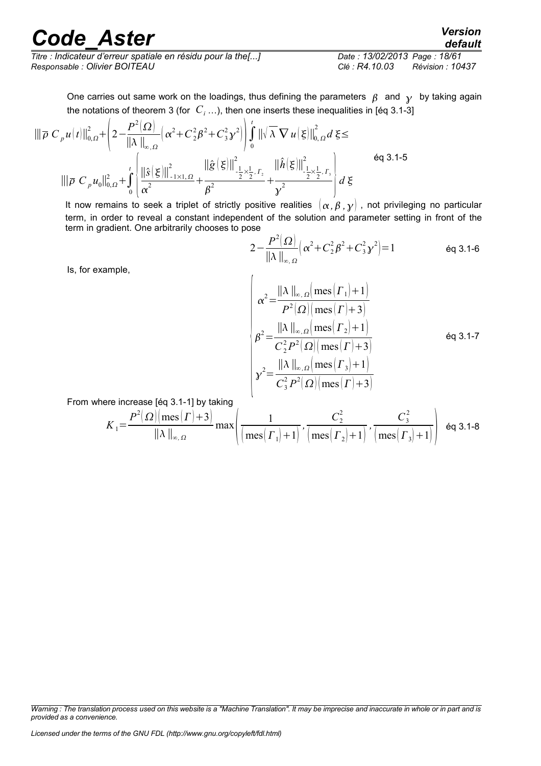One carries out same work on the loadings, thus defining the parameters $\beta$ and $\gamma$ by taking again the notations of theorem 3 (for $C_i$ …), then one inserts these inequalities in [éq 3.1-3]

$$
\begin{aligned}
&\|\!|\overline{\rho}\, C_p u(t)\|_{0,\Omega}^2 + \left(2 - \frac{P^2(\Omega)}{\|\lambda\|_{\infty,\Omega}}\left(\alpha^2 + C_2^2\beta^2 + C_3^2\gamma^2\right)\right)\int_0^t \|\sqrt{\overline{\lambda}}\,\nabla u(\xi)\|_{0,\Omega}^2 d\xi \leq \\
&\|\!|\overline{\rho}\, C_p u_0\|_{0,\Omega}^2 + \int_0^t \left\{ \frac{\|\hat{s}(\xi)\|_{-1\times 1,\Omega}^2}{\alpha^2} + \frac{\|\hat{g}(\xi)\|_{-\frac{1}{2}\times\frac{1}{2},\Gamma_2}^2}{\beta^2} + \frac{\|\hat{h}(\xi)\|_{-\frac{1}{2}\times\frac{1}{2},\Gamma_3}^2}{\gamma^2} \right\} d\xi
\end{aligned}
\qquad \text{éq 3.1-5}
$$

It now remains to seek a triplet of strictly positive realities $(\alpha, \beta, \gamma)$, not privileging no particular term, in order to reveal a constant independent of the solution and parameter setting in front of the term in gradient. One arbitrarily chooses to pose

$$
2 - \frac{P^2(\Omega)}{\|\lambda\|_{\infty,\Omega}}\left(\alpha^2 + C_2^2\beta^2 + C_3^2\gamma^2\right) = 1 \qquad \text{éq 3.1-6}
$$

Is, for example,

$$
\begin{cases}
\alpha^2 = \dfrac{\|\lambda\|_{\infty,\Omega}\left(\mathrm{mes}(\Gamma_1)+1\right)}{P^2(\Omega)\left(\mathrm{mes}(\Gamma)+3\right)} \\[2ex]
\beta^2 = \dfrac{\|\lambda\|_{\infty,\Omega}\left(\mathrm{mes}(\Gamma_2)+1\right)}{C_2^2 P^2(\Omega)\left(\mathrm{mes}(\Gamma)+3\right)} \\[2ex]
\gamma^2 = \dfrac{\|\lambda\|_{\infty,\Omega}\left(\mathrm{mes}(\Gamma_3)+1\right)}{C_3^2 P^2(\Omega)\left(\mathrm{mes}(\Gamma)+3\right)}
\end{cases}
\qquad \text{éq 3.1-7}
$$

From where increase [éq 3.1-1] by taking

$$
K_1 = \frac{P^2(\Omega)\left(\mathrm{mes}(\Gamma)+3\right)}{\|\lambda\|_{\infty,\Omega}} \max\left(\frac{1}{\left(\mathrm{mes}(\Gamma_1)+1\right)}, \frac{C_2^2}{\left(\mathrm{mes}(\Gamma_2)+1\right)}, \frac{C_3^2}{\left(\mathrm{mes}(\Gamma_3)+1\right)}\right) \qquad \text{éq 3.1-8}
$$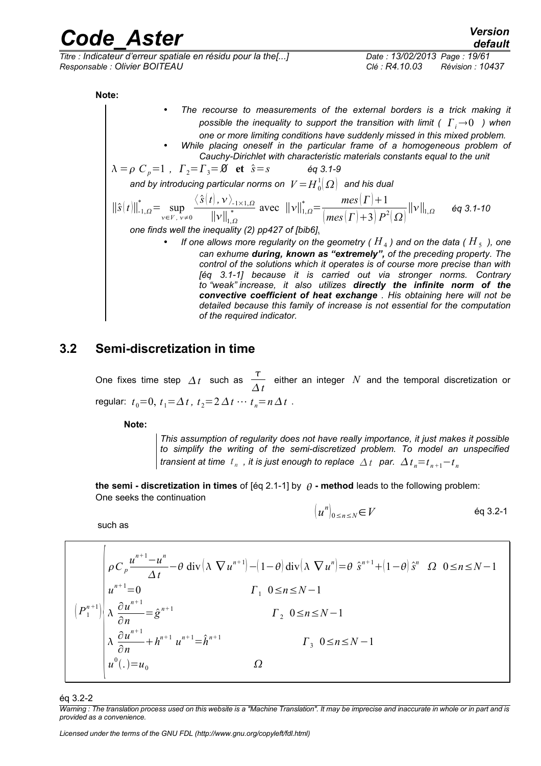**Note:**

- *The recourse to measurements of the external borders is a trick making it possible the inequality to support the transition with limit ( $\Gamma_i \to 0$ ) when one or more limiting conditions have suddenly missed in this mixed problem.*
- *While placing oneself in the particular frame of a homogeneous problem of Cauchy-Dirichlet with characteristic materials constants equal to the unit*

$$\lambda = \rho \ C_p = 1 \ , \ \ \Gamma_2 = \Gamma_3 = \emptyset \ \ \textbf{et} \ \ \hat{s} = s \qquad \textit{éq 3.1-9}$$

*and by introducing particular norms on $V = H_0^1(\Omega)$ and his dual*

$$\|\hat{s}(t)\|_{-1,\Omega}^{*} = \sup_{v \in V, \ v \neq 0} \frac{\langle \hat{s}(t), v \rangle_{-1 \times 1, \Omega}}{\|v\|_{1,\Omega}^{*}} \ \text{avec} \ \ \|v\|_{1,\Omega}^{*} = \frac{mes(\Gamma)+1}{(mes(\Gamma)+3) \ P^2(\Omega)} \|v\|_{1,\Omega} \qquad \textit{éq 3.1-10}$$

*one finds well the inequality (2) pp427 of [bib6].*

- *If one allows more regularity on the geometry ( $H_4$ ) and on the data ( $H_5$ ), one can exhume **during, known as "extremely",** of the preceding property. The control of the solutions which it operates is of course more precise than with [éq 3.1-1] because it is carried out via stronger norms. Contrary to "weak" increase, it also utilizes **directly the infinite norm of the convective coefficient of heat exchange** . His obtaining here will not be detailed because this family of increase is not essential for the computation of the required indicator.*

## 3.2 Semi-discretization in time

One fixes time step $\Delta t$ such as $\dfrac{\tau}{\Delta t}$ either an integer $N$ and the temporal discretization or regular: $t_0 = 0, \ t_1 = \Delta t, \ t_2 = 2 \Delta t \cdots t_n = n \Delta t$ .

**Note:**

*This assumption of regularity does not have really importance, it just makes it possible to simplify the writing of the semi-discretized problem. To model an unspecified transient at time $t_n$ , it is just enough to replace $\Delta t$ par. $\Delta t_n = t_{n+1} - t_n$*

**the semi - discretization in times** of [éq 2.1-1] by $\theta$ **- method** leads to the following problem:
One seeks the continuation

$$(u^n)_{0 \le n \le N} \in V \qquad \text{éq 3.2-1}$$

such as

$$(P_1^{n+1}) \begin{cases} \rho C_p \dfrac{u^{n+1} - u^n}{\Delta t} - \theta \ \text{div}(\lambda \ \nabla u^{n+1}) - (1-\theta) \text{div}(\lambda \ \nabla u^n) = \theta \ \hat{s}^{n+1} + (1-\theta) \ \hat{s}^n & \Omega \ \ 0 \le n \le N-1 \\ u^{n+1} = 0 & \Gamma_1 \ \ 0 \le n \le N-1 \\ \lambda \ \dfrac{\partial u^{n+1}}{\partial n} = \hat{g}^{n+1} & \Gamma_2 \ \ 0 \le n \le N-1 \\ \lambda \ \dfrac{\partial u^{n+1}}{\partial n} + h^{n+1} \ u^{n+1} = \hat{h}^{n+1} & \Gamma_3 \ \ 0 \le n \le N-1 \\ u^0(.) = u_0 & \Omega \end{cases}$$

éq 3.2-2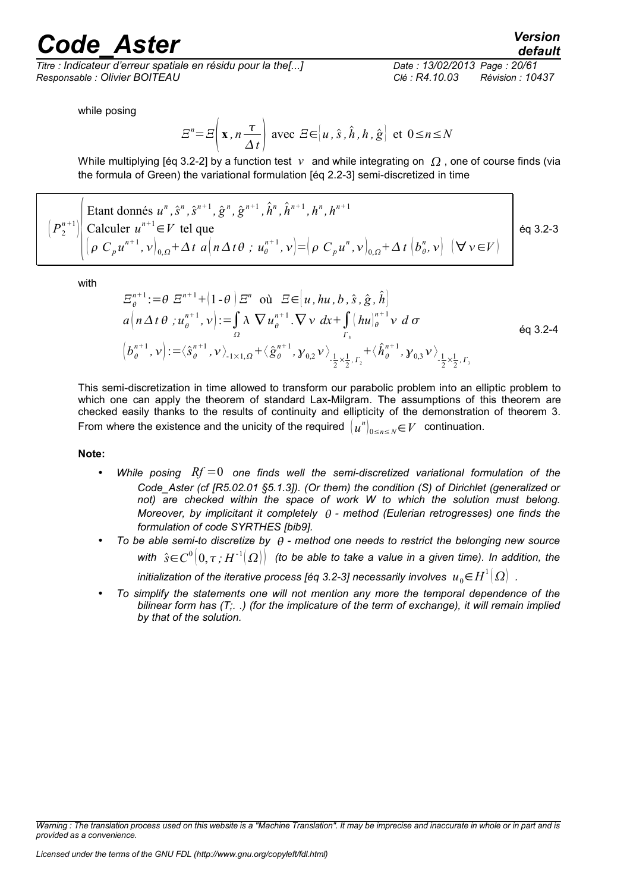while posing

$$\Xi^n = \Xi\left(\mathbf{x}, n\frac{\tau}{\Delta t}\right) \text{ avec } \Xi \in \left[u, \hat{s}, \hat{h}, h, \hat{g}\right] \text{ et } 0 \leq n \leq N$$

While multiplying [éq 3.2-2] by a function test $v$ and while integrating on $\Omega$, one of course finds (via the formula of Green) the variational formulation [éq 2.2-3] semi-discretized in time

$$\left(P_2^{n+1}\right)\begin{cases} \text{Etant donnés } u^n, \hat{s}^n, \hat{s}^{n+1}, \hat{g}^n, \hat{g}^{n+1}, \hat{h}^n, \hat{h}^{n+1}, h^n, h^{n+1} \\ \text{Calculer } u^{n+1} \in V \text{ tel que} \\ \left(\rho\, C_p u^{n+1}, v\right)_{0,\Omega} + \Delta t\; a\left(n\,\Delta t\,\theta\; ;\; u_\theta^{n+1}, v\right) = \left(\rho\, C_p u^n, v\right)_{0,\Omega} + \Delta t\left(b_\theta^n, v\right) \quad \left(\forall v \in V\right) \end{cases} \qquad \text{éq 3.2-3}$$

with

$$\begin{aligned} &\Xi_\theta^{n+1} := \theta\; \Xi^{n+1} + \left(1\text{-}\theta\right)\Xi^n \quad \text{où} \quad \Xi \in \left[u, hu, b, \hat{s}, \hat{g}, \hat{h}\right] \\ &a\left(n\,\Delta t\,\theta\; ; u_\theta^{n+1}, v\right) := \int_\Omega \lambda\; \nabla u_\theta^{n+1} . \nabla v\; dx + \int_{\Gamma_3} \left(hu\right)_\theta^{n+1} v\; d\sigma \\ &\left(b_\theta^{n+1}, v\right) := \langle \hat{s}_\theta^{n+1}, v \rangle_{-1\times 1,\Omega} + \langle \hat{g}_\theta^{n+1}, \gamma_{0,2} v \rangle_{-\frac{1}{2}\times\frac{1}{2},\Gamma_2} + \langle \hat{h}_\theta^{n+1}, \gamma_{0,3} v \rangle_{-\frac{1}{2}\times\frac{1}{2},\Gamma_3} \end{aligned} \qquad \text{éq 3.2-4}$$

This semi-discretization in time allowed to transform our parabolic problem into an elliptic problem to which one can apply the theorem of standard Lax-Milgram. The assumptions of this theorem are checked easily thanks to the results of continuity and ellipticity of the demonstration of theorem 3. From where the existence and the unicity of the required $\left(u^n\right)_{0\leq n\leq N} \in V$ continuation.

**Note:**

- *While posing $Rf = 0$ one finds well the semi-discretized variational formulation of the Code_Aster (cf [R5.02.01 §5.1.3]). (Or them) the condition (S) of Dirichlet (generalized or not) are checked within the space of work W to which the solution must belong. Moreover, by implicitant it completely $\theta$ - method (Eulerian retrogresses) one finds the formulation of code SYRTHES [bib9].*
- *To be able semi-to discretize by $\theta$ - method one needs to restrict the belonging new source with $\hat{s} \in C^0\left(0, \tau\; ; H^{-1}\left(\Omega\right)\right)$ (to be able to take a value in a given time). In addition, the initialization of the iterative process [éq 3.2-3] necessarily involves $u_0 \in H^1\left(\Omega\right)$ .*
- *To simplify the statements one will not mention any more the temporal dependence of the bilinear form has (T;. .) (for the implicature of the term of exchange), it will remain implied by that of the solution.*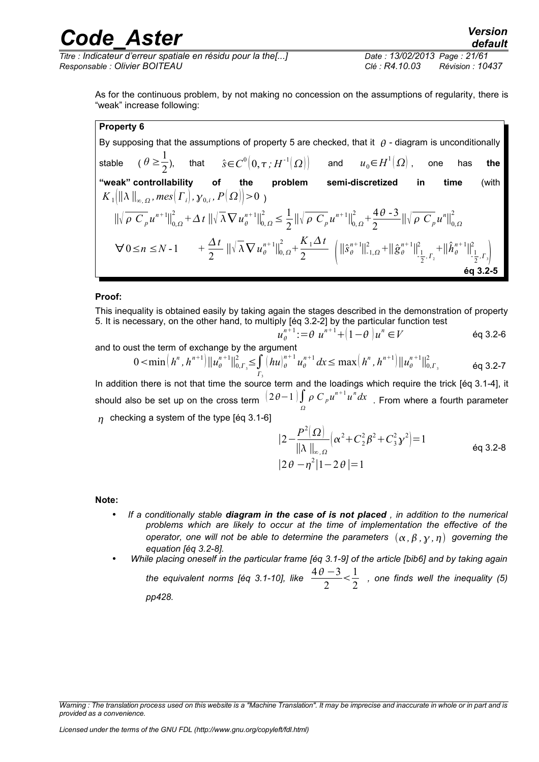As for the continuous problem, by not making no concession on the assumptions of regularity, there is "weak" increase following:

**Property 6**

By supposing that the assumptions of property 5 are checked, that it $\theta$ - diagram is unconditionally stable ($\theta \geq \frac{1}{2}$), that $\hat{s} \in C^0\left(0,\tau ; H^{-1}(\Omega)\right)$ and $u_0 \in H^1(\Omega)$, one has **the "weak" controllability of the problem semi-discretized in time** (with $K_1\left(\|\lambda\|_{\infty,\Omega}, mes(\Gamma_i), \gamma_{0,i}, P(\Omega)\right) > 0$ )

$$
\begin{aligned}
&\|\sqrt{\rho\, C_p}\, u^{n+1}\|_{0,\Omega}^2 + \Delta t\, \|\sqrt{\lambda}\nabla u_\theta^{n+1}\|_{0,\Omega}^2 \leq \frac{1}{2}\|\sqrt{\rho\, C_p}\, u^{n+1}\|_{0,\Omega}^2 + \frac{4\theta - 3}{2}\|\sqrt{\rho\, C_p}\, u^n\|_{0,\Omega}^2 \\
&\forall\, 0 \leq n \leq N-1 \qquad + \frac{\Delta t}{2}\, \|\sqrt{\lambda}\nabla u_\theta^{n+1}\|_{0,\Omega}^2 + \frac{K_1 \Delta t}{2}\left(\|\hat{s}_\theta^{n+1}\|_{-1,\Omega}^2 + \|\hat{g}_\theta^{n+1}\|_{-\frac{1}{2},\Gamma_2}^2 + \|\hat{h}_\theta^{n+1}\|_{-\frac{1}{2},\Gamma_3}^2\right)
\end{aligned}
$$

**éq 3.2-5**

**Proof:**

This inequality is obtained easily by taking again the stages described in the demonstration of property 5. It is necessary, on the other hand, to multiply [éq 3.2-2] by the particular function test

$$u_\theta^{n+1} := \theta\; u^{n+1} + (1-\theta)\, u^n \in V \qquad \text{éq 3.2-6}$$

and to oust the term of exchange by the argument

$$0 < \min\left(h^n, h^{n+1}\right)\|u_\theta^{n+1}\|_{0,\Gamma_3}^2 \leq \int_{\Gamma_3} (hu)_\theta^{n+1}\, u_\theta^{n+1}\, dx \leq \max\left(h^n, h^{n+1}\right)\|u_\theta^{n+1}\|_{0,\Gamma_3}^2 \qquad \text{éq 3.2-7}$$

In addition there is not that time the source term and the loadings which require the trick [éq 3.1-4], it should also be set up on the cross term $(2\theta - 1)\int_\Omega \rho\, C_p u^{n+1} u^n dx$ . From where a fourth parameter $\eta$ checking a system of the type [éq 3.1-6]

$$
\begin{aligned}
&|2 - \frac{P^2(\Omega)}{\|\lambda\|_{\infty,\Omega}}\left(\alpha^2 + C_2^2\beta^2 + C_3^2\gamma^2\right) = 1 \\
&|2\theta - \eta^2|1 - 2\theta| = 1
\end{aligned}
\qquad \text{éq 3.2-8}
$$

**Note:**

- *If a conditionally stable **diagram in the case of is not placed** , in addition to the numerical problems which are likely to occur at the time of implementation the effective of the operator, one will not be able to determine the parameters $(\alpha, \beta, \gamma, \eta)$ governing the equation [éq 3.2-8].*
- *While placing oneself in the particular frame [éq 3.1-9] of the article [bib6] and by taking again the equivalent norms [éq 3.1-10], like $\frac{4\theta - 3}{2} < \frac{1}{2}$ , one finds well the inequality (5) pp428.*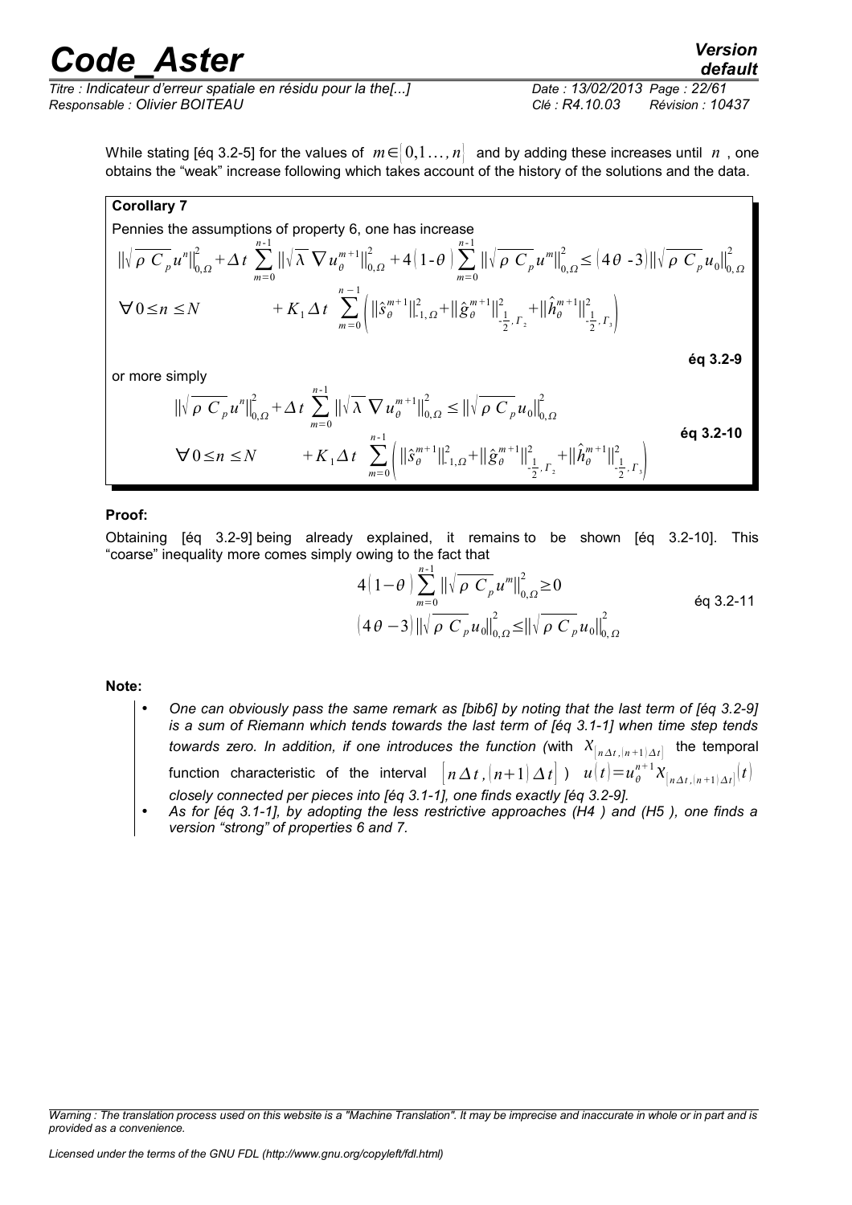While stating [éq 3.2-5] for the values of $m \in [0,1\dots,n]$ and by adding these increases until $n$ , one obtains the "weak" increase following which takes account of the history of the solutions and the data.

**Corollary 7**

Pennies the assumptions of property 6, one has increase

$$
\begin{aligned}
&\|\sqrt{\rho\, C_p} u^n\|_{0,\Omega}^2 + \Delta t \sum_{m=0}^{n-1} \|\sqrt{\lambda}\, \nabla u_\theta^{m+1}\|_{0,\Omega}^2 + 4(1-\theta) \sum_{m=0}^{n-1} \|\sqrt{\rho\, C_p} u^m\|_{0,\Omega}^2 \leq (4\theta - 3) \|\sqrt{\rho\, C_p} u_0\|_{0,\Omega}^2 \\
&\forall 0 \leq n \leq N \qquad + K_1 \Delta t \sum_{m=0}^{n-1} \left( \|\hat{s}_\theta^{m+1}\|_{-1,\Omega}^2 + \|\hat{g}_\theta^{m+1}\|_{-\frac{1}{2},\Gamma_2}^2 + \|\hat{h}_\theta^{m+1}\|_{-\frac{1}{2},\Gamma_3}^2 \right)
\end{aligned}
$$

**éq 3.2-9**

or more simply

$$
\begin{aligned}
&\|\sqrt{\rho\, C_p} u^n\|_{0,\Omega}^2 + \Delta t \sum_{m=0}^{n-1} \|\sqrt{\lambda}\, \nabla u_\theta^{m+1}\|_{0,\Omega}^2 \leq \|\sqrt{\rho\, C_p} u_0\|_{0,\Omega}^2 \\
&\forall 0 \leq n \leq N \qquad + K_1 \Delta t \sum_{m=0}^{n-1} \left( \|\hat{s}_\theta^{m+1}\|_{-1,\Omega}^2 + \|\hat{g}_\theta^{m+1}\|_{-\frac{1}{2},\Gamma_2}^2 + \|\hat{h}_\theta^{m+1}\|_{-\frac{1}{2},\Gamma_3}^2 \right)
\end{aligned}
$$

**éq 3.2-10**

**Proof:**

Obtaining [éq 3.2-9] being already explained, it remains to be shown [éq 3.2-10]. This "coarse" inequality more comes simply owing to the fact that

$$
\begin{aligned}
&4(1-\theta) \sum_{m=0}^{n-1} \|\sqrt{\rho\, C_p} u^m\|_{0,\Omega}^2 \geq 0 \\
&(4\theta - 3) \|\sqrt{\rho\, C_p} u_0\|_{0,\Omega}^2 \leq \|\sqrt{\rho\, C_p} u_0\|_{0,\Omega}^2
\end{aligned}
$$

éq 3.2-11

**Note:**

- *One can obviously pass the same remark as [bib6] by noting that the last term of [éq 3.2-9] is a sum of Riemann which tends towards the last term of [éq 3.1-1] when time step tends towards zero. In addition, if one introduces the function (*with $\chi_{[n\Delta t,(n+1)\Delta t]}$ the temporal function characteristic of the interval $[n\Delta t,(n+1)\Delta t]$ ) $u(t) = u_\theta^{n+1} \chi_{[n\Delta t,(n+1)\Delta t]}(t)$ *closely connected per pieces into [éq 3.1-1], one finds exactly [éq 3.2-9].*
- *As for [éq 3.1-1], by adopting the less restrictive approaches (H4 ) and (H5 ), one finds a version "strong" of properties 6 and 7.*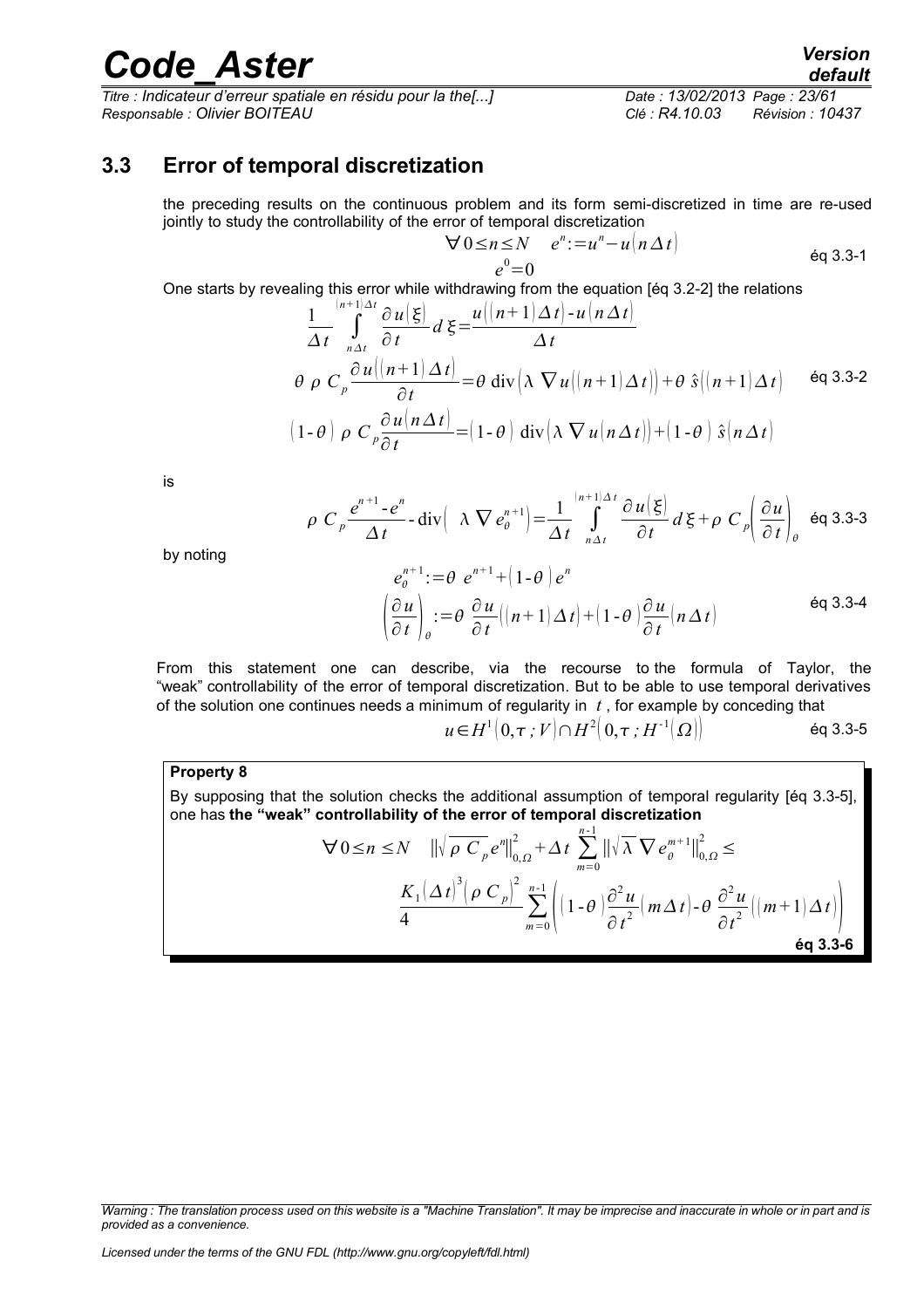## 3.3 Error of temporal discretization

the preceding results on the continuous problem and its form semi-discretized in time are re-used jointly to study the controllability of the error of temporal discretization

$$\forall 0 \le n \le N \quad e^n := u^n - u(n \Delta t) \qquad e^0 = 0 \qquad \text{éq 3.3-1}$$

One starts by revealing this error while withdrawing from the equation [éq 3.2-2] the relations

$$\frac{1}{\Delta t} \int_{n\Delta t}^{(n+1)\Delta t} \frac{\partial u(\xi)}{\partial t} d\xi = \frac{u((n+1)\Delta t) - u(n\Delta t)}{\Delta t}$$

$$\theta \; \rho \; C_p \frac{\partial u((n+1)\Delta t)}{\partial t} = \theta \; \operatorname{div}(\lambda \; \nabla u((n+1)\Delta t)) + \theta \; \hat{s}((n+1)\Delta t) \qquad \text{éq 3.3-2}$$

$$(1-\theta) \; \rho \; C_p \frac{\partial u(n\Delta t)}{\partial t} = (1-\theta) \; \operatorname{div}(\lambda \; \nabla u(n\Delta t)) + (1-\theta) \; \hat{s}(n\Delta t)$$

is

$$\rho \; C_p \frac{e^{n+1} - e^n}{\Delta t} - \operatorname{div}(\lambda \; \nabla e_\theta^{n+1}) = \frac{1}{\Delta t} \int_{n\Delta t}^{(n+1)\Delta t} \frac{\partial u(\xi)}{\partial t} d\xi + \rho \; C_p \left(\frac{\partial u}{\partial t}\right)_\theta \qquad \text{éq 3.3-3}$$

by noting

$$e_\theta^{n+1} := \theta \; e^{n+1} + (1-\theta) \, e^n$$

$$\left(\frac{\partial u}{\partial t}\right)_\theta := \theta \; \frac{\partial u}{\partial t}((n+1)\Delta t) + (1-\theta) \frac{\partial u}{\partial t}(n\Delta t) \qquad \text{éq 3.3-4}$$

From this statement one can describe, via the recourse to the formula of Taylor, the "weak" controllability of the error of temporal discretization. But to be able to use temporal derivatives of the solution one continues needs a minimum of regularity in $t$, for example by conceding that

$$u \in H^1(0, \tau \, ; V) \cap H^2(0, \tau \, ; H^{-1}(\Omega)) \qquad \text{éq 3.3-5}$$

**Property 8**

By supposing that the solution checks the additional assumption of temporal regularity [éq 3.3-5], one has **the "weak" controllability of the error of temporal discretization**

$$\forall 0 \le n \le N \quad \|\sqrt{\rho \; C_p} e^n\|_{0,\Omega}^2 + \Delta t \sum_{m=0}^{n-1} \|\sqrt{\lambda} \; \nabla e_\theta^{m+1}\|_{0,\Omega}^2 \le$$

$$\frac{K_1 (\Delta t)^3 (\rho \; C_p)^2}{4} \sum_{m=0}^{n-1} \left( (1-\theta) \frac{\partial^2 u}{\partial t^2}(m\Delta t) - \theta \; \frac{\partial^2 u}{\partial t^2}((m+1)\Delta t) \right)$$

**éq 3.3-6**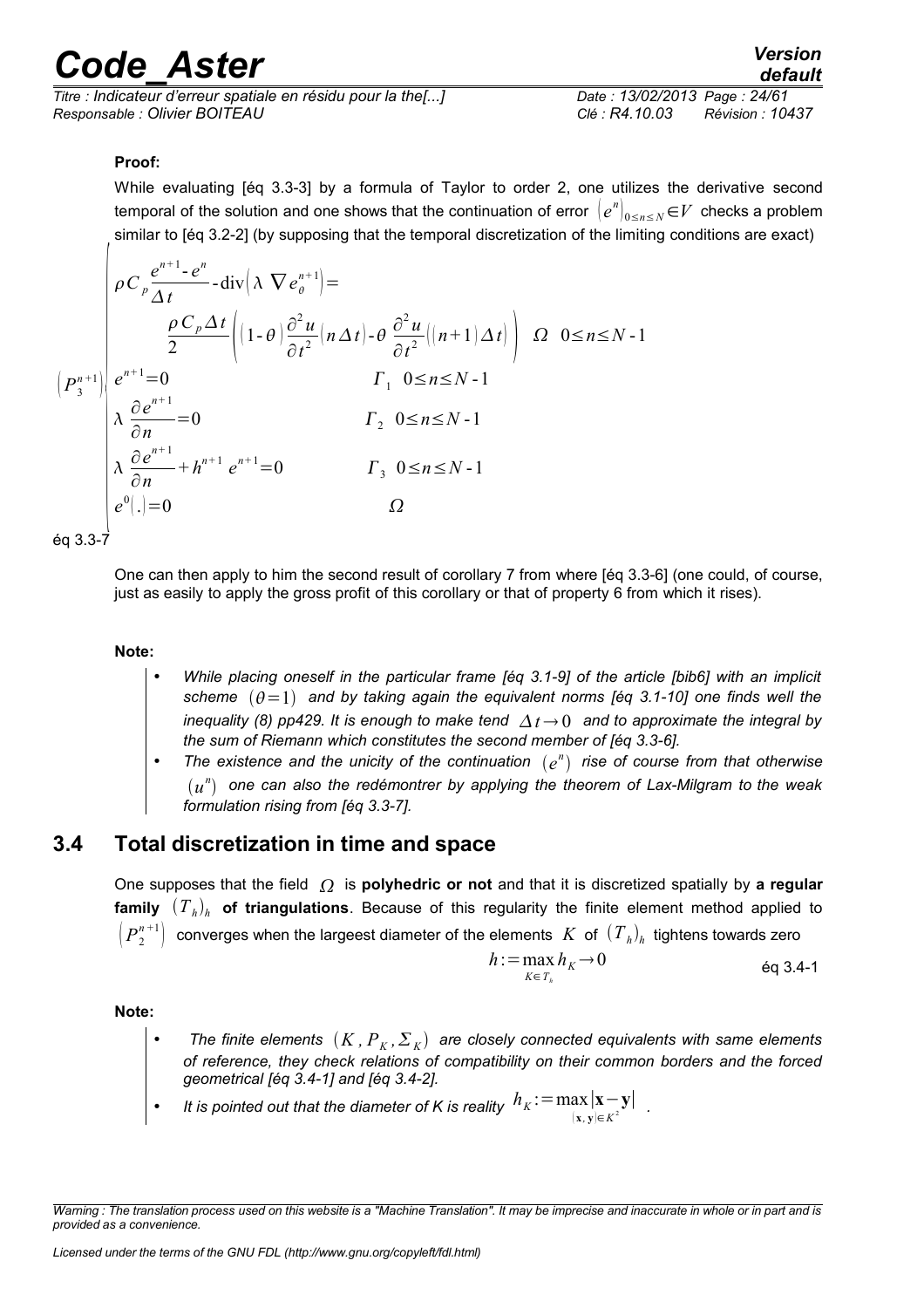**Proof:**

While evaluating [éq 3.3-3] by a formula of Taylor to order 2, one utilizes the derivative second temporal of the solution and one shows that the continuation of error $\left(e^n\right)_{0\le n\le N}\in V$ checks a problem similar to [éq 3.2-2] (by supposing that the temporal discretization of the limiting conditions are exact)

$$
\left(P_3^{n+1}\right)\begin{cases}
\rho C_p \dfrac{e^{n+1}-e^n}{\Delta t}-\operatorname{div}\left(\lambda\ \nabla e_\theta^{n+1}\right)= & \\
\qquad \dfrac{\rho C_p \Delta t}{2}\left(\left(1-\theta\right)\dfrac{\partial^2 u}{\partial t^2}\left(n\,\Delta t\right)-\theta\ \dfrac{\partial^2 u}{\partial t^2}\left(\left(n+1\right)\Delta t\right)\right) & \Omega \quad 0\le n\le N-1\\
e^{n+1}=0 & \Gamma_1 \quad 0\le n\le N-1\\
\lambda\ \dfrac{\partial e^{n+1}}{\partial n}=0 & \Gamma_2 \quad 0\le n\le N-1\\
\lambda\ \dfrac{\partial e^{n+1}}{\partial n}+h^{n+1}\ e^{n+1}=0 & \Gamma_3 \quad 0\le n\le N-1\\
e^0\left(.\right)=0 & \Omega
\end{cases}
$$

éq 3.3-7

One can then apply to him the second result of corollary 7 from where [éq 3.3-6] (one could, of course, just as easily to apply the gross profit of this corollary or that of property 6 from which it rises).

**Note:**

- *While placing oneself in the particular frame [éq 3.1-9] of the article [bib6] with an implicit scheme $(\theta=1)$ and by taking again the equivalent norms [éq 3.1-10] one finds well the inequality (8) pp429. It is enough to make tend $\Delta t\rightarrow 0$ and to approximate the integral by the sum of Riemann which constitutes the second member of [éq 3.3-6].*
- *The existence and the unicity of the continuation $\left(e^n\right)$ rise of course from that otherwise $\left(u^n\right)$ one can also the redémontrer by applying the theorem of Lax-Milgram to the weak formulation rising from [éq 3.3-7].*

## 3.4 Total discretization in time and space

One supposes that the field $\Omega$ is **polyhedric or not** and that it is discretized spatially by **a regular family** $\left(T_h\right)_h$ **of triangulations**. Because of this regularity the finite element method applied to $\left(P_2^{n+1}\right)$ converges when the largeest diameter of the elements $K$ of $\left(T_h\right)_h$ tightens towards zero

$$
h:=\max_{K\in T_h} h_K\rightarrow 0 \qquad \text{éq 3.4-1}
$$

**Note:**

- *The finite elements $\left(K, P_K, \Sigma_K\right)$ are closely connected equivalents with same elements of reference, they check relations of compatibility on their common borders and the forced geometrical [éq 3.4-1] and [éq 3.4-2].*
- *It is pointed out that the diameter of K is reality $h_K:=\max_{\left(\mathbf{x},\mathbf{y}\right)\in K^2}\left|\mathbf{x}-\mathbf{y}\right|$ .*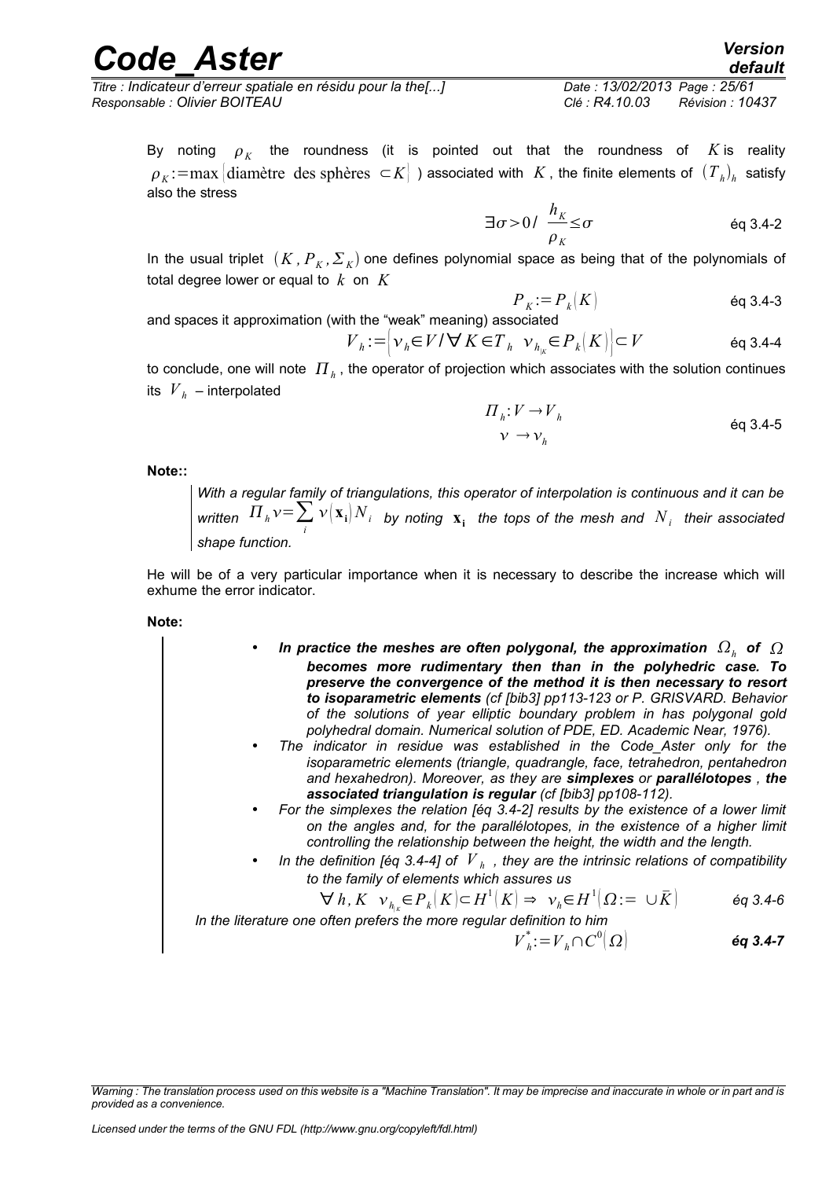By noting $\rho_K$ the roundness (it is pointed out that the roundness of $K$ is reality $\rho_K := \max\left[\text{diamètre des sphères} \subset K\right]$ ) associated with $K$, the finite elements of $(T_h)_h$ satisfy also the stress

$$\exists \sigma > 0 / \ \frac{h_K}{\rho_K} \leq \sigma \qquad \text{éq 3.4-2}$$

In the usual triplet $(K, P_K, \Sigma_K)$ one defines polynomial space as being that of the polynomials of total degree lower or equal to $k$ on $K$

$$P_K := P_k(K) \qquad \text{éq 3.4-3}$$

and spaces it approximation (with the "weak" meaning) associated

$$V_h := \left[ v_h \in V / \forall K \in T_h \ \ v_{h_{|K}} \in P_k(K) \right] \subset V \qquad \text{éq 3.4-4}$$

to conclude, one will note $\Pi_h$, the operator of projection which associates with the solution continues its $V_h$ – interpolated

$$\begin{aligned} \Pi_h &: V \rightarrow V_h \\ v &\rightarrow v_h \end{aligned} \qquad \text{éq 3.4-5}$$

**Note::**

*With a regular family of triangulations, this operator of interpolation is continuous and it can be written $\Pi_h v = \sum_i v(\mathbf{x_i}) N_i$ by noting $\mathbf{x_i}$ the tops of the mesh and $N_i$ their associated shape function.*

He will be of a very particular importance when it is necessary to describe the increase which will exhume the error indicator.

**Note:**

- ***In practice the meshes are often polygonal, the approximation $\Omega_h$ of $\Omega$ becomes more rudimentary then than in the polyhedric case. To preserve the convergence of the method it is then necessary to resort to isoparametric elements** (cf [bib3] pp113-123 or P. GRISVARD. Behavior of the solutions of year elliptic boundary problem in has polygonal gold polyhedral domain. Numerical solution of PDE, ED. Academic Near, 1976).*
- *The indicator in residue was established in the Code_Aster only for the isoparametric elements (triangle, quadrangle, face, tetrahedron, pentahedron and hexahedron). Moreover, as they are **simplexes** or **parallélotopes** , **the associated triangulation is regular** (cf [bib3] pp108-112).*
- *For the simplexes the relation [éq 3.4-2] results by the existence of a lower limit on the angles and, for the parallélotopes, in the existence of a higher limit controlling the relationship between the height, the width and the length.*
- *In the definition [éq 3.4-4] of $V_h$ , they are the intrinsic relations of compatibility to the family of elements which assures us*

$$\forall h, K \ \ v_{h_{|K}} \in P_k(K) \subset H^1(K) \Rightarrow \ v_h \in H^1\left(\Omega := \ \cup \bar{K}\right) \qquad \textit{éq 3.4-6}$$

*In the literature one often prefers the more regular definition to him*

$$V_h^* := V_h \cap C^0(\Omega) \qquad \textbf{\textit{éq 3.4-7}}$$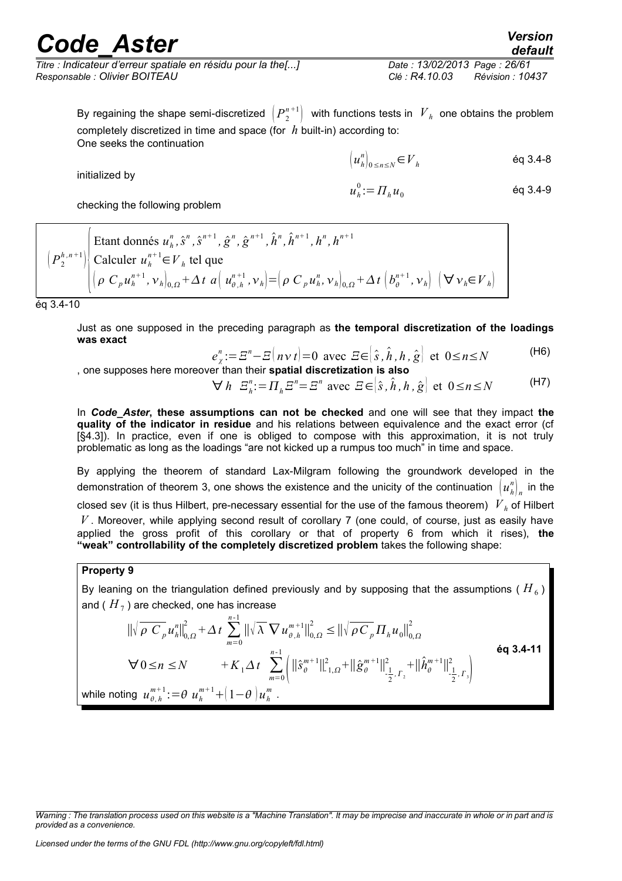By regaining the shape semi-discretized $\left(P_2^{n+1}\right)$ with functions tests in $V_h$ one obtains the problem completely discretized in time and space (for $h$ built-in) according to:
One seeks the continuation

$$\left(u_h^n\right)_{0\leq n\leq N}\in V_h \qquad \text{éq 3.4-8}$$

initialized by

$$u_h^0 := \Pi_h u_0 \qquad \text{éq 3.4-9}$$

checking the following problem

$$\left(P_2^{h,n+1}\right)\begin{cases}\text{Etant donnés } u_h^n, \hat{s}^n, \hat{s}^{n+1}, \hat{g}^n, \hat{g}^{n+1}, \hat{h}^n, \hat{h}^{n+1}, h^n, h^{n+1}\\ \text{Calculer } u_h^{n+1}\in V_h \text{ tel que}\\ \left(\rho\, C_p u_h^{n+1}, v_h\right)_{0,\Omega}+\Delta t\; a\left(u_{\theta,h}^{n+1}, v_h\right)=\left(\rho\, C_p u_h^n, v_h\right)_{0,\Omega}+\Delta t\left(b_\theta^{n+1}, v_h\right)\quad\left(\forall\, v_h\in V_h\right)\end{cases}$$

éq 3.4-10

Just as one supposed in the preceding paragraph as **the temporal discretization of the loadings was exact**

$$e_\chi^n := \Xi^n - \Xi\left(n\nu t\right)=0 \text{ avec } \Xi\in\left\{\hat{s}, \hat{h}, h, \hat{g}\right\} \text{ et } 0\leq n\leq N \qquad \text{(H6)}$$

, one supposes here moreover than their **spatial discretization is also**

$$\forall\, h\;\; \Xi_h^n := \Pi_h \Xi^n = \Xi^n \text{ avec } \Xi\in\left\{\hat{s}, \hat{h}, h, \hat{g}\right\} \text{ et } 0\leq n\leq N \qquad \text{(H7)}$$

In ***Code_Aster***, **these assumptions can not be checked** and one will see that they impact **the quality of the indicator in residue** and his relations between equivalence and the exact error (cf [§4.3]). In practice, even if one is obliged to compose with this approximation, it is not truly problematic as long as the loadings "are not kicked up a rumpus too much" in time and space.

By applying the theorem of standard Lax-Milgram following the groundwork developed in the demonstration of theorem 3, one shows the existence and the unicity of the continuation $\left(u_h^n\right)_n$ in the closed sev (it is thus Hilbert, pre-necessary essential for the use of the famous theorem) $V_h$ of Hilbert $V$. Moreover, while applying second result of corollary 7 (one could, of course, just as easily have applied the gross profit of this corollary or that of property 6 from which it rises), **the "weak" controllability of the completely discretized problem** takes the following shape:

**Property 9**

By leaning on the triangulation defined previously and by supposing that the assumptions ( $H_6$ ) and ( $H_7$ ) are checked, one has increase

$$\begin{aligned}&\left\|\sqrt{\rho\, C_p}\, u_h^n\right\|_{0,\Omega}^2+\Delta t\sum_{m=0}^{n-1}\left\|\sqrt{\lambda}\,\nabla u_{\theta,h}^{m+1}\right\|_{0,\Omega}^2\leq\left\|\sqrt{\rho\, C_p}\,\Pi_h u_0\right\|_{0,\Omega}^2\\ &\forall\, 0\leq n\leq N \qquad +K_1\Delta t\sum_{m=0}^{n-1}\left(\left\|\hat{s}_\theta^{m+1}\right\|_{-1,\Omega}^2+\left\|\hat{g}_\theta^{m+1}\right\|_{-\frac{1}{2},\Gamma_2}^2+\left\|\hat{h}_\theta^{m+1}\right\|_{-\frac{1}{2},\Gamma_3}^2\right)\end{aligned} \qquad \text{éq 3.4-11}$$

while noting $u_{\theta,h}^{m+1} := \theta\, u_h^{m+1}+\left(1-\theta\right)u_h^m$ .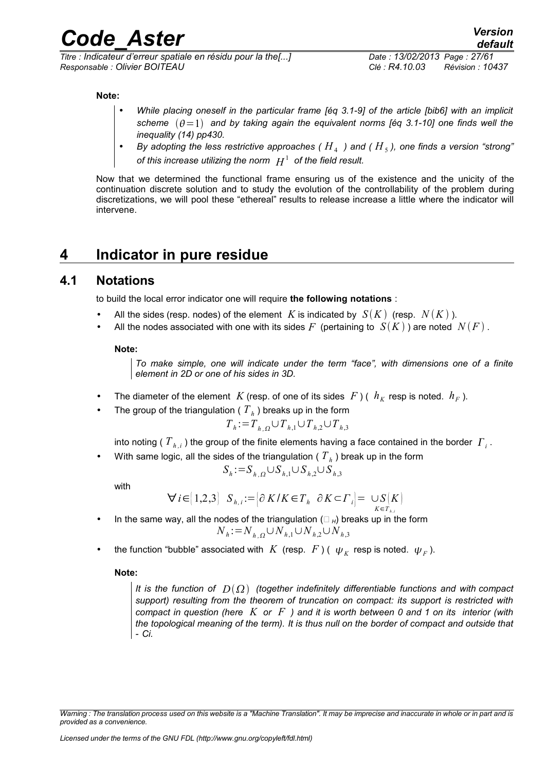**Note:**

- *While placing oneself in the particular frame [éq 3.1-9] of the article [bib6] with an implicit scheme $(\theta=1)$ and by taking again the equivalent norms [éq 3.1-10] one finds well the inequality (14) pp430.*
- *By adopting the less restrictive approaches ( $H_4$ ) and ( $H_5$ ), one finds a version "strong" of this increase utilizing the norm $H^1$ of the field result.*

Now that we determined the functional frame ensuring us of the existence and the unicity of the continuation discrete solution and to study the evolution of the controllability of the problem during discretizations, we will pool these "ethereal" results to release increase a little where the indicator will intervene.

# 4 Indicator in pure residue

## 4.1 Notations

to build the local error indicator one will require **the following notations** :

- All the sides (resp. nodes) of the element $K$ is indicated by $S(K)$ (resp. $N(K)$ ).
- All the nodes associated with one with its sides $F$ (pertaining to $S(K)$ ) are noted $N(F)$ .

**Note:**

*To make simple, one will indicate under the term "face", with dimensions one of a finite element in 2D or one of his sides in 3D.*

- The diameter of the element $K$ (resp. of one of its sides $F$ ) ( $h_K$ resp is noted. $h_F$ ).
- The group of the triangulation ( $T_h$ ) breaks up in the form
$$T_h := T_{h,\Omega} \cup T_{h,1} \cup T_{h,2} \cup T_{h,3}$$
into noting ( $T_{h,i}$ ) the group of the finite elements having a face contained in the border $\Gamma_i$ .
- With same logic, all the sides of the triangulation ( $T_h$ ) break up in the form
$$S_h := S_{h,\Omega} \cup S_{h,1} \cup S_{h,2} \cup S_{h,3}$$
with
$$\forall i \in [1,2,3] \quad S_{h,i} := \left[\partial K / K \in T_h \quad \partial K \subset \Gamma_i\right] = \bigcup_{K \in T_{h,i}} S(K)$$
- In the same way, all the nodes of the triangulation ($\mathcal{N}_H$) breaks up in the form
$$N_h := N_{h,\Omega} \cup N_{h,1} \cup N_{h,2} \cup N_{h,3}$$
- the function "bubble" associated with $K$ (resp. $F$ ) ( $\psi_K$ resp is noted. $\psi_F$ ).

**Note:**

*It is the function of $D(\Omega)$ (together indefinitely differentiable functions and with compact support) resulting from the theorem of truncation on compact: its support is restricted with compact in question (here $K$ or $F$ ) and it is worth between 0 and 1 on its interior (with the topological meaning of the term). It is thus null on the border of compact and outside that - Ci.*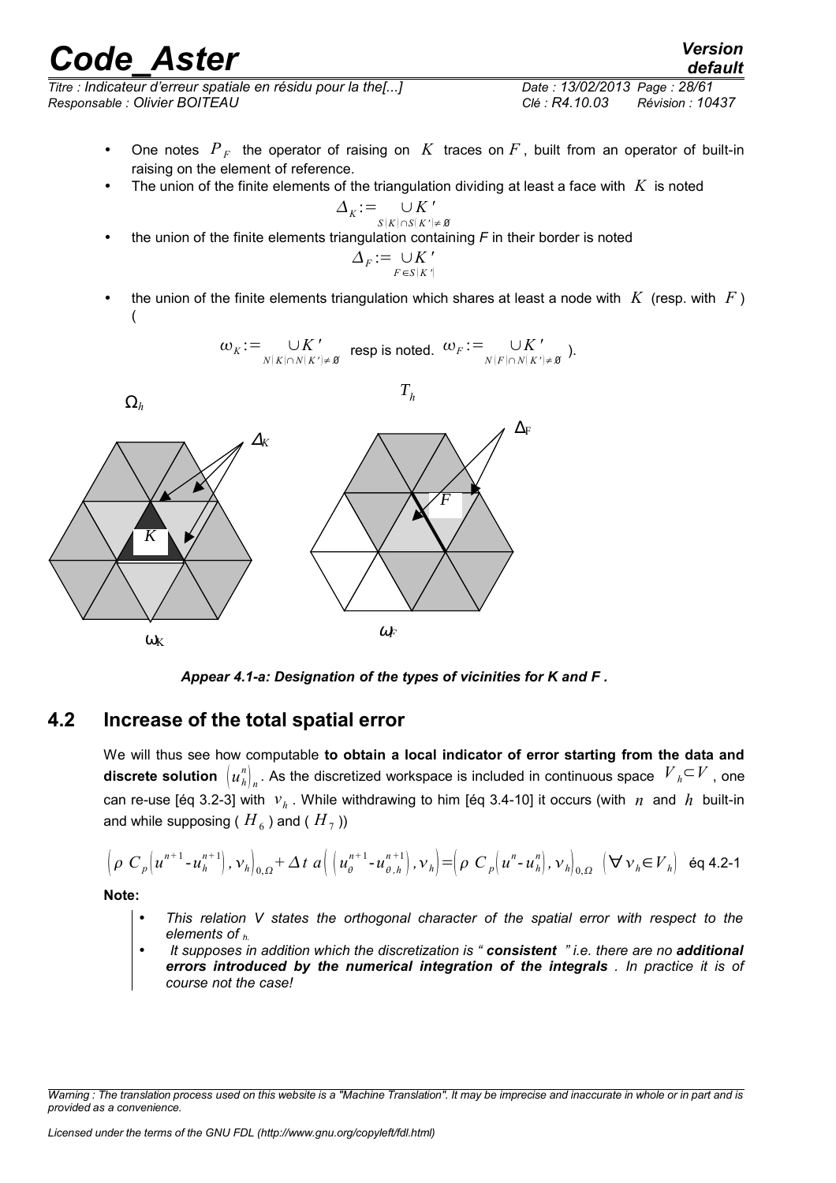- One notes $P_F$ the operator of raising on $K$ traces on $F$, built from an operator of built-in raising on the element of reference.
- The union of the finite elements of the triangulation dividing at least a face with $K$ is noted

$$\Delta_K := \underset{S|K|\cap S|K'|\neq\emptyset}{\cup K'}$$

- the union of the finite elements triangulation containing *F* in their border is noted

$$\Delta_F := \underset{F\in S|K'|}{\cup K'}$$

- the union of the finite elements triangulation which shares at least a node with $K$ (resp. with $F$) (

$$\omega_K := \underset{N|K|\cap N|K'|\neq\emptyset}{\cup K'} \text{ resp is noted. } \omega_F := \underset{N|F|\cap N|K'|\neq\emptyset}{\cup K'} \text{ ).}$$

$\Omega_h$ $T_h$ $\Delta_K$ $\Delta_F$ $K$ $F$ $\omega_K$ $\omega_F$

***Appear 4.1-a: Designation of the types of vicinities for K and F .***

## 4.2 Increase of the total spatial error

We will thus see how computable **to obtain a local indicator of error starting from the data and discrete solution** $\left(u_h^n\right)_n$. As the discretized workspace is included in continuous space $V_h \subset V$, one can re-use [éq 3.2-3] with $v_h$. While withdrawing to him [éq 3.4-10] it occurs (with $n$ and $h$ built-in and while supposing ( $H_6$ ) and ( $H_7$ ))

$$\left(\rho\ C_p\left(u^{n+1}-u_h^{n+1}\right), v_h\right)_{0,\Omega} + \Delta t\ a\left(\left(u_\theta^{n+1}-u_{\theta,h}^{n+1}\right), v_h\right) = \left(\rho\ C_p\left(u^n-u_h^n\right), v_h\right)_{0,\Omega} \quad \left(\forall\, v_h \in V_h\right) \quad \text{éq 4.2-1}$$

**Note:**

- *This relation V states the orthogonal character of the spatial error with respect to the elements of $_h$.*
- *It supposes in addition which the discretization is "* ***consistent*** *" i.e. there are no* ***additional errors introduced by the numerical integration of the integrals*** *. In practice it is of course not the case!*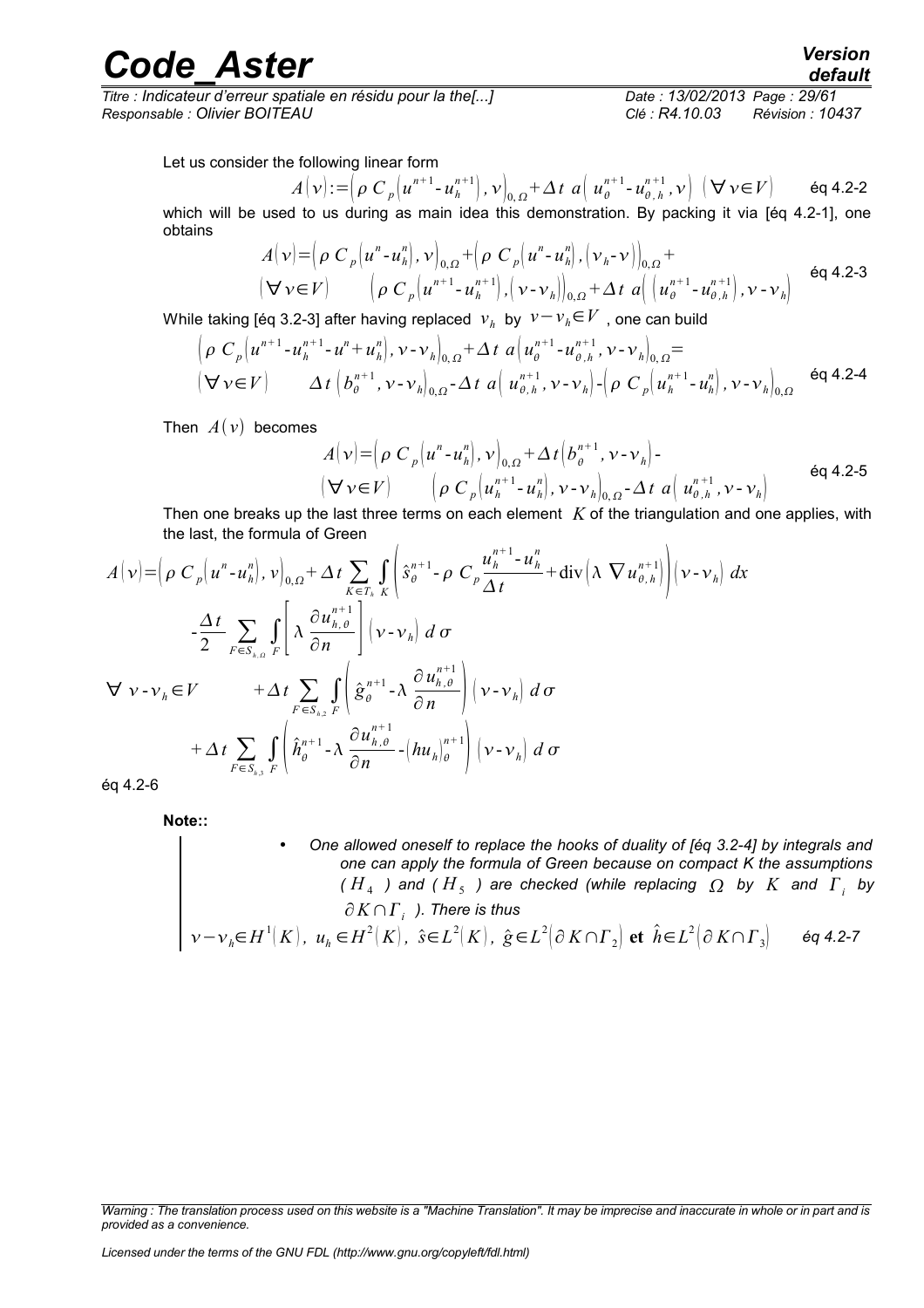Let us consider the following linear form

$$A(v):=\left(\rho\, C_p\left(u^{n+1}-u_h^{n+1}\right),v\right)_{0,\Omega}+\Delta t\ a\left(u_\theta^{n+1}-u_{\theta,h}^{n+1},v\right)\quad(\forall v\in V)\qquad \text{éq 4.2-2}$$

which will be used to us during as main idea this demonstration. By packing it via [éq 4.2-1], one obtains

$$\begin{aligned}A(v)=&\left(\rho\, C_p\left(u^n-u_h^n\right),v\right)_{0,\Omega}+\left(\rho\, C_p\left(u^n-u_h^n\right),\left(v_h-v\right)\right)_{0,\Omega}+\\(\forall v\in V)\qquad &\left(\rho\, C_p\left(u^{n+1}-u_h^{n+1}\right),\left(v-v_h\right)\right)_{0,\Omega}+\Delta t\ a\left(\left(u_\theta^{n+1}-u_{\theta,h}^{n+1}\right),v-v_h\right)\end{aligned}\qquad \text{éq 4.2-3}$$

While taking [éq 3.2-3] after having replaced $v_h$ by $v-v_h\in V$ , one can build

$$\begin{aligned}&\left(\rho\, C_p\left(u^{n+1}-u_h^{n+1}-u^n+u_h^n\right),v-v_h\right)_{0,\Omega}+\Delta t\ a\left(u_\theta^{n+1}-u_{\theta,h}^{n+1},v-v_h\right)_{0,\Omega}=\\&(\forall v\in V)\qquad \Delta t\left(b_\theta^{n+1},v-v_h\right)_{0,\Omega}-\Delta t\ a\left(u_{\theta,h}^{n+1},v-v_h\right)-\left(\rho\, C_p\left(u_h^{n+1}-u_h^n\right),v-v_h\right)_{0,\Omega}\end{aligned}\qquad \text{éq 4.2-4}$$

Then $A(v)$ becomes

$$\begin{aligned}A(v)=&\left(\rho\, C_p\left(u^n-u_h^n\right),v\right)_{0,\Omega}+\Delta t\left(b_\theta^{n+1},v-v_h\right)-\\(\forall v\in V)\qquad &\left(\rho\, C_p\left(u_h^{n+1}-u_h^n\right),v-v_h\right)_{0,\Omega}-\Delta t\ a\left(u_{\theta,h}^{n+1},v-v_h\right)\end{aligned}\qquad \text{éq 4.2-5}$$

Then one breaks up the last three terms on each element $K$ of the triangulation and one applies, with the last, the formula of Green

$$\begin{aligned}A(v)=&\left(\rho\, C_p\left(u^n-u_h^n\right),v\right)_{0,\Omega}+\Delta t\sum_{K\in T_h}\int_K\left(\hat{s}_\theta^{n+1}-\rho\, C_p\frac{u_h^{n+1}-u_h^n}{\Delta t}+\operatorname{div}\left(\lambda\,\nabla u_{\theta,h}^{n+1}\right)\right)\left(v-v_h\right)\,dx\\&-\frac{\Delta t}{2}\sum_{F\in S_{h,\Omega}}\int_F\left[\lambda\,\frac{\partial u_{h,\theta}^{n+1}}{\partial n}\right]\left(v-v_h\right)\,d\sigma\\\forall\ v-v_h\in V\qquad&+\Delta t\sum_{F\in S_{h,2}}\int_F\left(\hat{g}_\theta^{n+1}-\lambda\,\frac{\partial u_{h,\theta}^{n+1}}{\partial n}\right)\left(v-v_h\right)\,d\sigma\\&+\Delta t\sum_{F\in S_{h,3}}\int_F\left(\hat{h}_\theta^{n+1}-\lambda\,\frac{\partial u_{h,\theta}^{n+1}}{\partial n}-\left(hu_h\right)_\theta^{n+1}\right)\left(v-v_h\right)\,d\sigma\end{aligned}$$

éq 4.2-6

**Note::**

> - *One allowed oneself to replace the hooks of duality of [éq 3.2-4] by integrals and one can apply the formula of Green because on compact K the assumptions ( $H_4$ ) and ( $H_5$ ) are checked (while replacing $\Omega$ by $K$ and $\Gamma_i$ by $\partial K\cap\Gamma_i$ ). There is thus*
>
> $$v-v_h\in H^1(K),\ u_h\in H^2(K),\ \hat{s}\in L^2(K),\ \hat{g}\in L^2\left(\partial K\cap\Gamma_2\right)\ \textbf{et}\ \hat{h}\in L^2\left(\partial K\cap\Gamma_3\right)\qquad \text{éq 4.2-7}$$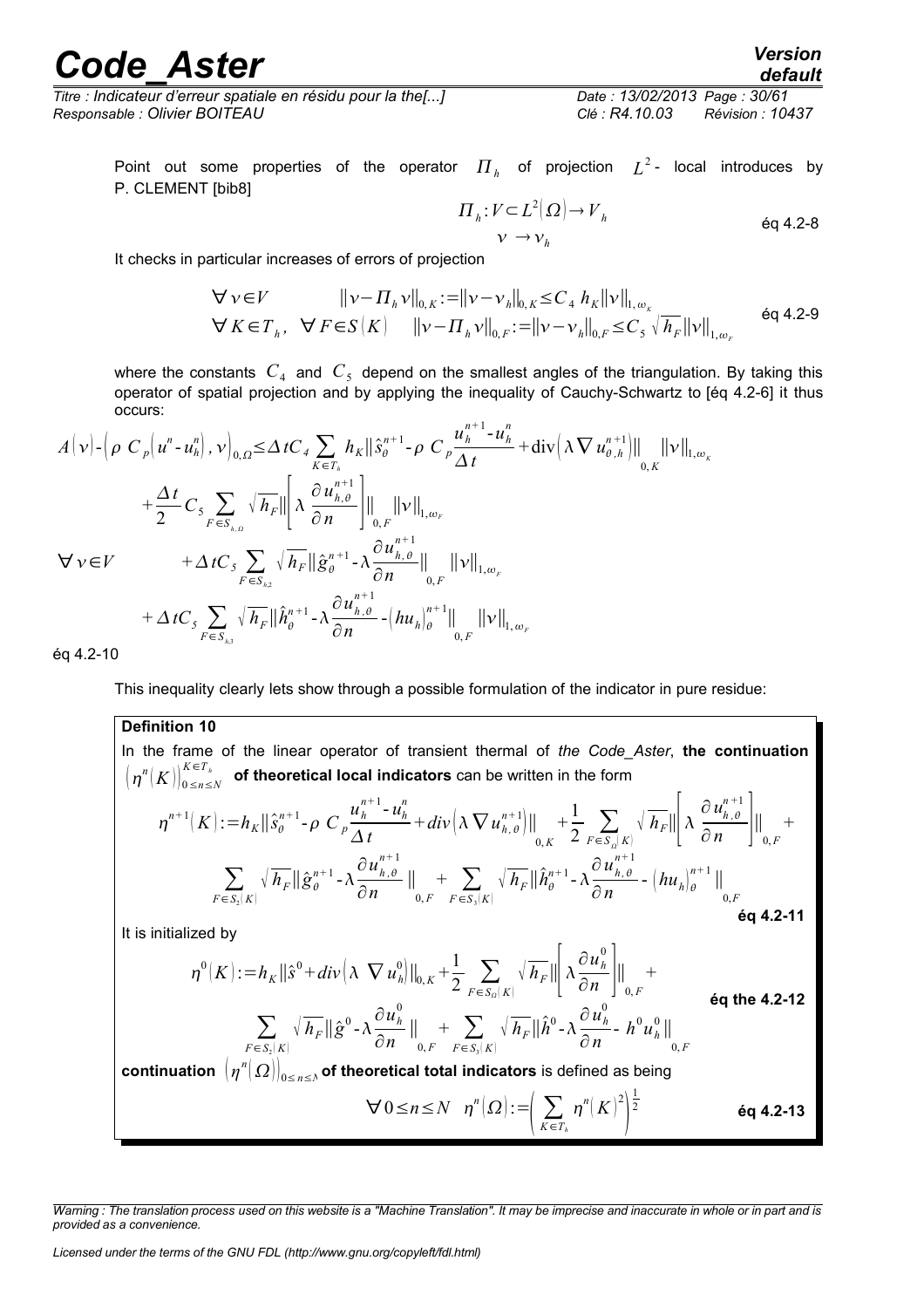Point out some properties of the operator $\Pi_h$ of projection $L^2$- local introduces by P. CLEMENT [bib8]

$$\Pi_h : V \subset L^2(\Omega) \to V_h \qquad v \to v_h \qquad \text{éq 4.2-8}$$

It checks in particular increases of errors of projection

$$\begin{aligned} &\forall v \in V \qquad \|v - \Pi_h v\|_{0,K} := \|v - v_h\|_{0,K} \leq C_4\, h_K \|v\|_{1,\omega_K} \\ &\forall K \in T_h,\ \ \forall F \in S(K) \quad \|v - \Pi_h v\|_{0,F} := \|v - v_h\|_{0,F} \leq C_5 \sqrt{h_F} \|v\|_{1,\omega_F} \end{aligned} \qquad \text{éq 4.2-9}$$

where the constants $C_4$ and $C_5$ depend on the smallest angles of the triangulation. By taking this operator of spatial projection and by applying the inequality of Cauchy-Schwartz to [éq 4.2-6] it thus occurs:

$$\begin{aligned} A(v) - \left(\rho\, C_p(u^n - u_h^n), v\right)_{0,\Omega} \leq\ & \Delta t C_4 \sum_{K \in T_h} h_K \left\| \hat{s}_\theta^{n+1} - \rho\, C_p \frac{u_h^{n+1} - u_h^n}{\Delta t} + \mathrm{div}\left(\lambda \nabla u_{\theta,h}^{n+1}\right) \right\|_{0,K} \|v\|_{1,\omega_K} \\ & + \frac{\Delta t}{2} C_5 \sum_{F \in S_{h,\Omega}} \sqrt{h_F} \left\| \left[ \lambda \frac{\partial u_{h,\theta}^{n+1}}{\partial n} \right] \right\|_{0,F} \|v\|_{1,\omega_F} \\ \forall v \in V \qquad & + \Delta t C_5 \sum_{F \in S_{h,2}} \sqrt{h_F} \left\| \hat{g}_\theta^{n+1} - \lambda \frac{\partial u_{h,\theta}^{n+1}}{\partial n} \right\|_{0,F} \|v\|_{1,\omega_F} \\ & + \Delta t C_5 \sum_{F \in S_{h,3}} \sqrt{h_F} \left\| \hat{h}_\theta^{n+1} - \lambda \frac{\partial u_{h,\theta}^{n+1}}{\partial n} - (h u_h)_\theta^{n+1} \right\|_{0,F} \|v\|_{1,\omega_F} \end{aligned}$$

éq 4.2-10

This inequality clearly lets show through a possible formulation of the indicator in pure residue:

**Definition 10**

In the frame of the linear operator of transient thermal of *the Code_Aster*, **the continuation** $\left(\eta^n(K)\right)_{0 \leq n \leq N}^{K \in T_h}$ **of theoretical local indicators** can be written in the form

$$\begin{aligned} \eta^{n+1}(K) :=\ & h_K \left\| \hat{s}_\theta^{n+1} - \rho\, C_p \frac{u_h^{n+1} - u_h^n}{\Delta t} + div\left(\lambda \nabla u_{h,\theta}^{n+1}\right) \right\|_{0,K} + \frac{1}{2} \sum_{F \in S_\Omega(K)} \sqrt{h_F} \left\| \left[ \lambda \frac{\partial u_{h,\theta}^{n+1}}{\partial n} \right] \right\|_{0,F} + \\ & \sum_{F \in S_2(K)} \sqrt{h_F} \left\| \hat{g}_\theta^{n+1} - \lambda \frac{\partial u_{h,\theta}^{n+1}}{\partial n} \right\|_{0,F} + \sum_{F \in S_3(K)} \sqrt{h_F} \left\| \hat{h}_\theta^{n+1} - \lambda \frac{\partial u_{h,\theta}^{n+1}}{\partial n} - (h u_h)_\theta^{n+1} \right\|_{0,F} \end{aligned} \qquad \textbf{éq 4.2-11}$$

It is initialized by

$$\begin{aligned} \eta^0(K) :=\ & h_K \left\| \hat{s}^0 + div\left(\lambda\ \nabla u_h^0\right) \right\|_{0,K} + \frac{1}{2} \sum_{F \in S_\Omega(K)} \sqrt{h_F} \left\| \left[ \lambda \frac{\partial u_h^0}{\partial n} \right] \right\|_{0,F} + \\ & \sum_{F \in S_2(K)} \sqrt{h_F} \left\| \hat{g}^0 - \lambda \frac{\partial u_h^0}{\partial n} \right\|_{0,F} + \sum_{F \in S_3(K)} \sqrt{h_F} \left\| \hat{h}^0 - \lambda \frac{\partial u_h^0}{\partial n} - h^0 u_h^0 \right\|_{0,F} \end{aligned} \qquad \textbf{éq the 4.2-12}$$

**continuation** $\left(\eta^n(\Omega)\right)_{0 \leq n \leq N}$ **of theoretical total indicators** is defined as being

$$\forall 0 \leq n \leq N \quad \eta^n(\Omega) := \left( \sum_{K \in T_h} \eta^n(K)^2 \right)^{\frac{1}{2}} \qquad \textbf{éq 4.2-13}$$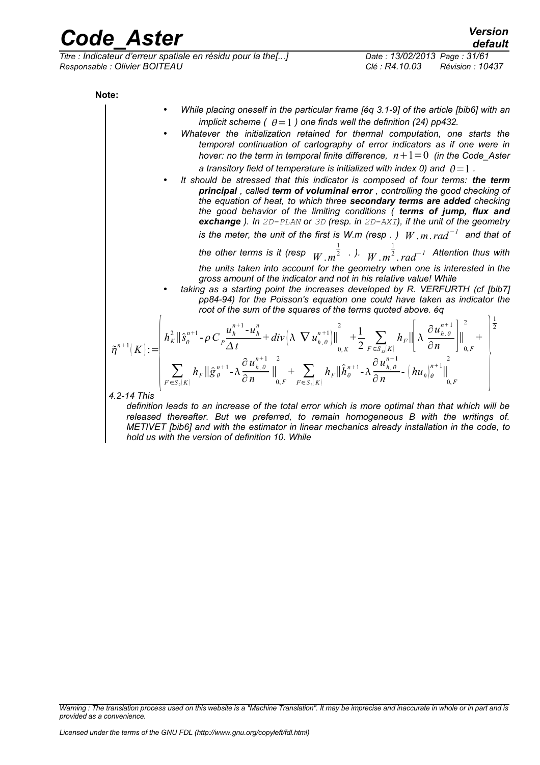**Note:**

- *While placing oneself in the particular frame [éq 3.1-9] of the article [bib6] with an implicit scheme ( $\theta=1$ ) one finds well the definition (24) pp432.*
- *Whatever the initialization retained for thermal computation, one starts the temporal continuation of cartography of error indicators as if one were in hover: no the term in temporal finite difference, $n+1=0$ (in the Code_Aster a transitory field of temperature is initialized with index 0) and $\theta=1$ .*
- *It should be stressed that this indicator is composed of four terms: **the term principal** , called **term of voluminal error** , controlling the good checking of the equation of heat, to which three **secondary terms are added** checking the good behavior of the limiting conditions ( **terms of jump, flux and exchange** ). In 2D-PLAN or 3D (resp. in 2D-AXI), if the unit of the geometry is the meter, the unit of the first is W.m (resp . ) $W.m.rad^{-1}$ and that of the other terms is it (resp $W.m^{\frac{1}{2}}$ . ). $W.m^{\frac{1}{2}}.rad^{-1}$ Attention thus with the units taken into account for the geometry when one is interested in the gross amount of the indicator and not in his relative value! While*
- *taking as a starting point the increases developed by R. VERFURTH (cf [bib7] pp84-94) for the Poisson's equation one could have taken as indicator the root of the sum of the squares of the terms quoted above. éq*

$$\tilde{\eta}^{n+1}(K):=\left\{\begin{array}{l} h_K^2\left\|\hat{s}_\theta^{n+1}-\rho C_p\dfrac{u_h^{n+1}-u_h^n}{\Delta t}+div\left(\lambda\,\nabla u_{h,\theta}^{n+1}\right)\right\|_{0,K}^2+\dfrac{1}{2}\displaystyle\sum_{F\in S_\Omega(K)}h_F\left\|\left[\lambda\,\dfrac{\partial u_{h,\theta}^{n+1}}{\partial n}\right]\right\|_{0,F}^2+\\ \displaystyle\sum_{F\in S_2(K)}h_F\left\|\hat{g}_\theta^{n+1}-\lambda\dfrac{\partial u_{h,\theta}^{n+1}}{\partial n}\right\|_{0,F}^2+\sum_{F\in S_3(K)}h_F\left\|\hat{h}_\theta^{n+1}-\lambda\dfrac{\partial u_{h,\theta}^{n+1}}{\partial n}-\left(hu_h\right)_\theta^{n+1}\right\|_{0,F}^2 \end{array}\right\}^{\frac{1}{2}}$$

*4.2-14 This*

*definition leads to an increase of the total error which is more optimal than that which will be released thereafter. But we preferred, to remain homogeneous B with the writings of. METIVET [bib6] and with the estimator in linear mechanics already installation in the code, to hold us with the version of definition 10. While*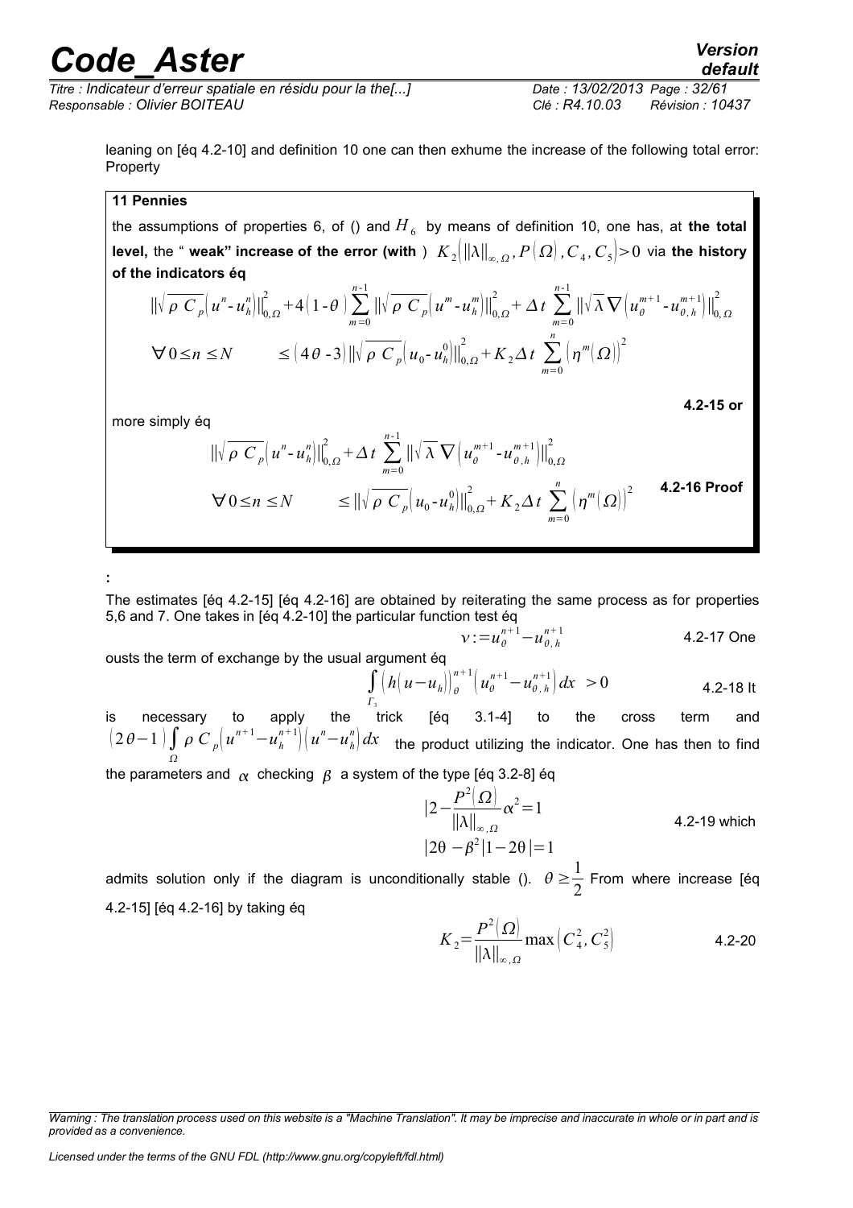leaning on [éq 4.2-10] and definition 10 one can then exhume the increase of the following total error: Property

**11 Pennies**

the assumptions of properties 6, of () and $H_6$ by means of definition 10, one has, at **the total level,** the " **weak" increase of the error (with** ) $K_2\left(\|\lambda\|_{\infty,\Omega}, P(\Omega), C_4, C_5\right)>0$ via **the history of the indicators éq**

$$\|\sqrt{\rho\, C_p}\left(u^n - u_h^n\right)\|_{0,\Omega}^2 + 4(1-\theta)\sum_{m=0}^{n-1}\|\sqrt{\rho\, C_p}\left(u^m - u_h^m\right)\|_{0,\Omega}^2 + \Delta t \sum_{m=0}^{n-1}\|\sqrt{\lambda}\,\nabla\left(u_\theta^{m+1} - u_{\theta,h}^{m+1}\right)\|_{0,\Omega}^2$$

$$\forall\, 0 \le n \le N \qquad \le (4\theta - 3)\|\sqrt{\rho\, C_p}\left(u_0 - u_h^0\right)\|_{0,\Omega}^2 + K_2 \Delta t \sum_{m=0}^{n}\left(\eta^m(\Omega)\right)^2$$

**4.2-15 or**

more simply éq

$$\|\sqrt{\rho\, C_p}\left(u^n - u_h^n\right)\|_{0,\Omega}^2 + \Delta t \sum_{m=0}^{n-1}\|\sqrt{\lambda}\,\nabla\left(u_\theta^{m+1} - u_{\theta,h}^{m+1}\right)\|_{0,\Omega}^2$$

$$\forall\, 0 \le n \le N \qquad \le \|\sqrt{\rho\, C_p}\left(u_0 - u_h^0\right)\|_{0,\Omega}^2 + K_2 \Delta t \sum_{m=0}^{n}\left(\eta^m(\Omega)\right)^2$$

**4.2-16 Proof**

**:**

The estimates [éq 4.2-15] [éq 4.2-16] are obtained by reiterating the same process as for properties 5,6 and 7. One takes in [éq 4.2-10] the particular function test éq

$$v := u_\theta^{n+1} - u_{\theta,h}^{n+1} \qquad \text{4.2-17}$$

One ousts the term of exchange by the usual argument éq

$$\int_{\Gamma_3}\left(h\left(u-u_h\right)\right)_\theta^{n+1}\left(u_\theta^{n+1} - u_{\theta,h}^{n+1}\right)dx \;>0 \qquad \text{4.2-18}$$

It is necessary to apply the trick [éq 3.1-4] to the cross term and $(2\theta-1)\int_\Omega \rho\, C_p\left(u^{n+1} - u_h^{n+1}\right)\left(u^n - u_h^n\right)dx$ the product utilizing the indicator. One has then to find the parameters and $\alpha$ checking $\beta$ a system of the type [éq 3.2-8] éq

$$\begin{aligned}&|2 - \frac{P^2(\Omega)}{\|\lambda\|_{\infty,\Omega}}\alpha^2 = 1\\ &|2\theta - \beta^2|1-2\theta| = 1\end{aligned} \qquad \text{4.2-19}$$

which admits solution only if the diagram is unconditionally stable (). $\theta \ge \frac{1}{2}$ From where increase [éq 4.2-15] [éq 4.2-16] by taking éq

$$K_2 = \frac{P^2(\Omega)}{\|\lambda\|_{\infty,\Omega}}\max\left(C_4^2, C_5^2\right) \qquad \text{4.2-20}$$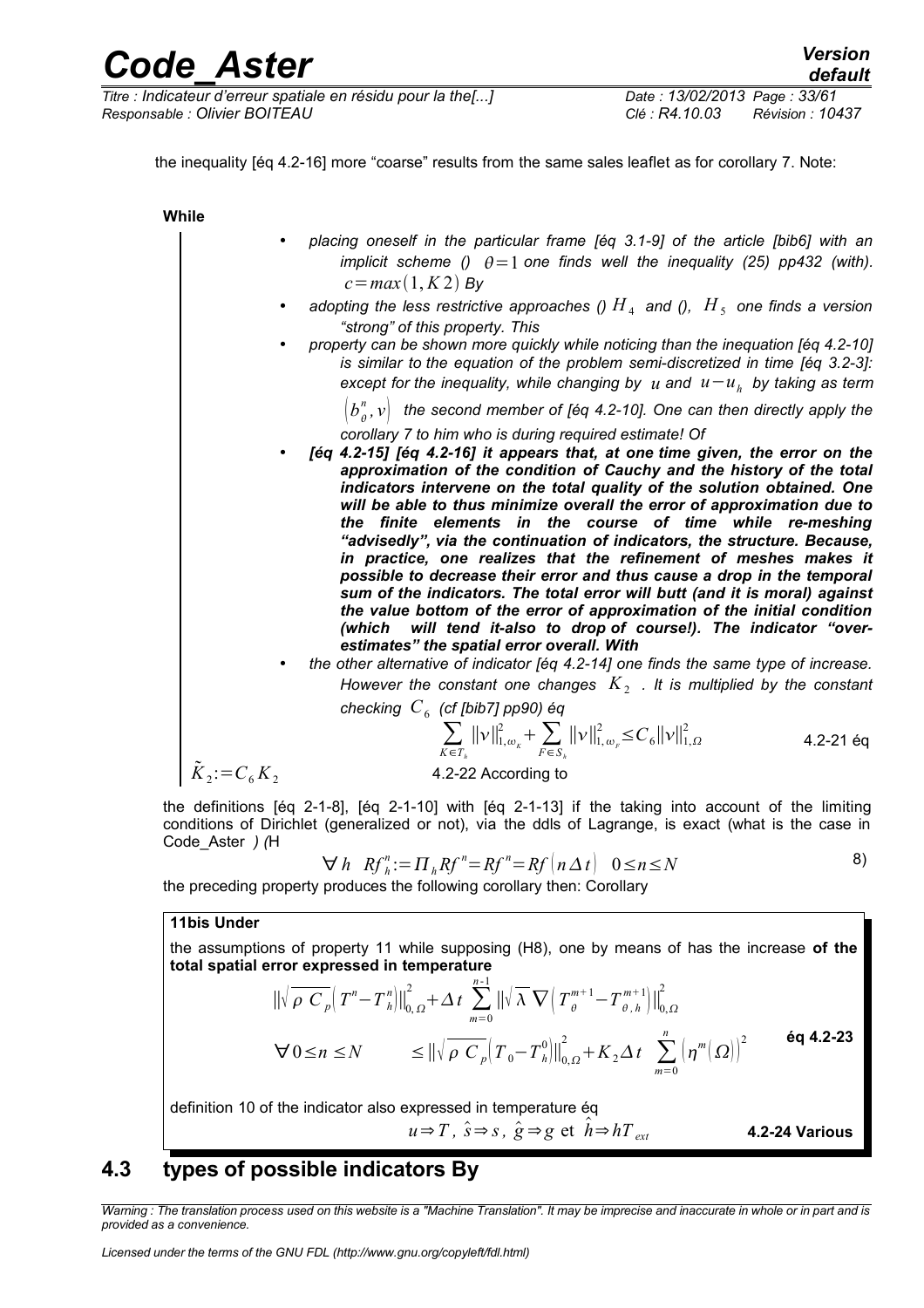the inequality [éq 4.2-16] more "coarse" results from the same sales leaflet as for corollary 7. Note:

**While**

- *placing oneself in the particular frame [éq 3.1-9] of the article [bib6] with an implicit scheme ()* $\theta=1$ *one finds well the inequality (25) pp432 (with).* $c=max(1, K2)$ *By*
- *adopting the less restrictive approaches ()* $H_4$ *and (),* $H_5$ *one finds a version "strong" of this property. This*
- *property can be shown more quickly while noticing than the inequation [éq 4.2-10] is similar to the equation of the problem semi-discretized in time [éq 3.2-3]: except for the inequality, while changing by* $u$ *and* $u-u_h$ *by taking as term* $\left(b_\theta^n, v\right)$ *the second member of [éq 4.2-10]. One can then directly apply the corollary 7 to him who is during required estimate! Of*
- ***[éq 4.2-15] [éq 4.2-16] it appears that, at one time given, the error on the approximation of the condition of Cauchy and the history of the total indicators intervene on the total quality of the solution obtained. One will be able to thus minimize overall the error of approximation due to the finite elements in the course of time while re-meshing "advisedly", via the continuation of indicators, the structure. Because, in practice, one realizes that the refinement of meshes makes it possible to decrease their error and thus cause a drop in the temporal sum of the indicators. The total error will butt (and it is moral) against the value bottom of the error of approximation of the initial condition (which will tend it-also to drop of course!). The indicator "over-estimates" the spatial error overall. With***
- *the other alternative of indicator [éq 4.2-14] one finds the same type of increase. However the constant one changes* $K_2$ *. It is multiplied by the constant checking* $C_6$ *(cf [bib7] pp90) éq*

$$\sum_{K\in T_h} \|v\|_{1,\omega_K}^2 + \sum_{F\in S_h} \|v\|_{1,\omega_F}^2 \le C_6 \|v\|_{1,\Omega}^2 \qquad \text{4.2-21 éq}$$

$$\tilde{K}_2 := C_6 K_2 \qquad \text{4.2-22 According to}$$

the definitions [éq 2-1-8], [éq 2-1-10] with [éq 2-1-13] if the taking into account of the limiting conditions of Dirichlet (generalized or not), via the ddls of Lagrange, is exact (what is the case in Code_Aster *) (*H

$$\forall\, h \quad Rf_h^n := \Pi_h Rf^n = Rf^n = Rf\left(n\Delta t\right) \quad 0\le n\le N \qquad 8)$$

the preceding property produces the following corollary then: Corollary

**11bis Under**

the assumptions of property 11 while supposing (H8), one by means of has the increase **of the total spatial error expressed in temperature**

$$\begin{aligned} &\left\|\sqrt{\rho\, C_p}\left(T^n - T_h^n\right)\right\|_{0,\Omega}^2 + \Delta t \sum_{m=0}^{n-1} \left\|\sqrt{\lambda}\,\nabla\left(T_\theta^{m+1} - T_{\theta,h}^{m+1}\right)\right\|_{0,\Omega}^2 \\ \forall\, 0\le n\le N \qquad &\le \left\|\sqrt{\rho\, C_p}\left(T_0 - T_h^0\right)\right\|_{0,\Omega}^2 + K_2 \Delta t \sum_{m=0}^{n} \left(\eta^m(\Omega)\right)^2 \end{aligned} \qquad \textbf{éq 4.2-23}$$

definition 10 of the indicator also expressed in temperature éq

$$u \Rightarrow T,\ \hat{s} \Rightarrow s,\ \hat{g} \Rightarrow g \text{ et } \hat{h} \Rightarrow hT_{ext} \qquad \textbf{4.2-24 Various}$$

## 4.3 types of possible indicators By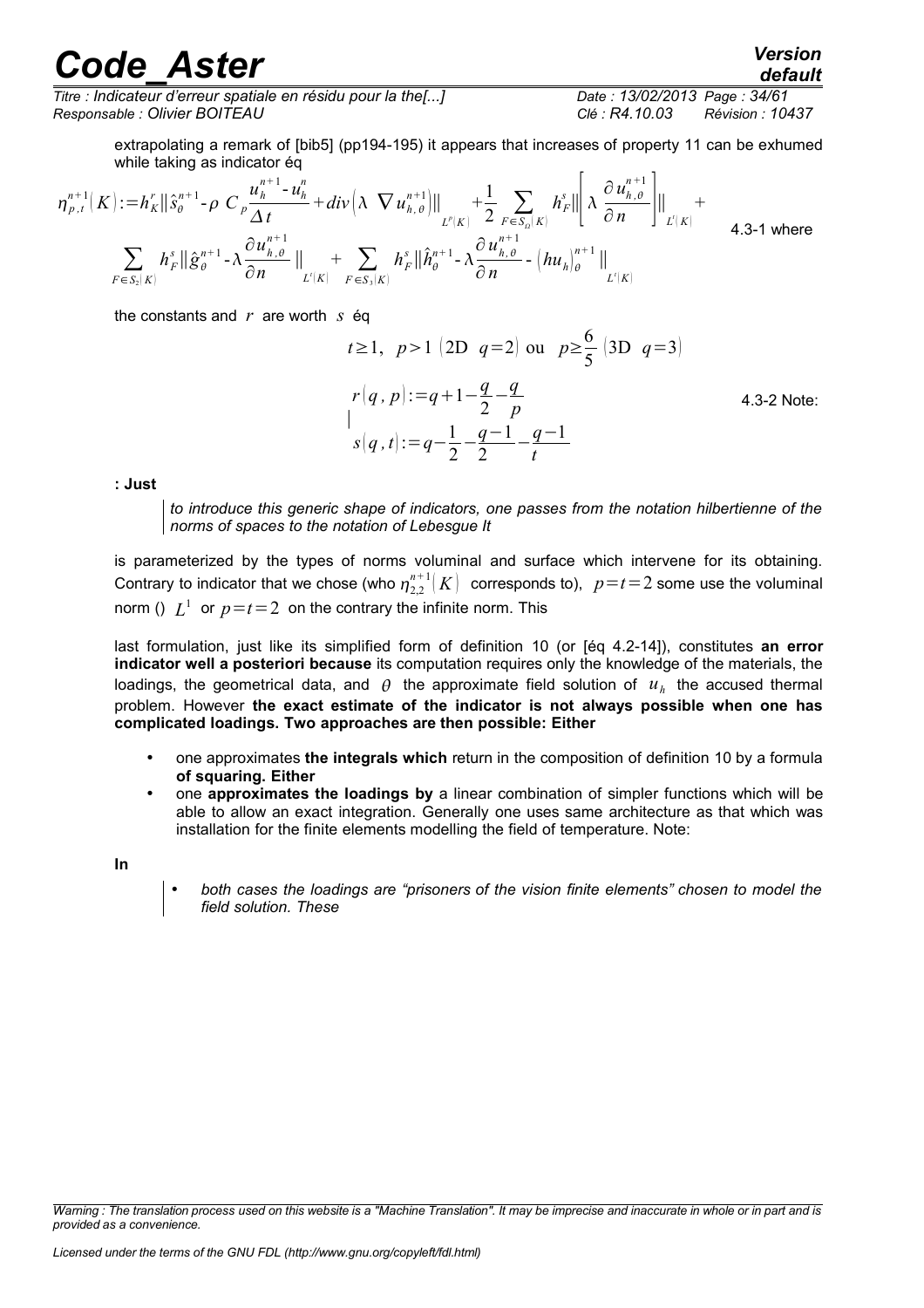extrapolating a remark of [bib5] (pp194-195) it appears that increases of property 11 can be exhumed while taking as indicator éq

$$\eta_{p,t}^{n+1}(K) := h_K^r \| \hat{s}_\theta^{n+1} - \rho\, C_p \frac{u_h^{n+1} - u_h^n}{\Delta t} + div\left(\lambda\, \nabla u_{h,\theta}^{n+1}\right) \|_{L^p(K)} + \frac{1}{2} \sum_{F \in S_\Omega(K)} h_F^s \| \left[ \lambda \frac{\partial u_{h,\theta}^{n+1}}{\partial n} \right] \|_{L^t(K)} + \sum_{F \in S_2(K)} h_F^s \| \hat{g}_\theta^{n+1} - \lambda \frac{\partial u_{h,\theta}^{n+1}}{\partial n} \|_{L^t(K)} + \sum_{F \in S_3(K)} h_F^s \| \hat{h}_\theta^{n+1} - \lambda \frac{\partial u_{h,\theta}^{n+1}}{\partial n} - \left(hu_h\right)_\theta^{n+1} \|_{L^t(K)}$$

4.3-1 where

the constants and $r$ are worth $s$ éq

$$t \geq 1,\ \ p > 1\ (2D\ \ q=2)\ \text{ou}\ \ p \geq \frac{6}{5}\ (3D\ \ q=3)$$

$$\left| \begin{aligned} r(q,p) &:= q + 1 - \frac{q}{2} - \frac{q}{p} \\ s(q,t) &:= q - \frac{1}{2} - \frac{q-1}{2} - \frac{q-1}{t} \end{aligned} \right.$$

4.3-2 Note:

**: Just**

> *to introduce this generic shape of indicators, one passes from the notation hilbertienne of the norms of spaces to the notation of Lebesgue It*

is parameterized by the types of norms voluminal and surface which intervene for its obtaining. Contrary to indicator that we chose (who $\eta_{2,2}^{n+1}(K)$ corresponds to), $p=t=2$ some use the voluminal norm () $L^1$ or $p=t=2$ on the contrary the infinite norm. This

last formulation, just like its simplified form of definition 10 (or [éq 4.2-14]), constitutes **an error indicator well a posteriori because** its computation requires only the knowledge of the materials, the loadings, the geometrical data, and $\theta$ the approximate field solution of $u_h$ the accused thermal problem. However **the exact estimate of the indicator is not always possible when one has complicated loadings. Two approaches are then possible: Either**

- one approximates **the integrals which** return in the composition of definition 10 by a formula **of squaring. Either**
- one **approximates the loadings by** a linear combination of simpler functions which will be able to allow an exact integration. Generally one uses same architecture as that which was installation for the finite elements modelling the field of temperature. Note:

**In**

> - *both cases the loadings are "prisoners of the vision finite elements" chosen to model the field solution. These*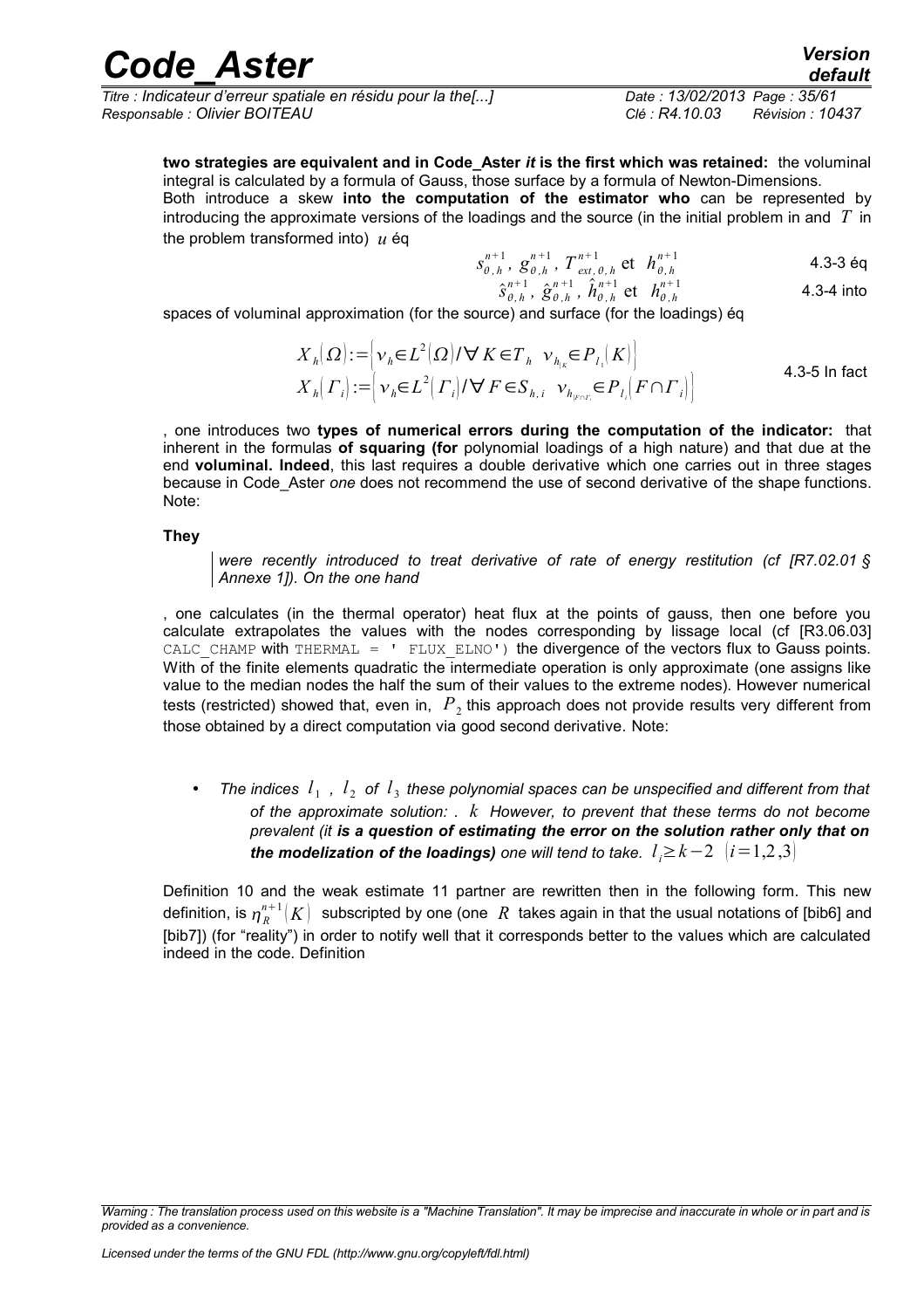**two strategies are equivalent and in Code_Aster *it* is the first which was retained:** the voluminal integral is calculated by a formula of Gauss, those surface by a formula of Newton-Dimensions. Both introduce a skew **into the computation of the estimator who** can be represented by introducing the approximate versions of the loadings and the source (in the initial problem in and $T$ in the problem transformed into) $u$ éq

$$s_{\theta,h}^{n+1},\ g_{\theta,h}^{n+1},\ T_{ext,\theta,h}^{n+1}\ \text{et}\ \ h_{\theta,h}^{n+1} \qquad \text{4.3-3 éq}$$

$$\hat{s}_{\theta,h}^{n+1},\ \hat{g}_{\theta,h}^{n+1},\ \hat{h}_{\theta,h}^{n+1}\ \text{et}\ \ h_{\theta,h}^{n+1} \qquad \text{4.3-4 into}$$

spaces of voluminal approximation (for the source) and surface (for the loadings) éq

$$X_h(\Omega):=\left\{ v_h\in L^2(\Omega)/\forall K\in T_h\ \ v_{h_{|K}}\in P_{l_1}(K)\right\}$$
$$X_h(\Gamma_i):=\left\{ v_h\in L^2(\Gamma_i)/\forall F\in S_{h,i}\ \ v_{h_{|F\cap\Gamma_i}}\in P_{l_i}(F\cap\Gamma_i)\right\} \qquad \text{4.3-5 In fact}$$

, one introduces two **types of numerical errors during the computation of the indicator:** that inherent in the formulas **of squaring (for** polynomial loadings of a high nature) and that due at the end **voluminal. Indeed**, this last requires a double derivative which one carries out in three stages because in Code_Aster *one* does not recommend the use of second derivative of the shape functions. Note:

**They**

> *were recently introduced to treat derivative of rate of energy restitution (cf [R7.02.01 § Annexe 1]). On the one hand*

, one calculates (in the thermal operator) heat flux at the points of gauss, then one before you calculate extrapolates the values with the nodes corresponding by lissage local (cf [R3.06.03] `CALC_CHAMP` with `THERMAL = ' FLUX_ELNO')` the divergence of the vectors flux to Gauss points. With of the finite elements quadratic the intermediate operation is only approximate (one assigns like value to the median nodes the half the sum of their values to the extreme nodes). However numerical tests (restricted) showed that, even in, $P_2$ this approach does not provide results very different from those obtained by a direct computation via good second derivative. Note:

- *The indices $l_1$, $l_2$ of $l_3$ these polynomial spaces can be unspecified and different from that of the approximate solution: . $k$ However, to prevent that these terms do not become prevalent (it **is a question of estimating the error on the solution rather only that on the modelization of the loadings)** one will tend to take. $l_i \geq k-2 \ \ (i=1,2,3)$*

Definition 10 and the weak estimate 11 partner are rewritten then in the following form. This new definition, is $\eta_R^{n+1}(K)$ subscripted by one (one $R$ takes again in that the usual notations of [bib6] and [bib7]) (for "reality") in order to notify well that it corresponds better to the values which are calculated indeed in the code. Definition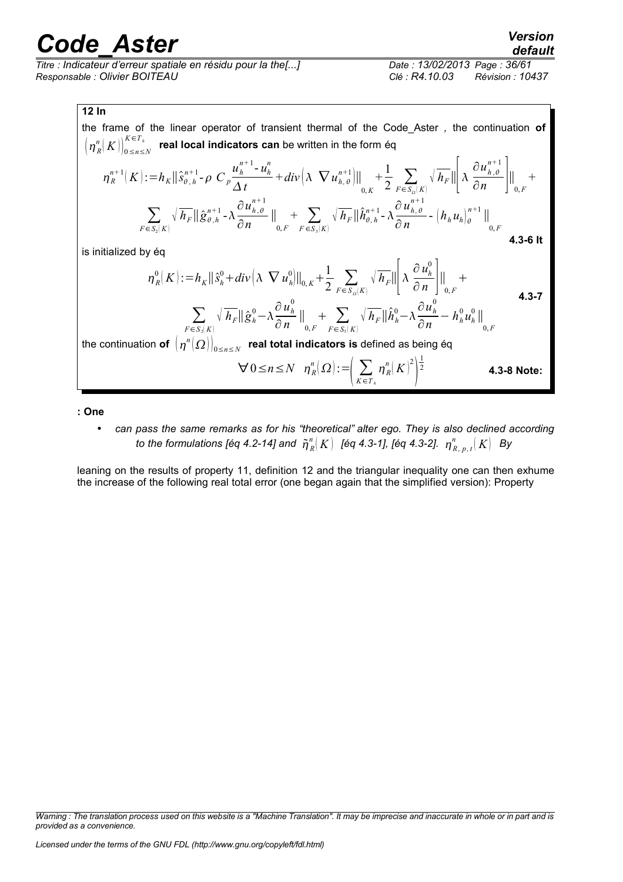**12 In**

the frame of the linear operator of transient thermal of the Code_Aster , the continuation **of** $\left(\eta_R^n(K)\right)_{0\le n\le N}^{K\in T_h}$ **real local indicators can** be written in the form éq

$$\eta_R^{n+1}(K):=h_K\|\hat{s}_{\theta,h}^{n+1}-\rho\ C_p\frac{u_h^{n+1}-u_h^n}{\Delta t}+div\left(\lambda\ \nabla u_{h,\theta}^{n+1}\right)\|_{0,K}+\frac{1}{2}\sum_{F\in S_\Omega(K)}\sqrt{h_F}\|\left[\lambda\ \frac{\partial u_{h,\theta}^{n+1}}{\partial n}\right]\|_{0,F}+$$

$$\sum_{F\in S_2(K)}\sqrt{h_F}\|\hat{g}_{\theta,h}^{n+1}-\lambda\frac{\partial u_{h,\theta}^{n+1}}{\partial n}\|_{0,F}+\sum_{F\in S_3(K)}\sqrt{h_F}\|\hat{h}_{\theta,h}^{n+1}-\lambda\frac{\partial u_{h,\theta}^{n+1}}{\partial n}-\left(h_h u_h\right)_\theta^{n+1}\|_{0,F}$$

**4.3-6 It**

is initialized by éq

$$\eta_R^0(K):=h_K\|\hat{s}_h^0+div\left(\lambda\ \nabla u_h^0\right)\|_{0,K}+\frac{1}{2}\sum_{F\in S_\Omega(K)}\sqrt{h_F}\|\left[\lambda\ \frac{\partial u_h^0}{\partial n}\right]\|_{0,F}+$$

$$\sum_{F\in S_2(K)}\sqrt{h_F}\|\hat{g}_h^0-\lambda\frac{\partial u_h^0}{\partial n}\|_{0,F}+\sum_{F\in S_3(K)}\sqrt{h_F}\|\hat{h}_h^0-\lambda\frac{\partial u_h^0}{\partial n}-h_h^0 u_h^0\|_{0,F}$$

**4.3-7**

the continuation **of** $\left(\eta^n(\Omega)\right)_{0\le n\le N}$ **real total indicators is** defined as being éq

$$\forall\, 0\le n\le N\quad \eta_R^n(\Omega):=\left(\sum_{K\in T_h}\eta_R^n(K)^2\right)^{\frac{1}{2}}$$

**4.3-8 Note:**

**: One**

- *can pass the same remarks as for his "theoretical" alter ego. They is also declined according to the formulations [éq 4.2-14] and $\tilde{\eta}_R^n(K)$ [éq 4.3-1], [éq 4.3-2]. $\eta_{R,p,t}^n(K)$ By*

leaning on the results of property 11, definition 12 and the triangular inequality one can then exhume the increase of the following real total error (one began again that the simplified version): Property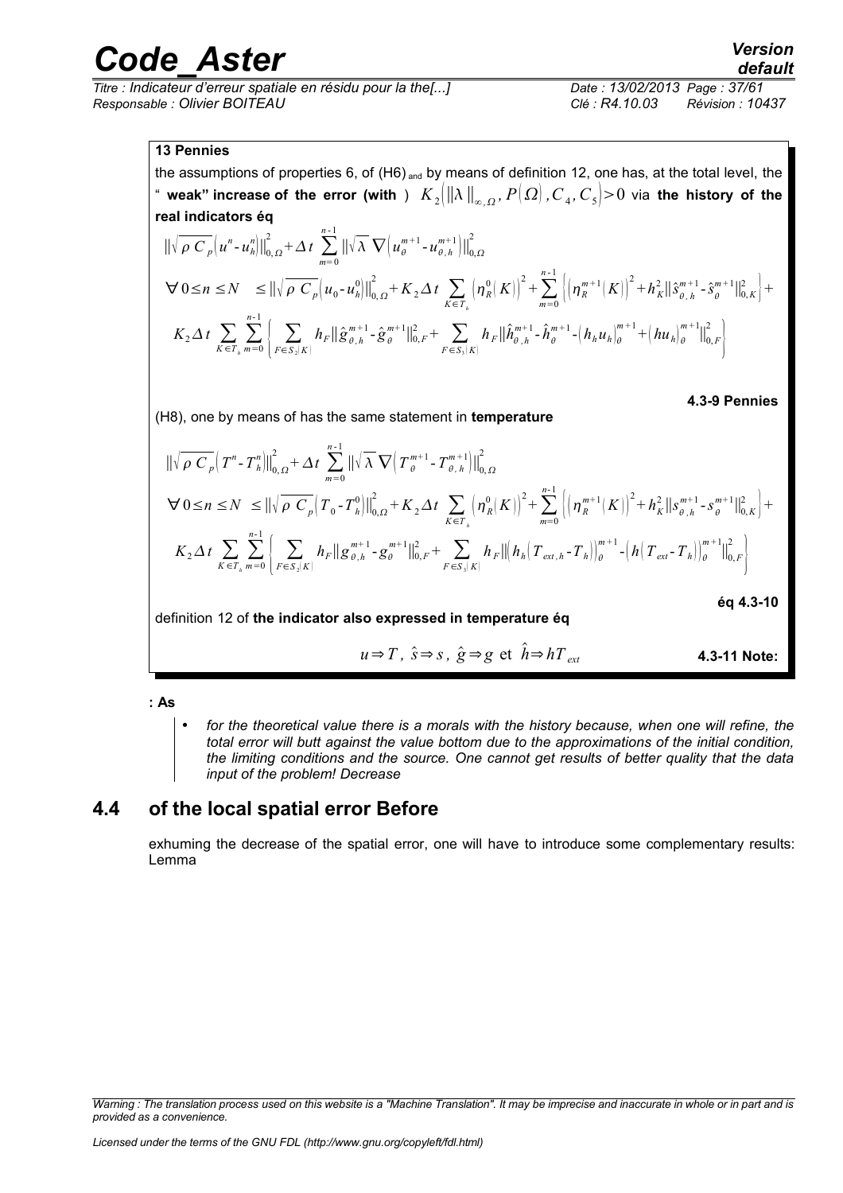**13 Pennies**

the assumptions of properties 6, of (H6) and by means of definition 12, one has, at the total level, the " **weak" increase of the error (with** ) $K_2\left(\|\lambda\|_{\infty,\Omega}, P(\Omega), C_4, C_5\right)>0$ via **the history of the real indicators éq**

$$
\begin{aligned}
&\|\sqrt{\rho C_p}\left(u^n-u_h^n\right)\|_{0,\Omega}^2+\Delta t\sum_{m=0}^{n-1}\|\sqrt{\lambda}\,\nabla\left(u_\theta^{m+1}-u_{\theta,h}^{m+1}\right)\|_{0,\Omega}^2\\
&\forall\, 0\le n\le N\quad \le\|\sqrt{\rho C_p}\left(u_0-u_h^0\right)\|_{0,\Omega}^2+K_2\Delta t\sum_{K\in T_h}\left(\eta_R^0(K)\right)^2+\sum_{m=0}^{n-1}\left\{\left(\eta_R^{m+1}(K)\right)^2+h_K^2\|\hat{s}_{\theta,h}^{m+1}-\hat{s}_\theta^{m+1}\|_{0,K}^2\right\}+\\
&K_2\Delta t\sum_{K\in T_h}\sum_{m=0}^{n-1}\left\{\sum_{F\in S_2(K)}h_F\|\hat{g}_{\theta,h}^{m+1}-\hat{g}_\theta^{m+1}\|_{0,F}^2+\sum_{F\in S_3(K)}h_F\|\hat{h}_{\theta,h}^{m+1}-\hat{h}_\theta^{m+1}-\left(h_h u_h\right)_\theta^{m+1}+\left(h u_h\right)_\theta^{m+1}\|_{0,F}^2\right\}
\end{aligned}
$$

**4.3-9 Pennies**

(H8), one by means of has the same statement in **temperature**

$$
\begin{aligned}
&\|\sqrt{\rho C_p}\left(T^n-T_h^n\right)\|_{0,\Omega}^2+\Delta t\sum_{m=0}^{n-1}\|\sqrt{\lambda}\,\nabla\left(T_\theta^{m+1}-T_{\theta,h}^{m+1}\right)\|_{0,\Omega}^2\\
&\forall\, 0\le n\le N\quad \le\|\sqrt{\rho C_p}\left(T_0-T_h^0\right)\|_{0,\Omega}^2+K_2\Delta t\sum_{K\in T_h}\left(\eta_R^0(K)\right)^2+\sum_{m=0}^{n-1}\left\{\left(\eta_R^{m+1}(K)\right)^2+h_K^2\|s_{\theta,h}^{m+1}-s_\theta^{m+1}\|_{0,K}^2\right\}+\\
&K_2\Delta t\sum_{K\in T_h}\sum_{m=0}^{n-1}\left\{\sum_{F\in S_2(K)}h_F\|g_{\theta,h}^{m+1}-g_\theta^{m+1}\|_{0,F}^2+\sum_{F\in S_3(K)}h_F\|\left(h_h\left(T_{ext,h}-T_h\right)\right)_\theta^{m+1}-\left(h\left(T_{ext}-T_h\right)\right)_\theta^{m+1}\|_{0,F}^2\right\}
\end{aligned}
$$

**éq 4.3-10**

definition 12 of **the indicator also expressed in temperature éq**

$$u\Rightarrow T,\ \hat{s}\Rightarrow s,\ \hat{g}\Rightarrow g\ \text{ et }\ \hat{h}\Rightarrow hT_{ext}$$

**4.3-11 Note:**

**: As**

- *for the theoretical value there is a morals with the history because, when one will refine, the total error will butt against the value bottom due to the approximations of the initial condition, the limiting conditions and the source. One cannot get results of better quality that the data input of the problem! Decrease*

## 4.4 of the local spatial error Before

exhuming the decrease of the spatial error, one will have to introduce some complementary results: Lemma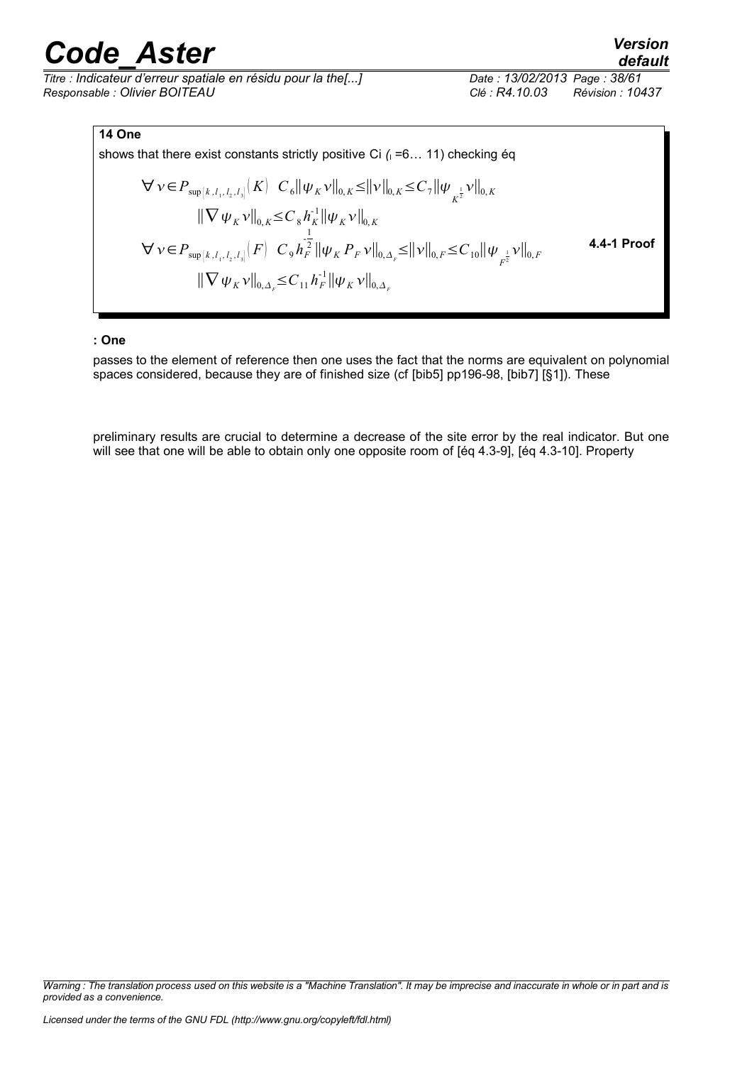**14 One**

shows that there exist constants strictly positive Ci ($_i$ =6… 11) checking éq

$$\forall v \in P_{\sup(k,l_1,l_2,l_3)}(K) \quad C_6 \|\psi_K v\|_{0,K} \leq \|v\|_{0,K} \leq C_7 \|\psi_{K^{\frac{1}{2}}} v\|_{0,K}$$

$$\|\nabla \psi_K v\|_{0,K} \leq C_8 h_K^{-1} \|\psi_K v\|_{0,K}$$

$$\forall v \in P_{\sup(k,l_1,l_2,l_3)}(F) \quad C_9 h_F^{-\frac{1}{2}} \|\psi_K P_F v\|_{0,\Delta_F} \leq \|v\|_{0,F} \leq C_{10} \|\psi_{F^{\frac{1}{2}}} v\|_{0,F}$$

$$\|\nabla \psi_K v\|_{0,\Delta_F} \leq C_{11} h_F^{-1} \|\psi_K v\|_{0,\Delta_F}$$

**4.4-1 Proof**

**: One**

passes to the element of reference then one uses the fact that the norms are equivalent on polynomial spaces considered, because they are of finished size (cf [bib5] pp196-98, [bib7] [§1]). These

preliminary results are crucial to determine a decrease of the site error by the real indicator. But one will see that one will be able to obtain only one opposite room of [éq 4.3-9], [éq 4.3-10]. Property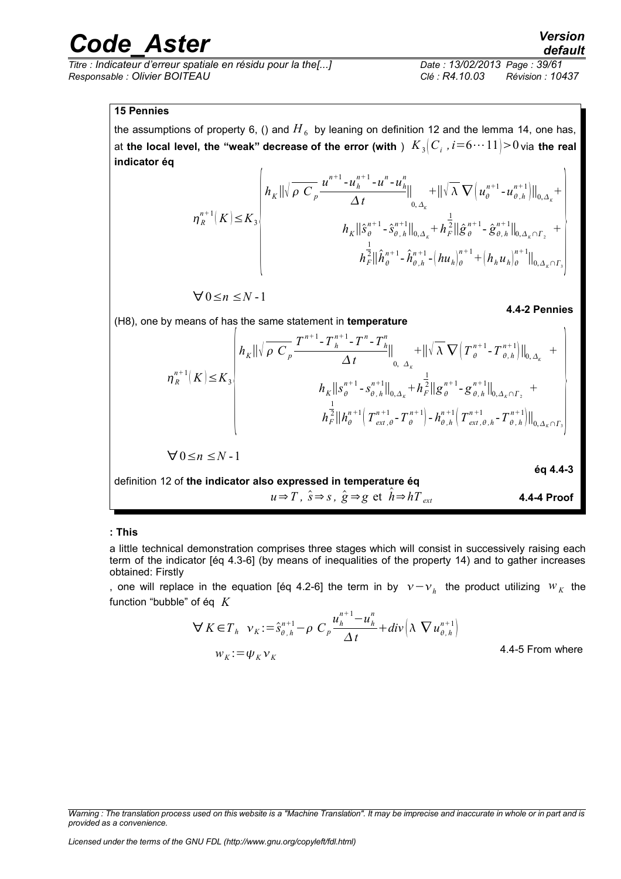**15 Pennies**

the assumptions of property 6, () and $H_6$ by leaning on definition 12 and the lemma 14, one has, at **the local level, the "weak" decrease of the error (with** ) $K_3(C_i, i=6\cdots 11)>0$ via **the real indicator éq**

$$\eta_R^{n+1}(K)\le K_3\left(\begin{array}{r} h_K\left\|\sqrt{\rho\, C_p}\dfrac{u^{n+1}-u_h^{n+1}-u^n-u_h^n}{\Delta t}\right\|_{0,\Delta_K}+\left\|\sqrt{\lambda}\,\nabla\left(u_\theta^{n+1}-u_{\theta,h}^{n+1}\right)\right\|_{0,\Delta_K}+\\ h_K\left\|\hat{s}_\theta^{n+1}-\hat{s}_{\theta,h}^{n+1}\right\|_{0,\Delta_K}+h_F^{\frac{1}{2}}\left\|\hat{g}_\theta^{n+1}-\hat{g}_{\theta,h}^{n+1}\right\|_{0,\Delta_K\cap\Gamma_2}+\\ h_F^{\frac{1}{2}}\left\|\hat{h}_\theta^{n+1}-\hat{h}_{\theta,h}^{n+1}-\left(hu_h\right)_\theta^{n+1}+\left(h_h u_h\right)_\theta^{n+1}\right\|_{0,\Delta_K\cap\Gamma_3}\end{array}\right)$$

$\forall\, 0\le n\le N-1$

**4.4-2 Pennies**

(H8), one by means of has the same statement in **temperature**

$$\eta_R^{n+1}(K)\le K_3\left(\begin{array}{r} h_K\left\|\sqrt{\rho\, C_p}\dfrac{T^{n+1}-T_h^{n+1}-T^n-T_h^n}{\Delta t}\right\|_{0,\Delta_K}+\left\|\sqrt{\lambda}\,\nabla\left(T_\theta^{n+1}-T_{\theta,h}^{n+1}\right)\right\|_{0,\Delta_K}+\\ h_K\left\|s_\theta^{n+1}-s_{\theta,h}^{n+1}\right\|_{0,\Delta_K}+h_F^{\frac{1}{2}}\left\|g_\theta^{n+1}-g_{\theta,h}^{n+1}\right\|_{0,\Delta_K\cap\Gamma_2}+\\ h_F^{\frac{1}{2}}\left\|h_\theta^{n+1}\left(T_{ext,\theta}^{n+1}-T_\theta^{n+1}\right)-h_{\theta,h}^{n+1}\left(T_{ext,\theta,h}^{n+1}-T_{\theta,h}^{n+1}\right)\right\|_{0,\Delta_K\cap\Gamma_3}\end{array}\right)$$

$\forall\, 0\le n\le N-1$

**éq 4.4-3**

definition 12 of **the indicator also expressed in temperature éq**

$$u\Rightarrow T,\ \hat{s}\Rightarrow s,\ \hat{g}\Rightarrow g \text{ et } \hat{h}\Rightarrow hT_{ext}$$

**4.4-4 Proof**

**: This**

a little technical demonstration comprises three stages which will consist in successively raising each term of the indicator [éq 4.3-6] (by means of inequalities of the property 14) and to gather increases obtained: Firstly

, one will replace in the equation [éq 4.2-6] the term in by $v-v_h$ the product utilizing $w_K$ the function "bubble" of éq $K$

$$\forall K\in T_h\quad v_K:=\hat{s}_{\theta,h}^{n+1}-\rho\, C_p\frac{u_h^{n+1}-u_h^n}{\Delta t}+div\left(\lambda\,\nabla u_{\theta,h}^{n+1}\right)$$

$$w_K:=\psi_K v_K$$

4.4-5 From where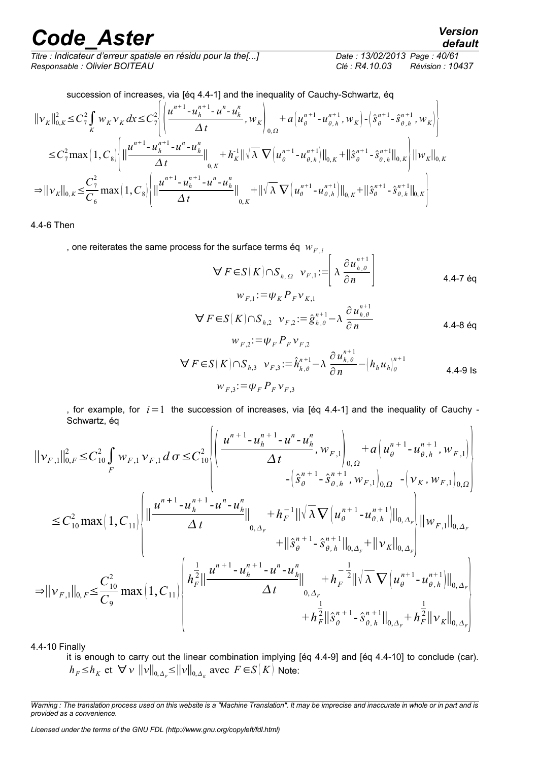succession of increases, via [éq 4.4-1] and the inequality of Cauchy-Schwartz, éq

$$\|\nu_K\|_{0,K}^2 \leq C_7^2 \int_K w_K \nu_K \, dx \leq C_7^2 \left\{ \left( \frac{u^{n+1}-u_h^{n+1}-u^n-u_h^n}{\Delta t}, w_K \right)_{0,\Omega} + a\left(u_\theta^{n+1}-u_{\theta,h}^{n+1}, w_K\right) - \left(\hat{s}_\theta^{n+1}-\hat{s}_{\theta,h}^{n+1}, w_K\right) \right\}$$

$$\leq C_7^2 \max\left(1, C_8\right) \left\{ \left\| \frac{u^{n+1}-u_h^{n+1}-u^n-u_h^n}{\Delta t} \right\|_{0,K} + h_K^{-1} \left\| \sqrt{\lambda}\, \nabla \left(u_\theta^{n+1}-u_{\theta,h}^{n+1}\right) \right\|_{0,K} + \left\| \hat{s}_\theta^{n+1}-\hat{s}_{\theta,h}^{n+1} \right\|_{0,K} \right\} \|w_K\|_{0,K}$$

$$\Rightarrow \|\nu_K\|_{0,K} \leq \frac{C_7^2}{C_6} \max\left(1, C_8\right) \left\{ \left\| \frac{u^{n+1}-u_h^{n+1}-u^n-u_h^n}{\Delta t} \right\|_{0,K} + \left\| \sqrt{\lambda}\, \nabla \left(u_\theta^{n+1}-u_{\theta,h}^{n+1}\right) \right\|_{0,K} + \left\| \hat{s}_\theta^{n+1}-\hat{s}_{\theta,h}^{n+1} \right\|_{0,K} \right\}$$

4.4-6 Then

, one reiterates the same process for the surface terms éq $w_{F,i}$

$$\forall F \in S(K) \cap S_{h,\Omega} \quad \nu_{F,1} := \left[ \lambda \frac{\partial u_{h,\theta}^{n+1}}{\partial n} \right] \qquad \text{4.4-7 éq}$$
$$w_{F,1} := \psi_K P_F \nu_{K,1}$$

$$\forall F \in S(K) \cap S_{h,2} \quad \nu_{F,2} := \hat{g}_{h,\theta}^{n+1} - \lambda \frac{\partial u_{h,\theta}^{n+1}}{\partial n} \qquad \text{4.4-8 éq}$$
$$w_{F,2} := \psi_F P_F \nu_{F,2}$$

$$\forall F \in S(K) \cap S_{h,3} \quad \nu_{F,3} := \hat{h}_{h,\theta}^{n+1} - \lambda \frac{\partial u_{h,\theta}^{n+1}}{\partial n} - \left(h_h u_h\right)_\theta^{n+1} \qquad \text{4.4-9 Is}$$
$$w_{F,3} := \psi_F P_F \nu_{F,3}$$

, for example, for $i=1$ the succession of increases, via [éq 4.4-1] and the inequality of Cauchy - Schwartz, éq

$$\|\nu_{F,1}\|_{0,F}^2 \leq C_{10}^2 \int_F w_{F,1} \nu_{F,1} \, d\sigma \leq C_{10}^2 \left\{ \left( \frac{u^{n+1}-u_h^{n+1}-u^n-u_h^n}{\Delta t}, w_{F,1} \right)_{0,\Omega} + a\left(u_\theta^{n+1}-u_{\theta,h}^{n+1}, w_{F,1}\right) - \left(\hat{s}_\theta^{n+1}-\hat{s}_{\theta,h}^{n+1}, w_{F,1}\right)_{0,\Omega} - \left(\nu_K, w_{F,1}\right)_{0,\Omega} \right\}$$

$$\leq C_{10}^2 \max\left(1, C_{11}\right) \left\{ \left\| \frac{u^{n+1}-u_h^{n+1}-u^n-u_h^n}{\Delta t} \right\|_{0,\Delta_F} + h_F^{-1} \left\| \sqrt{\lambda} \nabla \left(u_\theta^{n+1}-u_{\theta,h}^{n+1}\right) \right\|_{0,\Delta_F} + \left\| \hat{s}_\theta^{n+1}-\hat{s}_{\theta,h}^{n+1} \right\|_{0,\Delta_F} + \|\nu_K\|_{0,\Delta_F} \right\} \|w_{F,1}\|_{0,\Delta_F}$$

$$\Rightarrow \|\nu_{F,1}\|_{0,F} \leq \frac{C_{10}^2}{C_9} \max\left(1, C_{11}\right) \left\{ h_F^{\frac{1}{2}} \left\| \frac{u^{n+1}-u_h^{n+1}-u^n-u_h^n}{\Delta t} \right\|_{0,\Delta_F} + h_F^{-\frac{1}{2}} \left\| \sqrt{\lambda}\, \nabla \left(u_\theta^{n+1}-u_{\theta,h}^{n+1}\right) \right\|_{0,\Delta_F} + h_F^{\frac{1}{2}} \left\| \hat{s}_\theta^{n+1}-\hat{s}_{\theta,h}^{n+1} \right\|_{0,\Delta_F} + h_F^{\frac{1}{2}} \|\nu_K\|_{0,\Delta_F} \right\}$$

4.4-10 Finally

it is enough to carry out the linear combination implying [éq 4.4-9] and [éq 4.4-10] to conclude (car). $h_F \leq h_K$ et $\forall \nu \; \|\nu\|_{0,\Delta_F} \leq \|\nu\|_{0,\Delta_K}$ avec $F \in S(K)$ Note: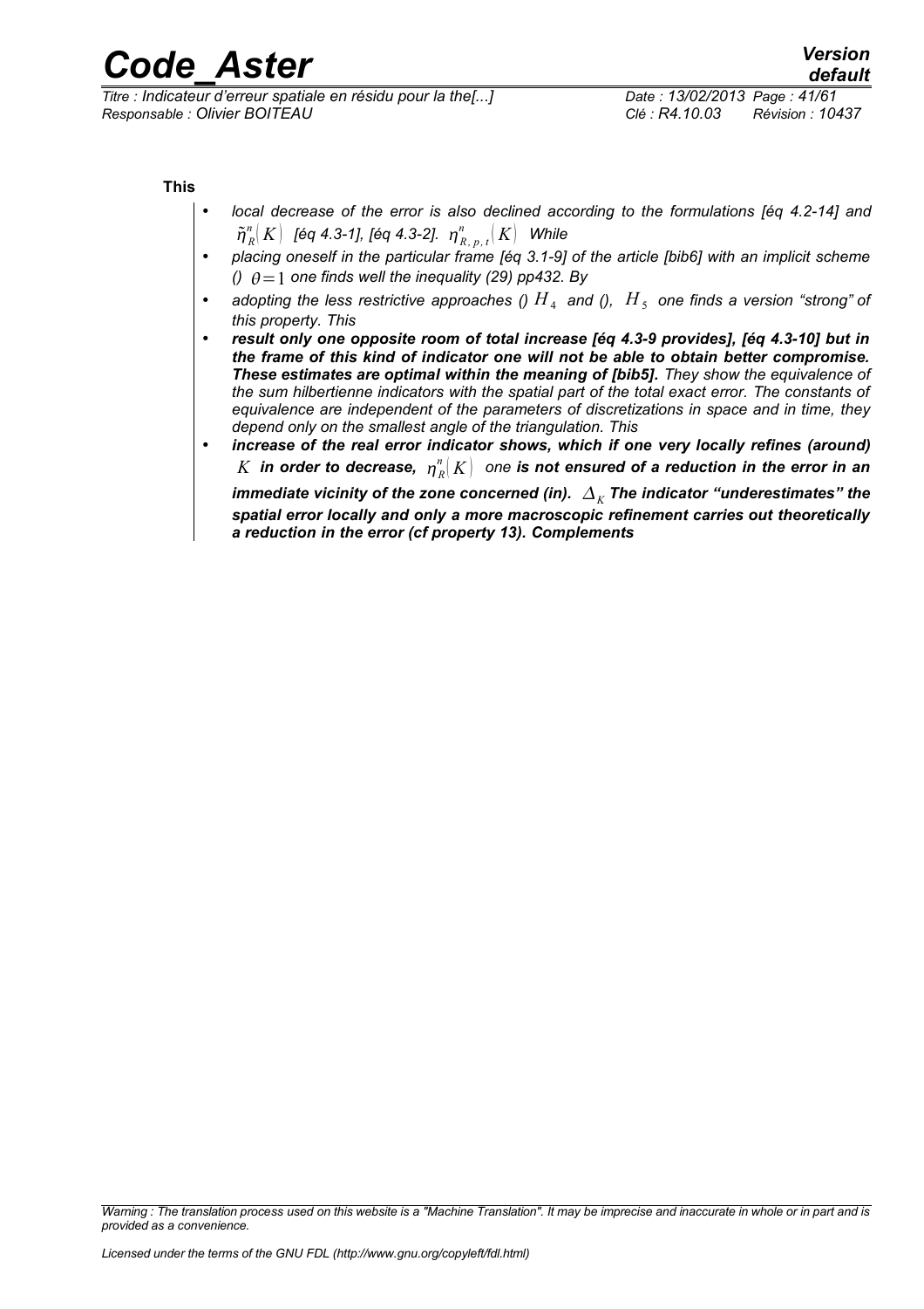**This**

- *local decrease of the error is also declined according to the formulations [éq 4.2-14] and $\tilde{\eta}^n_R(K)$ [éq 4.3-1], [éq 4.3-2]. $\eta^n_{R,p,t}(K)$ While*
- *placing oneself in the particular frame [éq 3.1-9] of the article [bib6] with an implicit scheme () $\theta=1$ one finds well the inequality (29) pp432. By*
- *adopting the less restrictive approaches () $H_4$ and (), $H_5$ one finds a version "strong" of this property. This*
- ***result only one opposite room of total increase [éq 4.3-9 provides], [éq 4.3-10] but in the frame of this kind of indicator one will not be able to obtain better compromise. These estimates are optimal within the meaning of [bib5].** They show the equivalence of the sum hilbertienne indicators with the spatial part of the total exact error. The constants of equivalence are independent of the parameters of discretizations in space and in time, they depend only on the smallest angle of the triangulation. This*
- ***increase of the real error indicator shows, which if one very locally refines (around) $K$ in order to decrease, $\eta^n_R(K)$ one is not ensured of a reduction in the error in an immediate vicinity of the zone concerned (in). $\Delta_K$ The indicator "underestimates" the spatial error locally and only a more macroscopic refinement carries out theoretically a reduction in the error (cf property 13). Complements***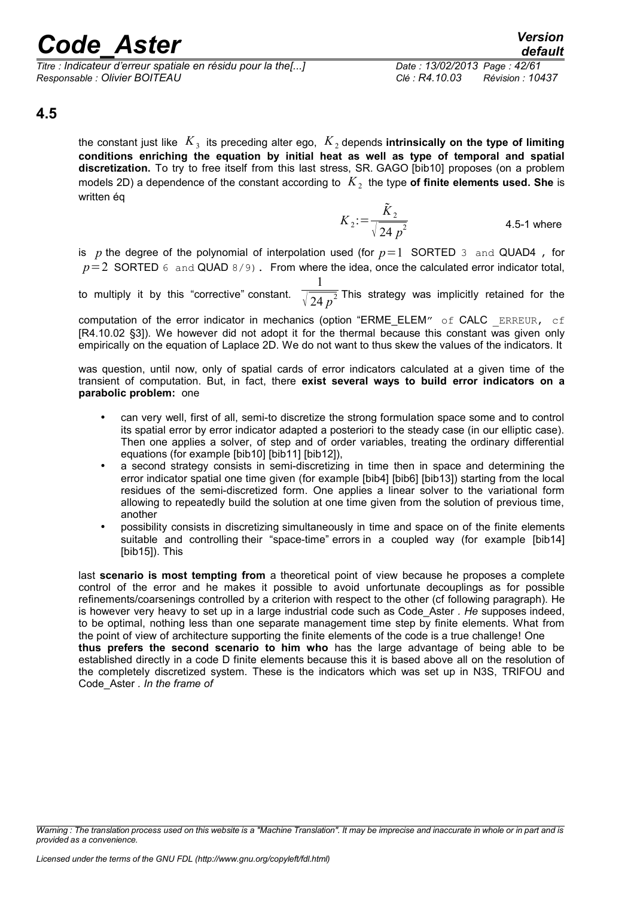## 4.5

the constant just like $K_3$ its preceding alter ego, $K_2$ depends **intrinsically on the type of limiting conditions enriching the equation by initial heat as well as type of temporal and spatial discretization.** To try to free itself from this last stress, SR. GAGO [bib10] proposes (on a problem models 2D) a dependence of the constant according to $K_2$ the type **of finite elements used. She** is written éq

$$K_2 := \frac{\tilde{K}_2}{\sqrt{24\, p^2}} \quad \text{4.5-1 where}$$

is $p$ the degree of the polynomial of interpolation used (for $p=1$ SORTED 3 and QUAD4 , for $p=2$ SORTED 6 and QUAD 8/9). From where the idea, once the calculated error indicator total, to multiply it by this "corrective" constant. $\frac{1}{\sqrt{24\, p^2}}$ This strategy was implicitly retained for the computation of the error indicator in mechanics (option "ERME_ELEM" of CALC _ERREUR, cf [R4.10.02 §3]). We however did not adopt it for the thermal because this constant was given only empirically on the equation of Laplace 2D. We do not want to thus skew the values of the indicators. It

was question, until now, only of spatial cards of error indicators calculated at a given time of the transient of computation. But, in fact, there **exist several ways to build error indicators on a parabolic problem:** one

- can very well, first of all, semi-to discretize the strong formulation space some and to control its spatial error by error indicator adapted a posteriori to the steady case (in our elliptic case). Then one applies a solver, of step and of order variables, treating the ordinary differential equations (for example [bib10] [bib11] [bib12]),
- a second strategy consists in semi-discretizing in time then in space and determining the error indicator spatial one time given (for example [bib4] [bib6] [bib13]) starting from the local residues of the semi-discretized form. One applies a linear solver to the variational form allowing to repeatedly build the solution at one time given from the solution of previous time, another
- possibility consists in discretizing simultaneously in time and space on of the finite elements suitable and controlling their "space-time" errors in a coupled way (for example [bib14] [bib15]). This

last **scenario is most tempting from** a theoretical point of view because he proposes a complete control of the error and he makes it possible to avoid unfortunate decouplings as for possible refinements/coarsenings controlled by a criterion with respect to the other (cf following paragraph). He is however very heavy to set up in a large industrial code such as Code_Aster . *He* supposes indeed, to be optimal, nothing less than one separate management time step by finite elements. What from the point of view of architecture supporting the finite elements of the code is a true challenge! One **thus prefers the second scenario to him who** has the large advantage of being able to be established directly in a code D finite elements because this it is based above all on the resolution of the completely discretized system. These is the indicators which was set up in N3S, TRIFOU and Code_Aster . *In the frame of*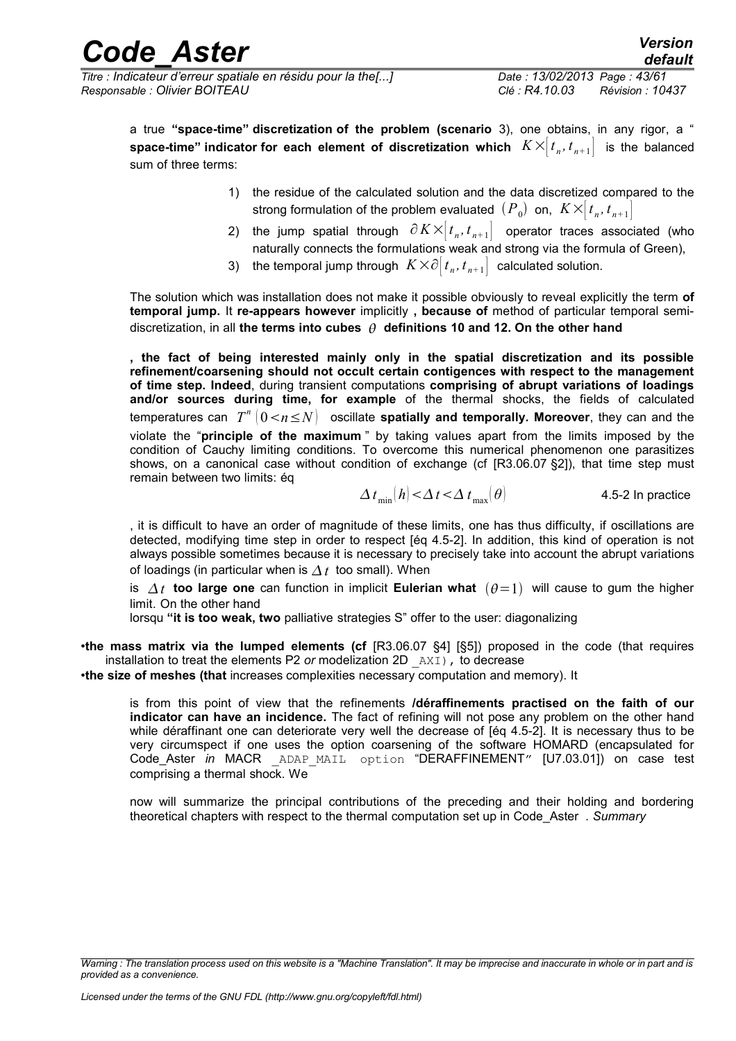a true **"space-time" discretization of the problem (scenario** 3), one obtains, in any rigor, a " **space-time" indicator for each element of discretization which** $K\times\left]t_n, t_{n+1}\right[$ is the balanced sum of three terms:

1) the residue of the calculated solution and the data discretized compared to the strong formulation of the problem evaluated $(P_0)$ on, $K\times\left]t_n, t_{n+1}\right[$
2) the jump spatial through $\partial K\times\left]t_n, t_{n+1}\right[$ operator traces associated (who naturally connects the formulations weak and strong via the formula of Green),
3) the temporal jump through $K\times\partial\left]t_n, t_{n+1}\right[$ calculated solution.

The solution which was installation does not make it possible obviously to reveal explicitly the term **of temporal jump.** It **re-appears however** implicitly **, because of** method of particular temporal semi-discretization, in all **the terms into cubes** $\theta$ **definitions 10 and 12. On the other hand**

**, the fact of being interested mainly only in the spatial discretization and its possible refinement/coarsening should not occult certain contigences with respect to the management of time step. Indeed**, during transient computations **comprising of abrupt variations of loadings and/or sources during time, for example** of the thermal shocks, the fields of calculated temperatures can $T^n\ (0<n\leq N)$ oscillate **spatially and temporally. Moreover**, they can and the violate the "**principle of the maximum** " by taking values apart from the limits imposed by the condition of Cauchy limiting conditions. To overcome this numerical phenomenon one parasitizes shows, on a canonical case without condition of exchange (cf [R3.06.07 §2]), that time step must remain between two limits: éq

$$\Delta t_{\min}(h)<\Delta t<\Delta t_{\max}(\theta)$$ 4.5-2 In practice

, it is difficult to have an order of magnitude of these limits, one has thus difficulty, if oscillations are detected, modifying time step in order to respect [éq 4.5-2]. In addition, this kind of operation is not always possible sometimes because it is necessary to precisely take into account the abrupt variations of loadings (in particular when is $\Delta t$ too small). When

is $\Delta t$ **too large one** can function in implicit **Eulerian what** $(\theta=1)$ will cause to gum the higher limit. On the other hand

lorsqu **"it is too weak, two** palliative strategies S" offer to the user: diagonalizing

- **the mass matrix via the lumped elements (cf** [R3.06.07 §4] [§5]) proposed in the code (that requires installation to treat the elements P2 *or* modelization 2D _AXI), to decrease
- **the size of meshes (that** increases complexities necessary computation and memory). It

is from this point of view that the refinements **/déraffinements practised on the faith of our indicator can have an incidence.** The fact of refining will not pose any problem on the other hand while déraffinant one can deteriorate very well the decrease of [éq 4.5-2]. It is necessary thus to be very circumspect if one uses the option coarsening of the software HOMARD (encapsulated for Code_Aster *in* MACR _ADAP_MAIL option "DERAFFINEMENT" [U7.03.01]) on case test comprising a thermal shock. We

now will summarize the principal contributions of the preceding and their holding and bordering theoretical chapters with respect to the thermal computation set up in Code_Aster . *Summary*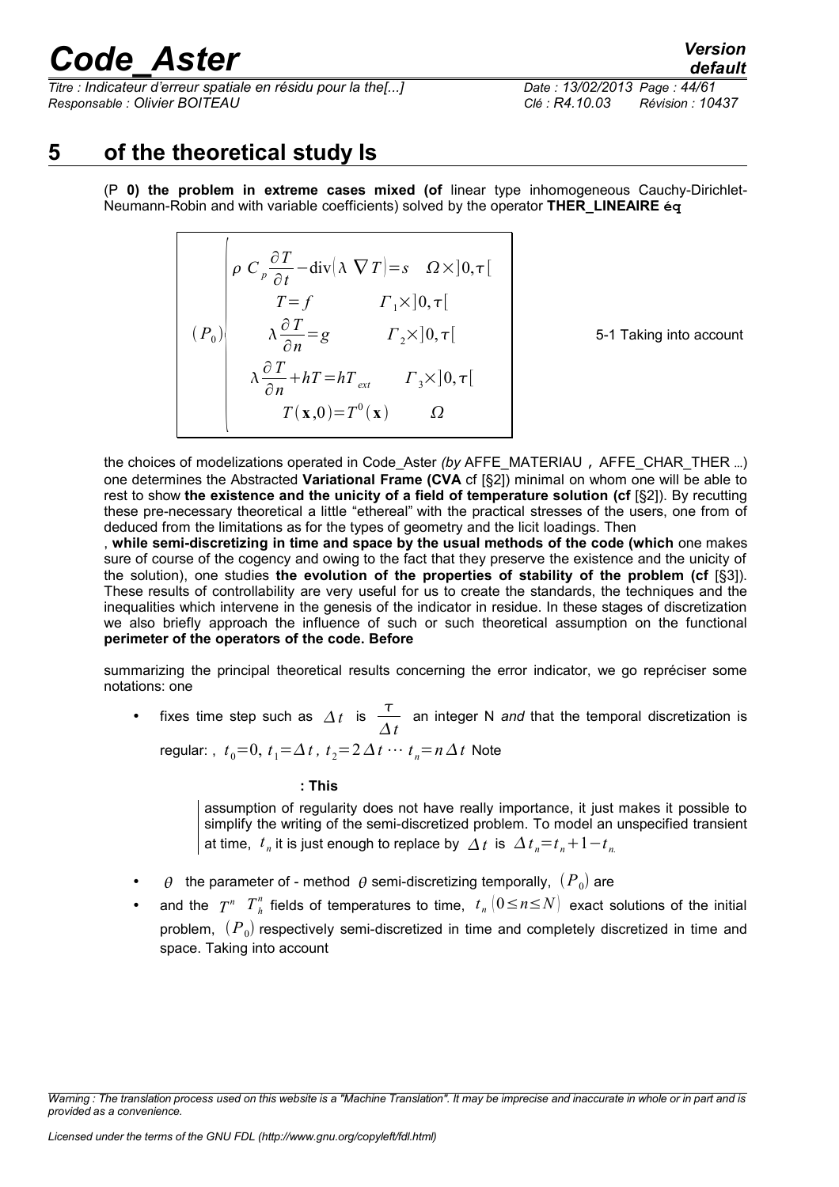# 5 of the theoretical study Is

(P **0) the problem in extreme cases mixed (of** linear type inhomogeneous Cauchy-Dirichlet-Neumann-Robin and with variable coefficients) solved by the operator **THER_LINEAIRE éq**

$$
(P_0)\left|\begin{array}{ll}
\rho\, C_p \dfrac{\partial T}{\partial t}-\operatorname{div}(\lambda\, \nabla T)=s & \Omega\times]0,\tau[\\
T=f & \Gamma_1\times]0,\tau[\\
\lambda \dfrac{\partial T}{\partial n}=g & \Gamma_2\times]0,\tau[\\
\lambda \dfrac{\partial T}{\partial n}+hT=hT_{ext} & \Gamma_3\times]0,\tau[\\
T(\mathbf{x},0)=T^0(\mathbf{x}) & \Omega
\end{array}\right.
$$

5-1 Taking into account

the choices of modelizations operated in Code_Aster *(by* AFFE_MATERIAU , AFFE_CHAR_THER ...) one determines the Abstracted **Variational Frame (CVA** cf [§2]) minimal on whom one will be able to rest to show **the existence and the unicity of a field of temperature solution (cf** [§2]). By recutting these pre-necessary theoretical a little "ethereal" with the practical stresses of the users, one from of deduced from the limitations as for the types of geometry and the licit loadings. Then

, **while semi-discretizing in time and space by the usual methods of the code (which** one makes sure of course of the cogency and owing to the fact that they preserve the existence and the unicity of the solution), one studies **the evolution of the properties of stability of the problem (cf** [§3]). These results of controllability are very useful for us to create the standards, the techniques and the inequalities which intervene in the genesis of the indicator in residue. In these stages of discretization we also briefly approach the influence of such or such theoretical assumption on the functional **perimeter of the operators of the code. Before**

summarizing the principal theoretical results concerning the error indicator, we go repréciser some notations: one

- fixes time step such as $\Delta t$ is $\dfrac{\tau}{\Delta t}$ an integer N *and* that the temporal discretization is regular: , $t_0=0,\ t_1=\Delta t,\ t_2=2\Delta t \cdots t_n=n\Delta t$ Note

  **: This**

  assumption of regularity does not have really importance, it just makes it possible to simplify the writing of the semi-discretized problem. To model an unspecified transient at time, $t_n$ it is just enough to replace by $\Delta t$ is $\Delta t_n = t_n + 1 - t_n$

- $\theta$ the parameter of - method $\theta$ semi-discretizing temporally, $(P_0)$ are
- and the $T^n$ $T_h^n$ fields of temperatures to time, $t_n\ (0\leq n\leq N)$ exact solutions of the initial problem, $(P_0)$ respectively semi-discretized in time and completely discretized in time and space. Taking into account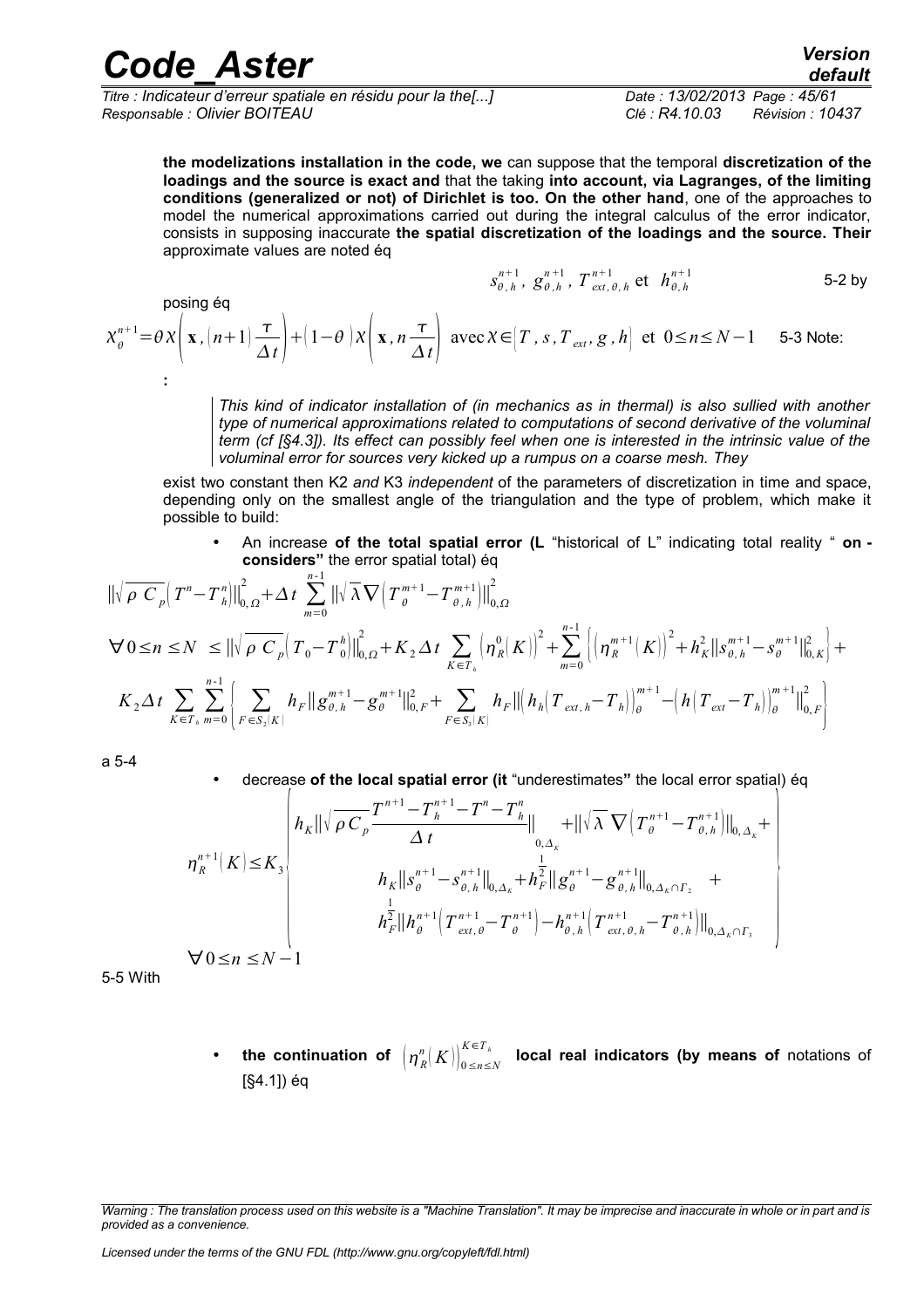**the modelizations installation in the code, we** can suppose that the temporal **discretization of the loadings and the source is exact and** that the taking **into account, via Lagranges, of the limiting conditions (generalized or not) of Dirichlet is too. On the other hand**, one of the approaches to model the numerical approximations carried out during the integral calculus of the error indicator, consists in supposing inaccurate **the spatial discretization of the loadings and the source. Their** approximate values are noted éq

$$s_{\theta,h}^{n+1},\ g_{\theta,h}^{n+1},\ T_{ext,\theta,h}^{n+1} \text{ et } h_{\theta,h}^{n+1} \qquad \text{5-2 by}$$

posing éq

$$\chi_{\theta}^{n+1}=\theta\chi\left(\mathbf{x},(n+1)\frac{\tau}{\Delta t}\right)+(1-\theta)\chi\left(\mathbf{x},n\frac{\tau}{\Delta t}\right) \text{ avec } \chi\in\left(T,s,T_{ext},g,h\right) \text{ et } 0\leq n\leq N-1 \qquad \text{5-3 Note:}$$

**:**

> *This kind of indicator installation of (in mechanics as in thermal) is also sullied with another type of numerical approximations related to computations of second derivative of the voluminal term (cf [§4.3]). Its effect can possibly feel when one is interested in the intrinsic value of the voluminal error for sources very kicked up a rumpus on a coarse mesh. They*

exist two constant then K2 *and* K3 *independent* of the parameters of discretization in time and space, depending only on the smallest angle of the triangulation and the type of problem, which make it possible to build:

- An increase **of the total spatial error (L** "historical of L" indicating total reality " **on - considers"** the error spatial total) éq

$$\begin{aligned}
&\left\|\sqrt{\rho C_p}\left(T^n-T_h^n\right)\right\|_{0,\Omega}^2+\Delta t\sum_{m=0}^{n-1}\left\|\sqrt{\lambda}\nabla\left(T_{\theta}^{m+1}-T_{\theta,h}^{m+1}\right)\right\|_{0,\Omega}^2\\
\forall\, 0\leq n\leq N\ &\leq\left\|\sqrt{\rho C_p}\left(T_0-T_0^h\right)\right\|_{0,\Omega}^2+K_2\Delta t\sum_{K\in T_h}\left(\eta_R^0(K)\right)^2+\sum_{m=0}^{n-1}\left\{\left(\eta_R^{m+1}(K)\right)^2+h_K^2\left\|s_{\theta,h}^{m+1}-s_{\theta}^{m+1}\right\|_{0,K}^2\right\}+\\
&K_2\Delta t\sum_{K\in T_h}\sum_{m=0}^{n-1}\left\{\sum_{F\in S_2(K)}h_F\left\|g_{\theta,h}^{m+1}-g_{\theta}^{m+1}\right\|_{0,F}^2+\sum_{F\in S_3(K)}h_F\left\|\left(h_h\left(T_{ext,h}-T_h\right)\right)_{\theta}^{m+1}-\left(h\left(T_{ext}-T_h\right)\right)_{\theta}^{m+1}\right\|_{0,F}^2\right\}
\end{aligned}$$

a 5-4

- decrease **of the local spatial error (it** "underestimates**"** the local error spatial) éq

$$\eta_R^{n+1}(K)\leq K_3\left(\begin{array}{c}
h_K\left\|\sqrt{\rho C_p}\dfrac{T^{n+1}-T_h^{n+1}-T^n-T_h^n}{\Delta t}\right\|_{0,\Delta_K}+\left\|\sqrt{\lambda}\,\nabla\left(T_{\theta}^{n+1}-T_{\theta,h}^{n+1}\right)\right\|_{0,\Delta_K}+\\
h_K\left\|s_{\theta}^{n+1}-s_{\theta,h}^{n+1}\right\|_{0,\Delta_K}+h_F^{\frac{1}{2}}\left\|g_{\theta}^{n+1}-g_{\theta,h}^{n+1}\right\|_{0,\Delta_K\cap\Gamma_2}+\\
h_F^{\frac{1}{2}}\left\|h_{\theta}^{n+1}\left(T_{ext,\theta}^{n+1}-T_{\theta}^{n+1}\right)-h_{\theta,h}^{n+1}\left(T_{ext,\theta,h}^{n+1}-T_{\theta,h}^{n+1}\right)\right\|_{0,\Delta_K\cap\Gamma_3}
\end{array}\right)$$

$$\forall\, 0\leq n\leq N-1$$

5-5 With

- **the continuation of** $\left(\eta_R^n(K)\right)_{0\leq n\leq N}^{K\in T_h}$ **local real indicators (by means of** notations of [§4.1]) éq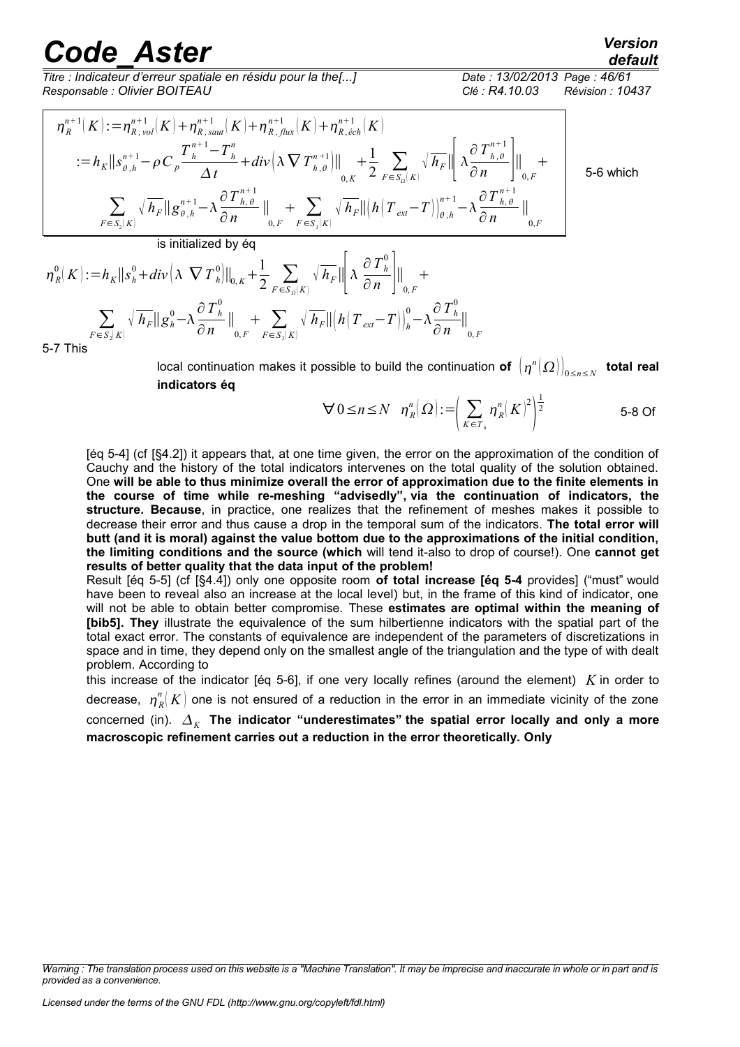$$\begin{aligned}
\eta_R^{n+1}(K) &:= \eta_{R,vol}^{n+1}(K)+\eta_{R,saut}^{n+1}(K)+\eta_{R,flux}^{n+1}(K)+\eta_{R,éch}^{n+1}(K)\\
&:= h_K \| s_{\theta,h}^{n+1} - \rho C_p \frac{T_h^{n+1}-T_h^n}{\Delta t} + div\left(\lambda \nabla T_{h,\theta}^{n+1}\right)\|_{0,K} + \frac{1}{2}\sum_{F\in S_\Omega(K)} \sqrt{h_F} \| \left[\lambda \frac{\partial T_{h,\theta}^{n+1}}{\partial n}\right] \|_{0,F} + \\
&\sum_{F\in S_2(K)} \sqrt{h_F} \| g_{\theta,h}^{n+1} - \lambda \frac{\partial T_{h,\theta}^{n+1}}{\partial n} \|_{0,F} + \sum_{F\in S_3(K)} \sqrt{h_F} \| \left(h\left(T_{ext}-T\right)\right)_{\theta,h}^{n+1} - \lambda \frac{\partial T_{h,\theta}^{n+1}}{\partial n} \|_{0,F}
\end{aligned}$$

5-6 which is initialized by éq

$$\begin{aligned}
\eta_R^0(K) &:= h_K \| s_h^0 + div\left(\lambda \nabla T_h^0\right)\|_{0,K} + \frac{1}{2}\sum_{F\in S_\Omega(K)} \sqrt{h_F} \| \left[\lambda \frac{\partial T_h^0}{\partial n}\right] \|_{0,F} + \\
&\sum_{F\in S_2(K)} \sqrt{h_F} \| g_h^0 - \lambda \frac{\partial T_h^0}{\partial n} \|_{0,F} + \sum_{F\in S_3(K)} \sqrt{h_F} \| \left(h\left(T_{ext}-T\right)\right)_h^0 - \lambda \frac{\partial T_h^0}{\partial n} \|_{0,F}
\end{aligned}$$

5-7 This local continuation makes it possible to build the continuation **of** $\left(\eta^n(\Omega)\right)_{0\le n\le N}$ **total real indicators éq**

$$\forall\, 0\le n\le N \quad \eta_R^n(\Omega) := \left(\sum_{K\in T_h} \eta_R^n(K)^2\right)^{\frac{1}{2}}$$

5-8 Of

[éq 5-4] (cf [§4.2]) it appears that, at one time given, the error on the approximation of the condition of Cauchy and the history of the total indicators intervenes on the total quality of the solution obtained. One **will be able to thus minimize overall the error of approximation due to the finite elements in the course of time while re-meshing "advisedly", via the continuation of indicators, the structure. Because**, in practice, one realizes that the refinement of meshes makes it possible to decrease their error and thus cause a drop in the temporal sum of the indicators. **The total error will butt (and it is moral) against the value bottom due to the approximations of the initial condition, the limiting conditions and the source (which** will tend it-also to drop of course!). One **cannot get results of better quality that the data input of the problem!**

Result [éq 5-5] (cf [§4.4]) only one opposite room **of total increase [éq 5-4** provides] ("must" would have been to reveal also an increase at the local level) but, in the frame of this kind of indicator, one will not be able to obtain better compromise. These **estimates are optimal within the meaning of [bib5]. They** illustrate the equivalence of the sum hilbertienne indicators with the spatial part of the total exact error. The constants of equivalence are independent of the parameters of discretizations in space and in time, they depend only on the smallest angle of the triangulation and the type of with dealt problem. According to

this increase of the indicator [éq 5-6], if one very locally refines (around the element) $K$ in order to decrease, $\eta_R^n(K)$ one is not ensured of a reduction in the error in an immediate vicinity of the zone concerned (in). $\Delta_K$ **The indicator "underestimates" the spatial error locally and only a more macroscopic refinement carries out a reduction in the error theoretically. Only**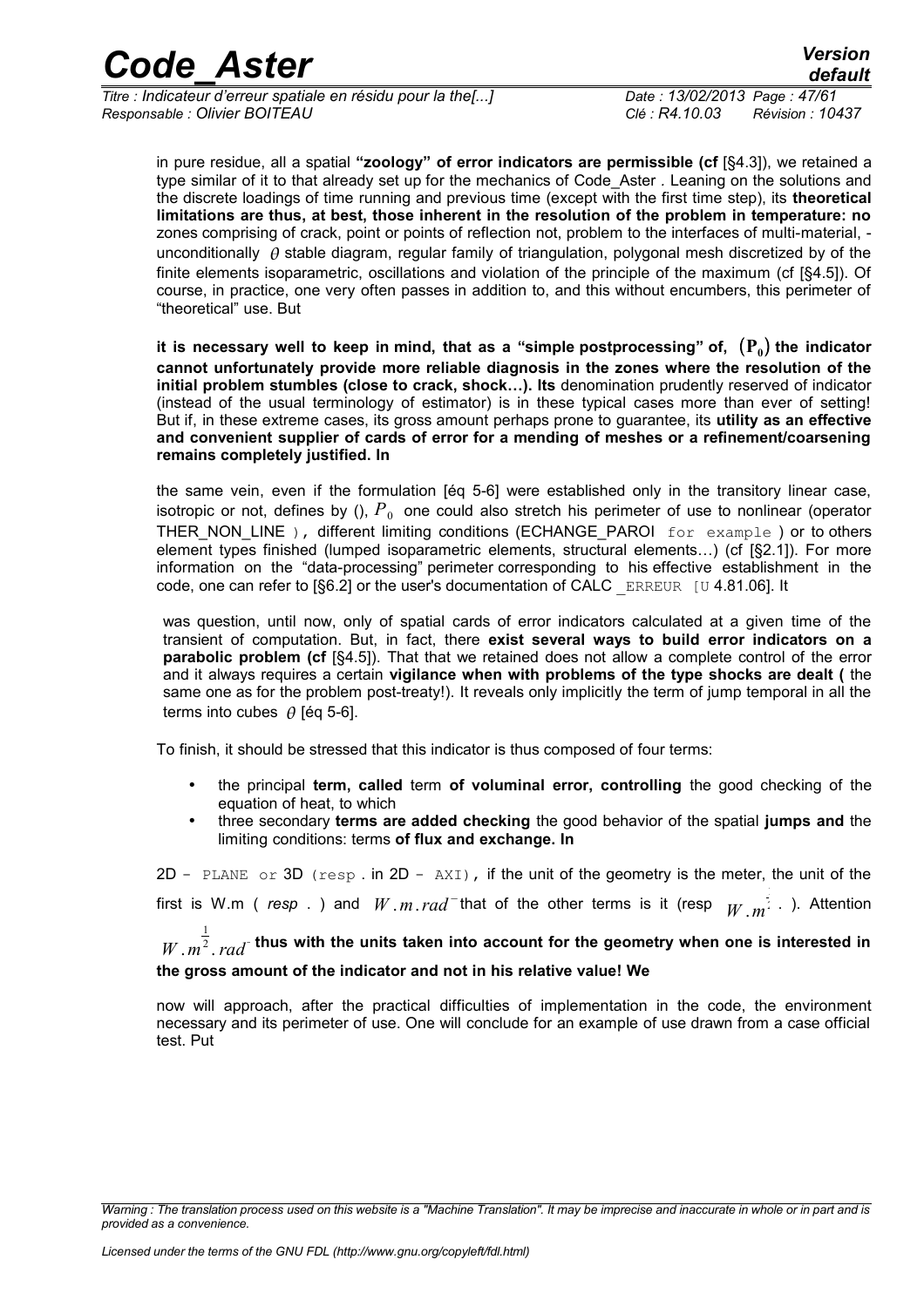in pure residue, all a spatial **"zoology" of error indicators are permissible (cf** [§4.3]), we retained a type similar of it to that already set up for the mechanics of Code_Aster . Leaning on the solutions and the discrete loadings of time running and previous time (except with the first time step), its **theoretical limitations are thus, at best, those inherent in the resolution of the problem in temperature: no** zones comprising of crack, point or points of reflection not, problem to the interfaces of multi-material, -unconditionally $\theta$ stable diagram, regular family of triangulation, polygonal mesh discretized by of the finite elements isoparametric, oscillations and violation of the principle of the maximum (cf [§4.5]). Of course, in practice, one very often passes in addition to, and this without encumbers, this perimeter of "theoretical" use. But

**it is necessary well to keep in mind, that as a "simple postprocessing" of, $(\mathbf{P_0})$ the indicator cannot unfortunately provide more reliable diagnosis in the zones where the resolution of the initial problem stumbles (close to crack, shock…). Its** denomination prudently reserved of indicator (instead of the usual terminology of estimator) is in these typical cases more than ever of setting! But if, in these extreme cases, its gross amount perhaps prone to guarantee, its **utility as an effective and convenient supplier of cards of error for a mending of meshes or a refinement/coarsening remains completely justified. In**

the same vein, even if the formulation [éq 5-6] were established only in the transitory linear case, isotropic or not, defines by (), $P_0$ one could also stretch his perimeter of use to nonlinear (operator THER_NON_LINE ), different limiting conditions (ECHANGE_PAROI for example ) or to others element types finished (lumped isoparametric elements, structural elements…) (cf [§2.1]). For more information on the "data-processing" perimeter corresponding to his effective establishment in the code, one can refer to [§6.2] or the user's documentation of CALC _ERREUR [U 4.81.06]. It

was question, until now, only of spatial cards of error indicators calculated at a given time of the transient of computation. But, in fact, there **exist several ways to build error indicators on a parabolic problem (cf** [§4.5]). That that we retained does not allow a complete control of the error and it always requires a certain **vigilance when with problems of the type shocks are dealt (** the same one as for the problem post-treaty!). It reveals only implicitly the term of jump temporal in all the terms into cubes $\theta$ [éq 5-6].

To finish, it should be stressed that this indicator is thus composed of four terms:

- the principal **term, called** term **of voluminal error, controlling** the good checking of the equation of heat, to which
- three secondary **terms are added checking** the good behavior of the spatial **jumps and** the limiting conditions: terms **of flux and exchange. In**

2D - PLANE or 3D (resp . in 2D - AXI), if the unit of the geometry is the meter, the unit of the first is W.m ( *resp* . ) and $W.m.rad^{-}$ that of the other terms is it (resp $W.m^{\frac{1}{2}}$ . ). Attention $W.m^{\frac{1}{2}}.rad^{-}$ **thus with the units taken into account for the geometry when one is interested in the gross amount of the indicator and not in his relative value! We**

now will approach, after the practical difficulties of implementation in the code, the environment necessary and its perimeter of use. One will conclude for an example of use drawn from a case official test. Put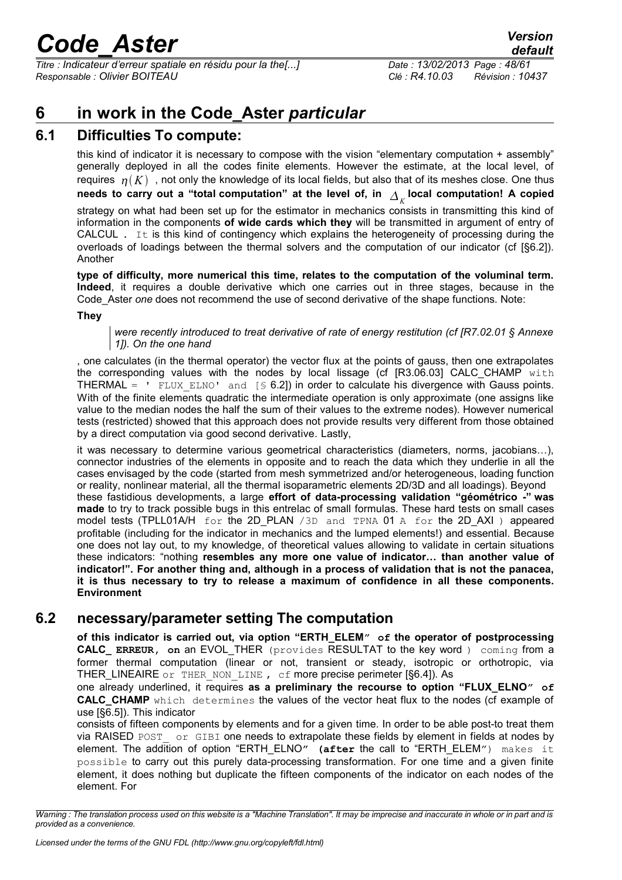# 6 in work in the Code_Aster *particular*

## 6.1 Difficulties To compute:

this kind of indicator it is necessary to compose with the vision "elementary computation + assembly" generally deployed in all the codes finite elements. However the estimate, at the local level, of requires $\eta(K)$ , not only the knowledge of its local fields, but also that of its meshes close. One thus **needs to carry out a "total computation" at the level of, in $\Delta_K$ local computation! A copied** strategy on what had been set up for the estimator in mechanics consists in transmitting this kind of information in the components **of wide cards which they** will be transmitted in argument of entry of CALCUL . It is this kind of contingency which explains the heterogeneity of processing during the overloads of loadings between the thermal solvers and the computation of our indicator (cf [§6.2]). Another

**type of difficulty, more numerical this time, relates to the computation of the voluminal term. Indeed**, it requires a double derivative which one carries out in three stages, because in the Code_Aster *one* does not recommend the use of second derivative of the shape functions. Note:

**They**

> *were recently introduced to treat derivative of rate of energy restitution (cf [R7.02.01 § Annexe 1]). On the one hand*

, one calculates (in the thermal operator) the vector flux at the points of gauss, then one extrapolates the corresponding values with the nodes by local lissage (cf [R3.06.03] CALC_CHAMP with THERMAL = ' FLUX_ELNO' and [§ 6.2]) in order to calculate his divergence with Gauss points. With of the finite elements quadratic the intermediate operation is only approximate (one assigns like value to the median nodes the half the sum of their values to the extreme nodes). However numerical tests (restricted) showed that this approach does not provide results very different from those obtained by a direct computation via good second derivative. Lastly,

it was necessary to determine various geometrical characteristics (diameters, norms, jacobians…), connector industries of the elements in opposite and to reach the data which they underlie in all the cases envisaged by the code (started from mesh symmetrized and/or heterogeneous, loading function or reality, nonlinear material, all the thermal isoparametric elements 2D/3D and all loadings). Beyond these fastidious developments, a large **effort of data-processing validation "géométrico -" was made** to try to track possible bugs in this entrelac of small formulas. These hard tests on small cases model tests (TPLL01A/H for the 2D_PLAN /3D and TPNA 01 A for the 2D_AXI ) appeared profitable (including for the indicator in mechanics and the lumped elements!) and essential. Because one does not lay out, to my knowledge, of theoretical values allowing to validate in certain situations these indicators: "nothing **resembles any more one value of indicator… than another value of indicator!". For another thing and, although in a process of validation that is not the panacea, it is thus necessary to try to release a maximum of confidence in all these components. Environment**

## 6.2 necessary/parameter setting The computation

**of this indicator is carried out, via option "ERTH_ELEM" of the operator of postprocessing CALC_ ERREUR, on** an EVOL_THER (provides RESULTAT to the key word ) coming from a former thermal computation (linear or not, transient or steady, isotropic or orthotropic, via THER_LINEAIRE or THER_NON_LINE , cf more precise perimeter [§6.4]). As

one already underlined, it requires **as a preliminary the recourse to option "FLUX_ELNO" of CALC_CHAMP** which determines the values of the vector heat flux to the nodes (cf example of use [§6.5]). This indicator

consists of fifteen components by elements and for a given time. In order to be able post-to treat them via RAISED POST_ or GIBI one needs to extrapolate these fields by element in fields at nodes by element. The addition of option "ERTH_ELNO" **(after** the call to "ERTH_ELEM") makes it possible to carry out this purely data-processing transformation. For one time and a given finite element, it does nothing but duplicate the fifteen components of the indicator on each nodes of the element. For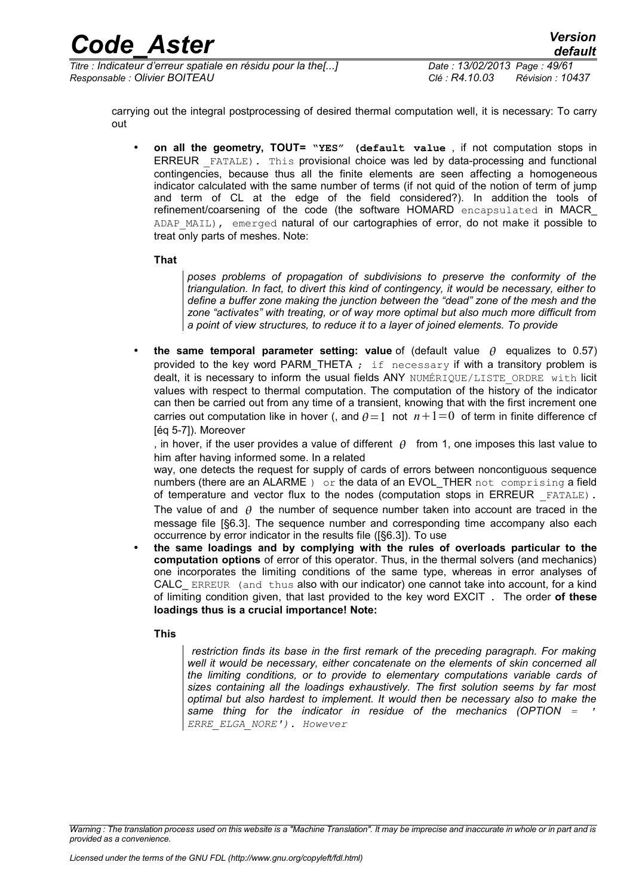carrying out the integral postprocessing of desired thermal computation well, it is necessary: To carry out

- **on all the geometry, TOUT= "YES" (default value** , if not computation stops in ERREUR _FATALE). This provisional choice was led by data-processing and functional contingencies, because thus all the finite elements are seen affecting a homogeneous indicator calculated with the same number of terms (if not quid of the notion of term of jump and term of CL at the edge of the field considered?). In addition the tools of refinement/coarsening of the code (the software HOMARD encapsulated in MACR_ ADAP_MAIL), emerged natural of our cartographies of error, do not make it possible to treat only parts of meshes. Note:

  **That**

  > *poses problems of propagation of subdivisions to preserve the conformity of the triangulation. In fact, to divert this kind of contingency, it would be necessary, either to define a buffer zone making the junction between the "dead" zone of the mesh and the zone "activates" with treating, or of way more optimal but also much more difficult from a point of view structures, to reduce it to a layer of joined elements. To provide*

- **the same temporal parameter setting: value** of (default value $\theta$ equalizes to 0.57) provided to the key word PARM_THETA ; if necessary if with a transitory problem is dealt, it is necessary to inform the usual fields ANY NUMÉRIQUE/LISTE_ORDRE with licit values with respect to thermal computation. The computation of the history of the indicator can then be carried out from any time of a transient, knowing that with the first increment one carries out computation like in hover (, and $\theta = 1$ not $n+1=0$ of term in finite difference cf [éq 5-7]). Moreover

  , in hover, if the user provides a value of different $\theta$ from 1, one imposes this last value to him after having informed some. In a related

  way, one detects the request for supply of cards of errors between noncontiguous sequence numbers (there are an ALARME ) or the data of an EVOL_THER not comprising a field of temperature and vector flux to the nodes (computation stops in ERREUR _FATALE). The value of and $\theta$ the number of sequence number taken into account are traced in the message file [§6.3]. The sequence number and corresponding time accompany also each occurrence by error indicator in the results file ([§6.3]). To use

- **the same loadings and by complying with the rules of overloads particular to the computation options** of error of this operator. Thus, in the thermal solvers (and mechanics) one incorporates the limiting conditions of the same type, whereas in error analyses of CALC_ ERREUR (and thus also with our indicator) one cannot take into account, for a kind of limiting condition given, that last provided to the key word EXCIT . The order **of these loadings thus is a crucial importance! Note:**

  **This**

  > *restriction finds its base in the first remark of the preceding paragraph. For making well it would be necessary, either concatenate on the elements of skin concerned all the limiting conditions, or to provide to elementary computations variable cards of sizes containing all the loadings exhaustively. The first solution seems by far most optimal but also hardest to implement. It would then be necessary also to make the same thing for the indicator in residue of the mechanics (OPTION = ' ERRE_ELGA_NORE'). However*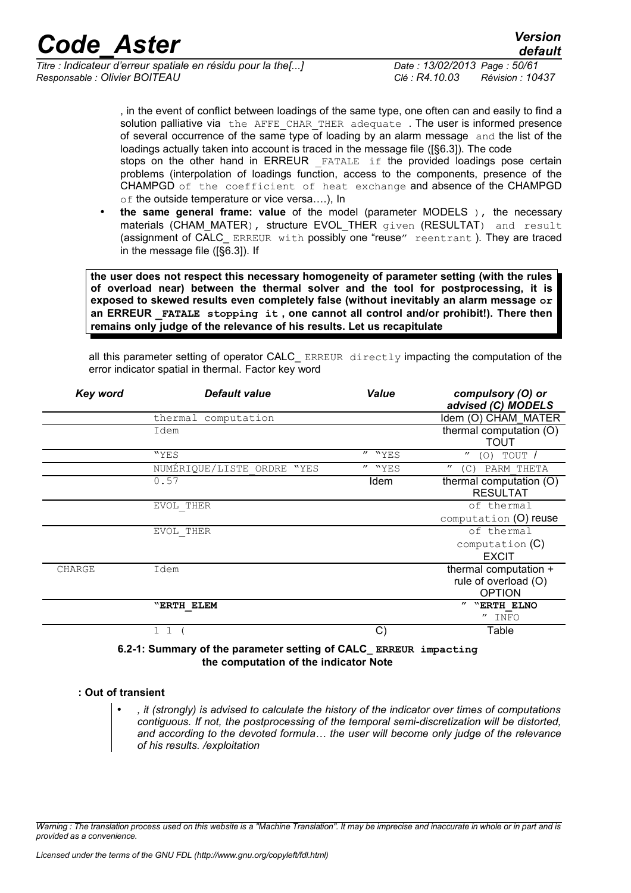, in the event of conflict between loadings of the same type, one often can and easily to find a solution palliative via the AFFE_CHAR_THER adequate . The user is informed presence of several occurrence of the same type of loading by an alarm message and the list of the loadings actually taken into account is traced in the message file ([§6.3]). The code stops on the other hand in ERREUR _FATALE if the provided loadings pose certain problems (interpolation of loadings function, access to the components, presence of the CHAMPGD of the coefficient of heat exchange and absence of the CHAMPGD of the outside temperature or vice versa….), In

- **the same general frame: value** of the model (parameter MODELS ), the necessary materials (CHAM_MATER), structure EVOL_THER given (RESULTAT) and result (assignment of CALC_ ERREUR with possibly one "reuse" reentrant ). They are traced in the message file ([§6.3]). If

**the user does not respect this necessary homogeneity of parameter setting (with the rules of overload near) between the thermal solver and the tool for postprocessing, it is exposed to skewed results even completely false (without inevitably an alarm message or an ERREUR _FATALE stopping it , one cannot all control and/or prohibit!). There then remains only judge of the relevance of his results. Let us recapitulate**

all this parameter setting of operator CALC_ ERREUR directly impacting the computation of the error indicator spatial in thermal. Factor key word

| Key word | Default value | Value | compulsory (O) or advised (C) MODELS |
|---|---|---|---|
| | thermal computation | | Idem (O) CHAM_MATER |
| | Idem | | thermal computation (O) TOUT |
| | "YES | " "YES | " (O) TOUT / |
| | NUMÉRIQUE/LISTE_ORDRE "YES | " "YES | " (C) PARM_THETA |
| | 0.57 | Idem | thermal computation (O) RESULTAT |
| | EVOL_THER | | of thermal computation (O) reuse |
| | EVOL_THER | | of thermal computation (C) EXCIT |
| CHARGE | Idem | | thermal computation + rule of overload (O) OPTION |
| | **"ERTH_ELEM** | | " **"ERTH_ELNO** " INFO |
| | 1 1 ( | C) | Table |

**6.2-1: Summary of the parameter setting of CALC_ ERREUR impacting the computation of the indicator Note**

**: Out of transient**

- *, it (strongly) is advised to calculate the history of the indicator over times of computations contiguous. If not, the postprocessing of the temporal semi-discretization will be distorted, and according to the devoted formula… the user will become only judge of the relevance of his results. /exploitation*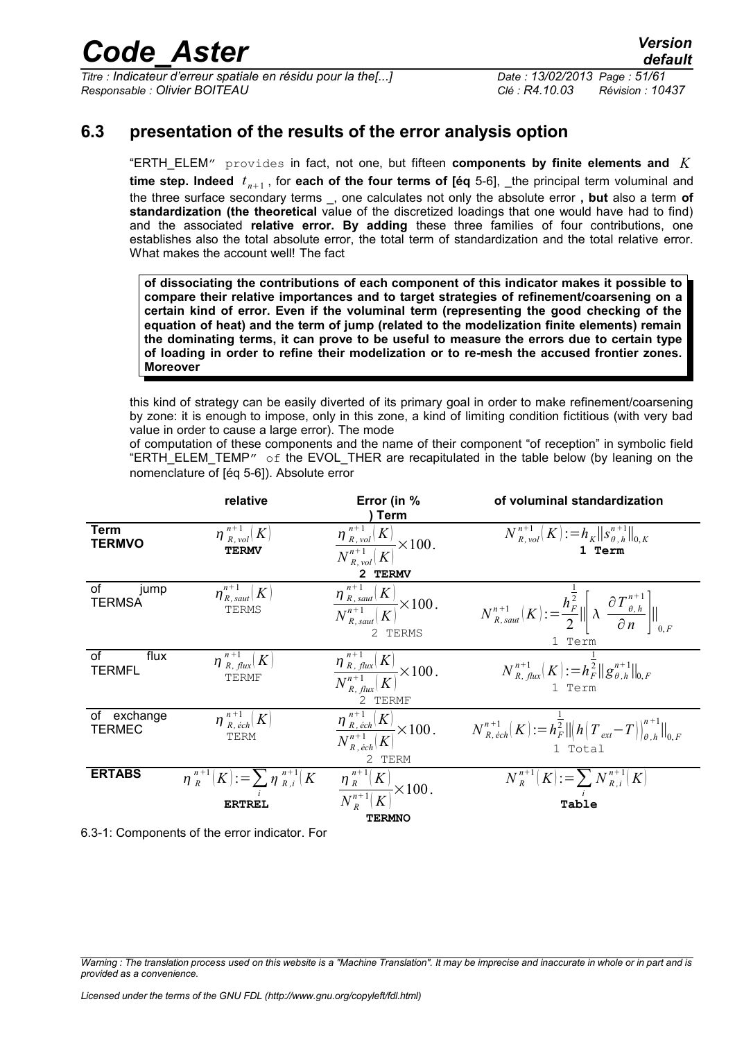## 6.3 presentation of the results of the error analysis option

"ERTH_ELEM" provides in fact, not one, but fifteen **components by finite elements and** $K$ **time step. Indeed** $t_{n+1}$, for **each of the four terms of [éq** 5-6], _the principal term voluminal and the three surface secondary terms _, one calculates not only the absolute error **, but** also a term **of standardization (the theoretical** value of the discretized loadings that one would have had to find) and the associated **relative error. By adding** these three families of four contributions, one establishes also the total absolute error, the total term of standardization and the total relative error. What makes the account well! The fact

**of dissociating the contributions of each component of this indicator makes it possible to compare their relative importances and to target strategies of refinement/coarsening on a certain kind of error. Even if the voluminal term (representing the good checking of the equation of heat) and the term of jump (related to the modelization finite elements) remain the dominating terms, it can prove to be useful to measure the errors due to certain type of loading in order to refine their modelization or to re-mesh the accused frontier zones. Moreover**

this kind of strategy can be easily diverted of its primary goal in order to make refinement/coarsening by zone: it is enough to impose, only in this zone, a kind of limiting condition fictitious (with very bad value in order to cause a large error). The mode

of computation of these components and the name of their component "of reception" in symbolic field "ERTH_ELEM_TEMP" of the EVOL_THER are recapitulated in the table below (by leaning on the nomenclature of [éq 5-6]). Absolute error

| | **relative** | **Error (in % ) Term** | **of voluminal standardization** |
|---|---|---|---|
| **Term TERMVO** | $\eta^{n+1}_{R,vol}(K)$ **TERMV** | $\dfrac{\eta^{n+1}_{R,vol}(K)}{N^{n+1}_{R,vol}(K)}\times 100.$ **2 TERMV** | $N^{n+1}_{R,vol}(K) := h_K \Vert s^{n+1}_{\theta,h}\Vert_{0,K}$ **1 Term** |
| of jump TERMSA | $\eta^{n+1}_{R,saut}(K)$ TERMS | $\dfrac{\eta^{n+1}_{R,saut}(K)}{N^{n+1}_{R,saut}(K)}\times 100.$ 2 TERMS | $N^{n+1}_{R,saut}(K) := \dfrac{h_F^{\frac{1}{2}}}{2} \left\Vert \left[ \lambda \dfrac{\partial T^{n+1}_{\theta,h}}{\partial n} \right] \right\Vert_{0,F}$ 1 Term |
| of flux TERMFL | $\eta^{n+1}_{R,flux}(K)$ TERMF | $\dfrac{\eta^{n+1}_{R,flux}(K)}{N^{n+1}_{R,flux}(K)}\times 100.$ 2 TERMF | $N^{n+1}_{R,flux}(K) := h_F^{\frac{1}{2}} \Vert g^{n+1}_{\theta,h}\Vert_{0,F}$ 1 Term |
| of exchange TERMEC | $\eta^{n+1}_{R,éch}(K)$ TERM | $\dfrac{\eta^{n+1}_{R,éch}(K)}{N^{n+1}_{R,éch}(K)}\times 100.$ 2 TERM | $N^{n+1}_{R,éch}(K) := h_F^{\frac{1}{2}} \Vert \left(h\left(T_{ext}-T\right)\right)^{n+1}_{\theta,h}\Vert_{0,F}$ 1 Total |
| **ERTABS** | $\eta^{n+1}_{R}(K) := \sum_i \eta^{n+1}_{R,i}(K$ **ERTREL** | $\dfrac{\eta^{n+1}_{R}(K)}{N^{n+1}_{R}(K)}\times 100.$ **TERMNO** | $N^{n+1}_{R}(K) := \sum_i N^{n+1}_{R,i}(K)$ **Table** |

6.3-1: Components of the error indicator. For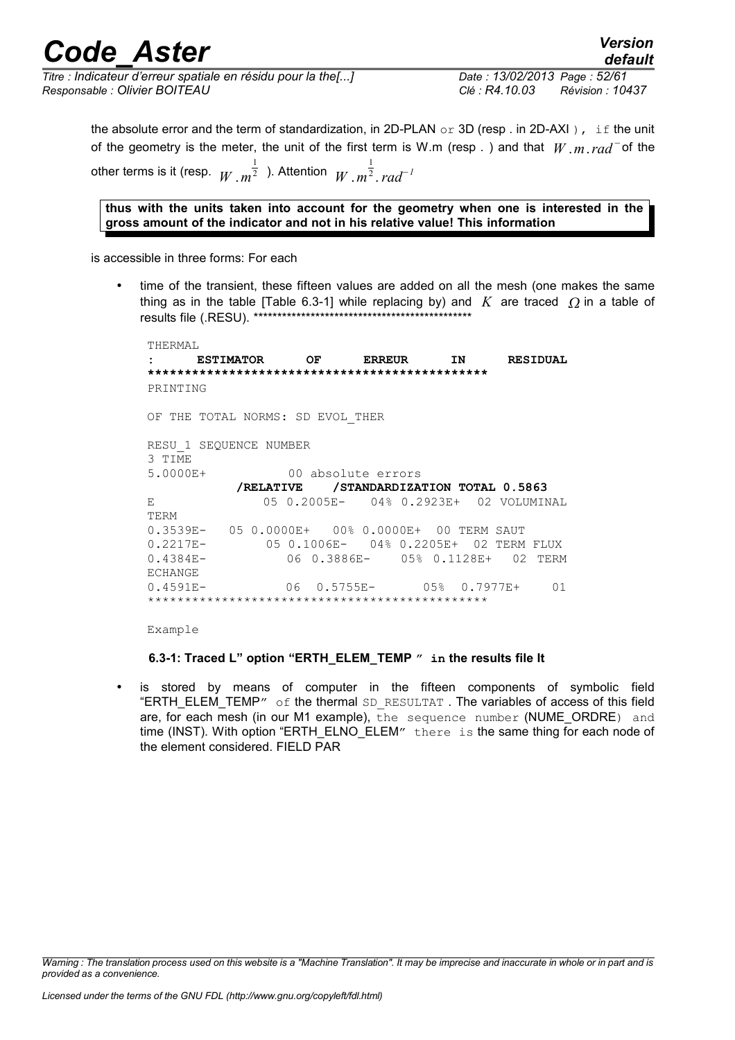the absolute error and the term of standardization, in 2D-PLAN or 3D (resp . in 2D-AXI ), if the unit of the geometry is the meter, the unit of the first term is W.m (resp . ) and that $W.m.rad^{-}$ of the other terms is it (resp. $W.m^{\frac{1}{2}}$ ). Attention $W.m^{\frac{1}{2}}.rad^{-1}$

**thus with the units taken into account for the geometry when one is interested in the gross amount of the indicator and not in his relative value! This information**

is accessible in three forms: For each

- time of the transient, these fifteen values are added on all the mesh (one makes the same thing as in the table [Table 6.3-1] while replacing by) and $K$ are traced $\Omega$ in a table of results file (.RESU). \*\*\*\*\*\*\*\*\*\*\*\*\*\*\*\*\*\*\*\*\*\*\*\*\*\*\*\*\*\*\*\*\*\*\*\*\*\*\*\*\*\*\*\*\*\*\*

```
THERMAL
:    ESTIMATOR     OF     ERREUR     IN     RESIDUAL
***********************************************
PRINTING

OF THE TOTAL NORMS: SD EVOL_THER

RESU_1 SEQUENCE NUMBER
3 TIME
5.0000E+          00 absolute errors
          /RELATIVE    /STANDARDIZATION TOTAL 0.5863
E             05 0.2005E-   04% 0.2923E+  02 VOLUMINAL
TERM
0.3539E-   05 0.0000E+   00% 0.0000E+  00 TERM SAUT
0.2217E-        05 0.1006E-   04% 0.2205E+  02 TERM FLUX
0.4384E-          06 0.3886E-     05% 0.1128E+   02  TERM
ECHANGE
0.4591E-          06  0.5755E-       05%  0.7977E+     01
***********************************************

Example
```

**6.3-1: Traced L" option "ERTH_ELEM_TEMP " in the results file It**

- is stored by means of computer in the fifteen components of symbolic field "ERTH_ELEM_TEMP" of the thermal SD_RESULTAT . The variables of access of this field are, for each mesh (in our M1 example), the sequence number (NUME_ORDRE) and time (INST). With option "ERTH_ELNO_ELEM" there is the same thing for each node of the element considered. FIELD PAR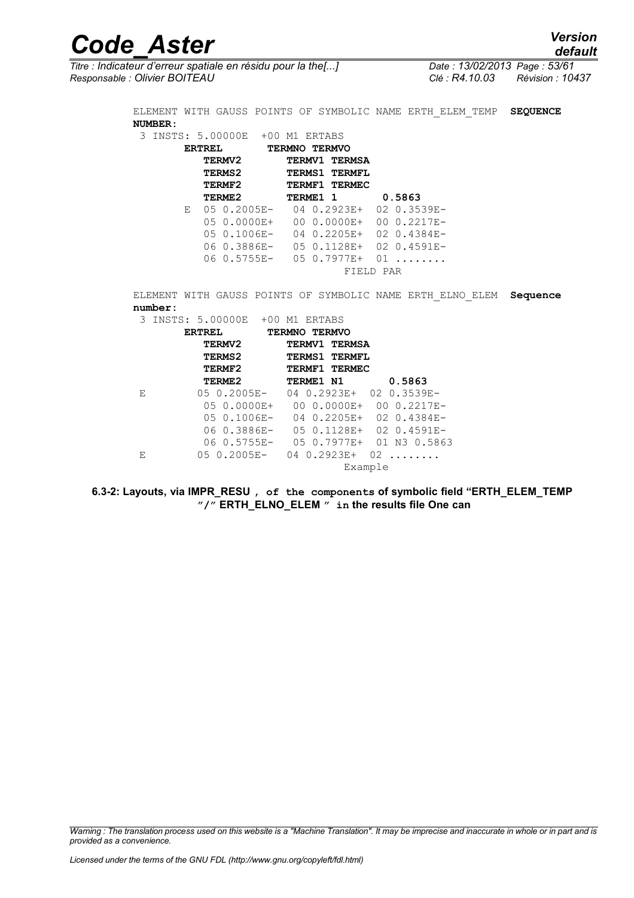```
ELEMENT WITH GAUSS POINTS OF SYMBOLIC NAME ERTH_ELEM_TEMP  SEQUENCE
NUMBER:
 3 INSTS: 5.00000E  +00 M1 ERTABS
        ERTREL        TERMNO TERMVO
          TERMV2        TERMV1 TERMSA
          TERMS2        TERMS1 TERMFL
          TERMF2        TERMF1 TERMEC
          TERME2        TERME1 1        0.5863
        E  05 0.2005E-   04 0.2923E+  02 0.3539E-
           05 0.0000E+   00 0.0000E+  00 0.2217E-
           05 0.1006E-   04 0.2205E+  02 0.4384E-
           06 0.3886E-   05 0.1128E+  02 0.4591E-
           06 0.5755E-   05 0.7977E+  01 ........
                                  FIELD PAR

ELEMENT WITH GAUSS POINTS OF SYMBOLIC NAME ERTH_ELNO_ELEM  Sequence
number:
 3 INSTS: 5.00000E  +00 M1 ERTABS
        ERTREL        TERMNO TERMVO
          TERMV2        TERMV1 TERMSA
          TERMS2        TERMS1 TERMFL
          TERMF2        TERMF1 TERMEC
          TERME2        TERME1 N1       0.5863
 E        05 0.2005E-   04 0.2923E+  02 0.3539E-
           05 0.0000E+   00 0.0000E+  00 0.2217E-
           05 0.1006E-   04 0.2205E+  02 0.4384E-
           06 0.3886E-   05 0.1128E+  02 0.4591E-
           06 0.5755E-   05 0.7977E+  01 N3 0.5863
 E        05 0.2005E-   04 0.2923E+  02 ........
                                  Example
```

**6.3-2: Layouts, via IMPR_RESU , of the components of symbolic field "ERTH_ELEM_TEMP "/" ERTH_ELNO_ELEM " in the results file One can**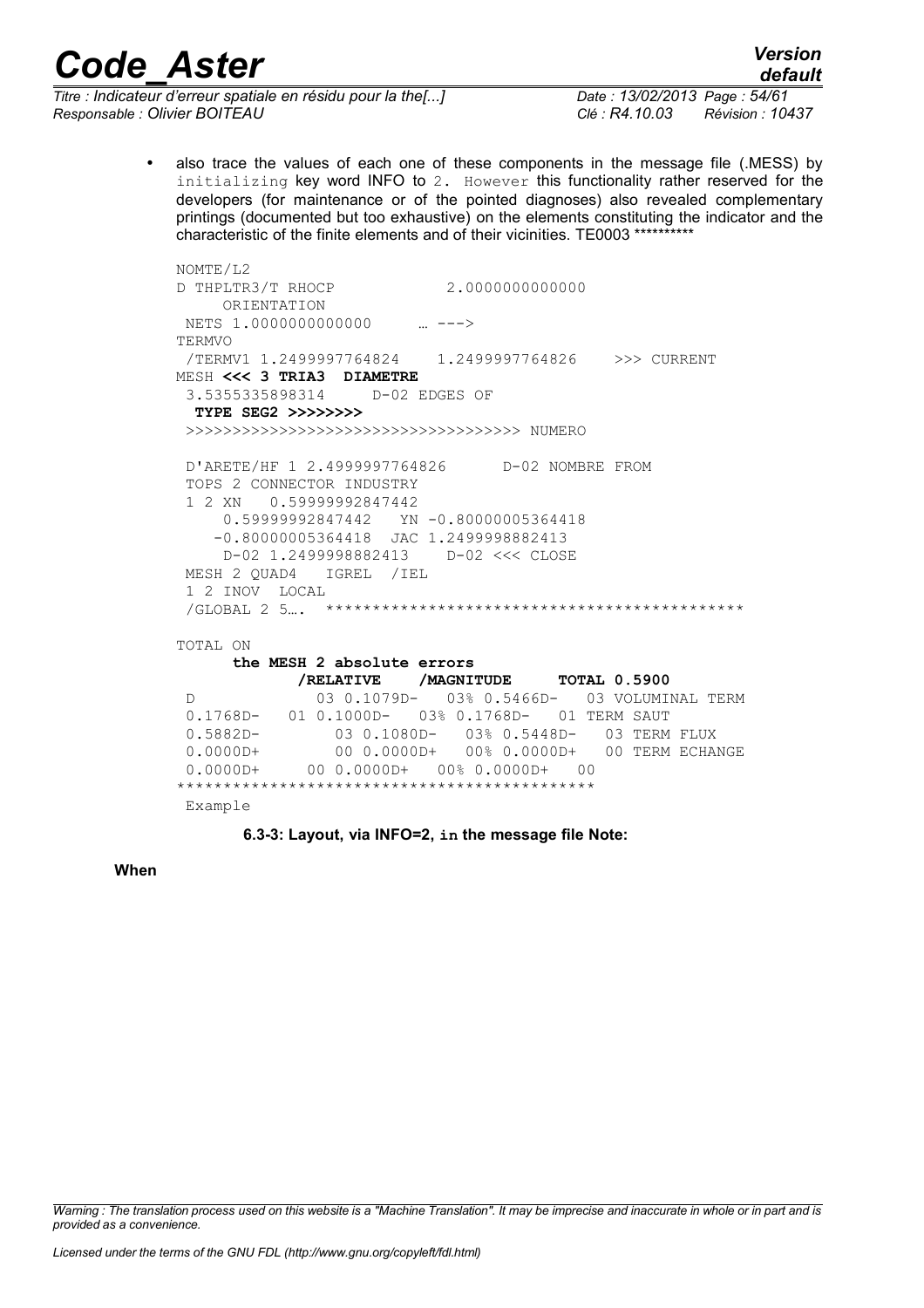- also trace the values of each one of these components in the message file (.MESS) by `initializing` key word INFO to `2. However` this functionality rather reserved for the developers (for maintenance or of the pointed diagnoses) also revealed complementary printings (documented but too exhaustive) on the elements constituting the indicator and the characteristic of the finite elements and of their vicinities. TE0003 **********

```
NOMTE/L2
D THPLTR3/T RHOCP            2.0000000000000
     ORIENTATION
 NETS 1.0000000000000     … --->
TERMVO
 /TERMV1 1.2499997764824    1.2499997764826    >>> CURRENT
MESH <<< 3 TRIA3  DIAMETRE
 3.5355335898314     D-02 EDGES OF
  TYPE SEG2 >>>>>>>>
 >>>>>>>>>>>>>>>>>>>>>>>>>>>>>>>>>>>>> NUMERO

 D'ARETE/HF 1 2.4999997764826      D-02 NOMBRE FROM
 TOPS 2 CONNECTOR INDUSTRY
 1 2 XN   0.59999992847442
     0.59999992847442   YN -0.80000005364418
    -0.80000005364418  JAC 1.2499998882413
     D-02 1.2499998882413    D-02 <<< CLOSE
 MESH 2 QUAD4   IGREL  /IEL
 1 2 INOV  LOCAL
 /GLOBAL 2 5….  ********************************************

TOTAL ON
      the MESH 2 absolute errors
            /RELATIVE    /MAGNITUDE     TOTAL 0.5900
 D             03 0.1079D-   03% 0.5466D-   03 VOLUMINAL TERM
 0.1768D-   01 0.1000D-   03% 0.1768D-   01 TERM SAUT
 0.5882D-         03 0.1080D-   03% 0.5448D-   03 TERM FLUX
 0.0000D+         00 0.0000D+   00% 0.0000D+   00 TERM ECHANGE
 0.0000D+     00 0.0000D+   00% 0.0000D+   00
*********************************************
```

Example

**6.3-3: Layout, via INFO=2, in the message file Note:**

**When**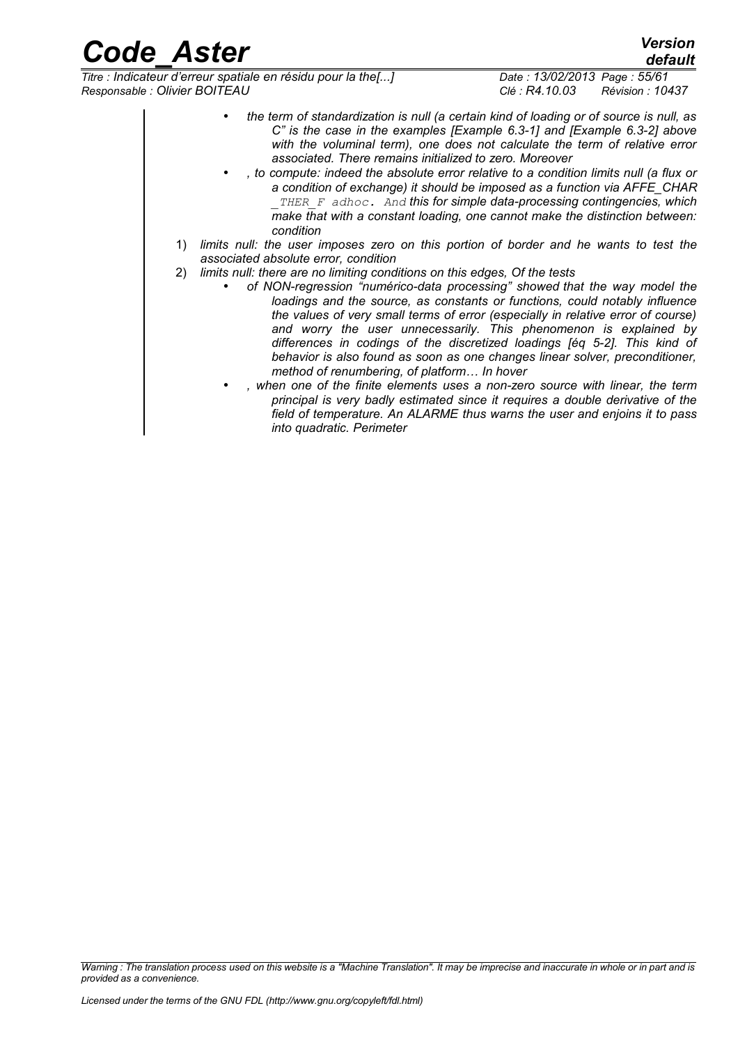- *the term of standardization is null (a certain kind of loading or of source is null, as C" is the case in the examples [Example 6.3-1] and [Example 6.3-2] above with the voluminal term), one does not calculate the term of relative error associated. There remains initialized to zero. Moreover*
- *, to compute: indeed the absolute error relative to a condition limits null (a flux or a condition of exchange) it should be imposed as a function via AFFE_CHAR `_THER_F adhoc. And` this for simple data-processing contingencies, which make that with a constant loading, one cannot make the distinction between: condition*

1) *limits null: the user imposes zero on this portion of border and he wants to test the associated absolute error, condition*
2) *limits null: there are no limiting conditions on this edges, Of the tests*

- *of NON-regression "numérico-data processing" showed that the way model the loadings and the source, as constants or functions, could notably influence the values of very small terms of error (especially in relative error of course) and worry the user unnecessarily. This phenomenon is explained by differences in codings of the discretized loadings [éq 5-2]. This kind of behavior is also found as soon as one changes linear solver, preconditioner, method of renumbering, of platform… In hover*
- *, when one of the finite elements uses a non-zero source with linear, the term principal is very badly estimated since it requires a double derivative of the field of temperature. An ALARME thus warns the user and enjoins it to pass into quadratic. Perimeter*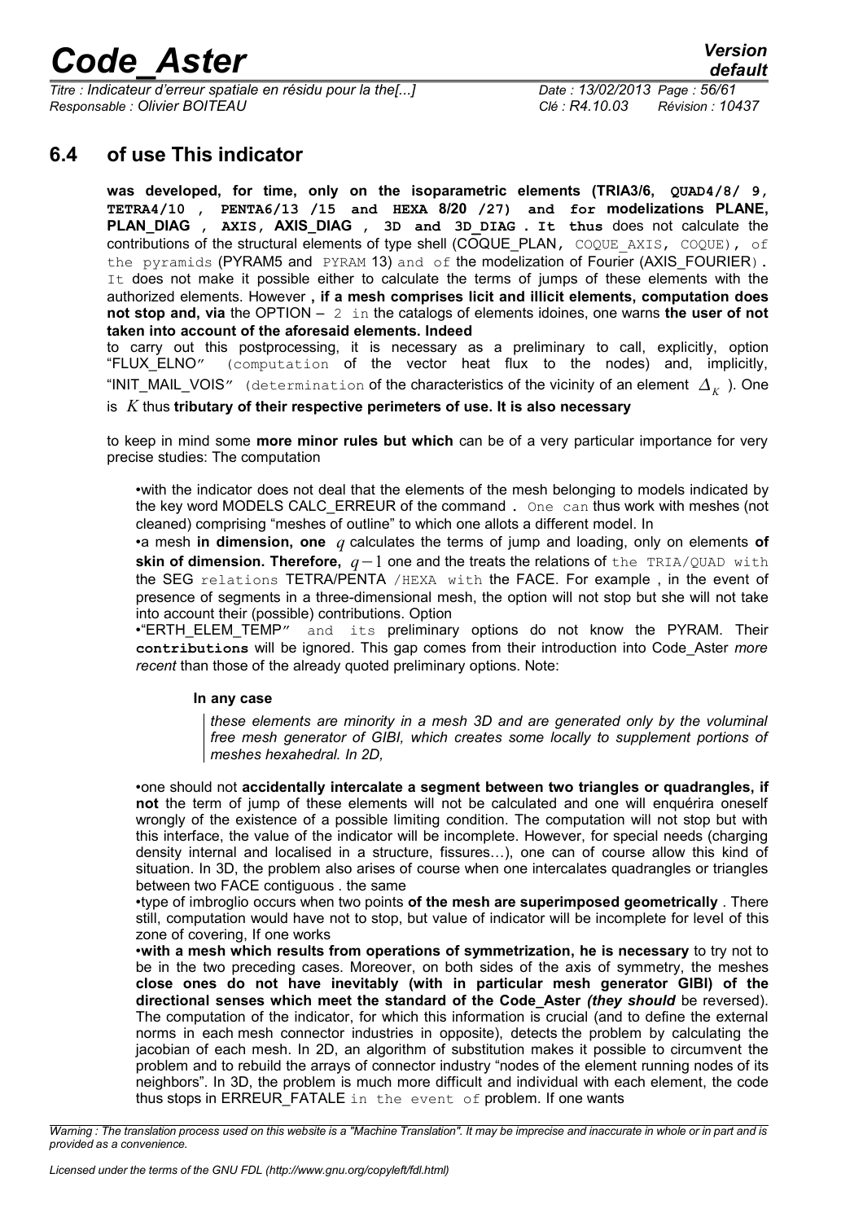## 6.4 of use This indicator

**was developed, for time, only on the isoparametric elements (TRIA3/6, QUAD4/8/ 9, TETRA4/10 , PENTA6/13 /15 and HEXA 8/20 /27) and for modelizations PLANE, PLAN_DIAG , AXIS, AXIS_DIAG , 3D and 3D_DIAG . It thus** does not calculate the contributions of the structural elements of type shell (COQUE_PLAN, COQUE_AXIS, COQUE), of the pyramids (PYRAM5 and PYRAM 13) and of the modelization of Fourier (AXIS_FOURIER). It does not make it possible either to calculate the terms of jumps of these elements with the authorized elements. However **, if a mesh comprises licit and illicit elements, computation does not stop and, via** the OPTION – 2 in the catalogs of elements idoines, one warns **the user of not taken into account of the aforesaid elements. Indeed**

to carry out this postprocessing, it is necessary as a preliminary to call, explicitly, option "FLUX_ELNO" (computation of the vector heat flux to the nodes) and, implicitly, "INIT_MAIL_VOIS" (determination of the characteristics of the vicinity of an element $\Delta_K$ ). One is $K$ thus **tributary of their respective perimeters of use. It is also necessary**

to keep in mind some **more minor rules but which** can be of a very particular importance for very precise studies: The computation

•with the indicator does not deal that the elements of the mesh belonging to models indicated by the key word MODELS CALC_ERREUR of the command . One can thus work with meshes (not cleaned) comprising "meshes of outline" to which one allots a different model. In

•a mesh **in dimension, one** $q$ calculates the terms of jump and loading, only on elements **of skin of dimension. Therefore,** $q-1$ one and the treats the relations of the TRIA/QUAD with the SEG relations TETRA/PENTA /HEXA with the FACE. For example , in the event of presence of segments in a three-dimensional mesh, the option will not stop but she will not take into account their (possible) contributions. Option

•"ERTH_ELEM_TEMP" and its preliminary options do not know the PYRAM. Their **contributions** will be ignored. This gap comes from their introduction into Code_Aster *more recent* than those of the already quoted preliminary options. Note:

**In any case**

> *these elements are minority in a mesh 3D and are generated only by the voluminal free mesh generator of GIBI, which creates some locally to supplement portions of meshes hexahedral. In 2D,*

•one should not **accidentally intercalate a segment between two triangles or quadrangles, if not** the term of jump of these elements will not be calculated and one will enquérira oneself wrongly of the existence of a possible limiting condition. The computation will not stop but with this interface, the value of the indicator will be incomplete. However, for special needs (charging density internal and localised in a structure, fissures…), one can of course allow this kind of situation. In 3D, the problem also arises of course when one intercalates quadrangles or triangles between two FACE contiguous . the same

•type of imbroglio occurs when two points **of the mesh are superimposed geometrically** . There still, computation would have not to stop, but value of indicator will be incomplete for level of this zone of covering, If one works

•**with a mesh which results from operations of symmetrization, he is necessary** to try not to be in the two preceding cases. Moreover, on both sides of the axis of symmetry, the meshes **close ones do not have inevitably (with in particular mesh generator GIBI) of the directional senses which meet the standard of the Code_Aster *(they should*** be reversed). The computation of the indicator, for which this information is crucial (and to define the external norms in each mesh connector industries in opposite), detects the problem by calculating the jacobian of each mesh. In 2D, an algorithm of substitution makes it possible to circumvent the problem and to rebuild the arrays of connector industry "nodes of the element running nodes of its neighbors". In 3D, the problem is much more difficult and individual with each element, the code thus stops in ERREUR_FATALE in the event of problem. If one wants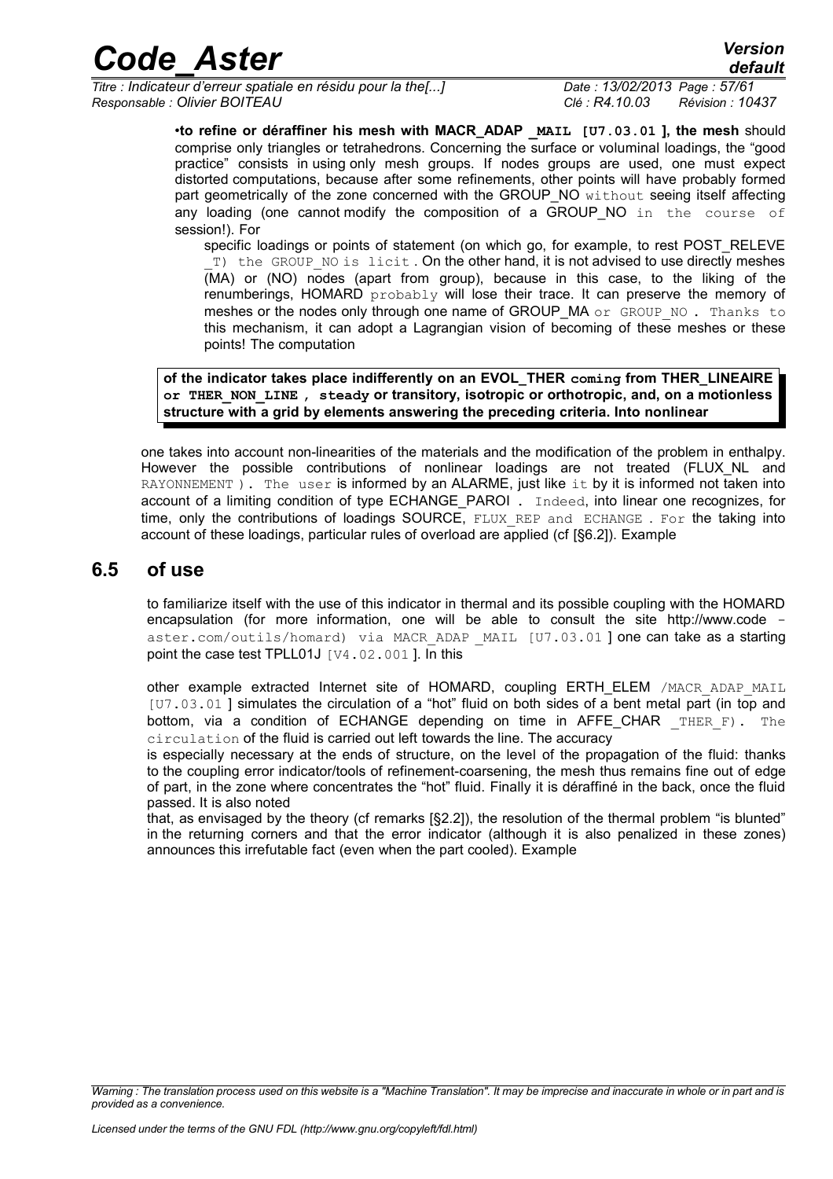•**to refine or déraffiner his mesh with MACR_ADAP _MAIL [U7.03.01 ], the mesh** should comprise only triangles or tetrahedrons. Concerning the surface or voluminal loadings, the "good practice" consists in using only mesh groups. If nodes groups are used, one must expect distorted computations, because after some refinements, other points will have probably formed part geometrically of the zone concerned with the GROUP_NO without seeing itself affecting any loading (one cannot modify the composition of a GROUP_NO in the course of session!). For

specific loadings or points of statement (on which go, for example, to rest POST_RELEVE _T) the GROUP_NO is licit . On the other hand, it is not advised to use directly meshes (MA) or (NO) nodes (apart from group), because in this case, to the liking of the renumberings, HOMARD probably will lose their trace. It can preserve the memory of meshes or the nodes only through one name of GROUP_MA or GROUP_NO . Thanks to this mechanism, it can adopt a Lagrangian vision of becoming of these meshes or these points! The computation

**of the indicator takes place indifferently on an EVOL_THER coming from THER_LINEAIRE or THER_NON_LINE , steady or transitory, isotropic or orthotropic, and, on a motionless structure with a grid by elements answering the preceding criteria. Into nonlinear**

one takes into account non-linearities of the materials and the modification of the problem in enthalpy. However the possible contributions of nonlinear loadings are not treated (FLUX_NL and RAYONNEMENT ). The user is informed by an ALARME, just like it by it is informed not taken into account of a limiting condition of type ECHANGE_PAROI . Indeed, into linear one recognizes, for time, only the contributions of loadings SOURCE, FLUX_REP and ECHANGE . For the taking into account of these loadings, particular rules of overload are applied (cf [§6.2]). Example

## 6.5 of use

to familiarize itself with the use of this indicator in thermal and its possible coupling with the HOMARD encapsulation (for more information, one will be able to consult the site http://www.code - aster.com/outils/homard) via MACR_ADAP _MAIL [U7.03.01 ] one can take as a starting point the case test TPLL01J [V4.02.001 ]. In this

other example extracted Internet site of HOMARD, coupling ERTH_ELEM /MACR_ADAP_MAIL [U7.03.01 ] simulates the circulation of a "hot" fluid on both sides of a bent metal part (in top and bottom, via a condition of ECHANGE depending on time in AFFE_CHAR _THER_F). The circulation of the fluid is carried out left towards the line. The accuracy

is especially necessary at the ends of structure, on the level of the propagation of the fluid: thanks to the coupling error indicator/tools of refinement-coarsening, the mesh thus remains fine out of edge of part, in the zone where concentrates the "hot" fluid. Finally it is déraffiné in the back, once the fluid passed. It is also noted

that, as envisaged by the theory (cf remarks [§2.2]), the resolution of the thermal problem "is blunted" in the returning corners and that the error indicator (although it is also penalized in these zones) announces this irrefutable fact (even when the part cooled). Example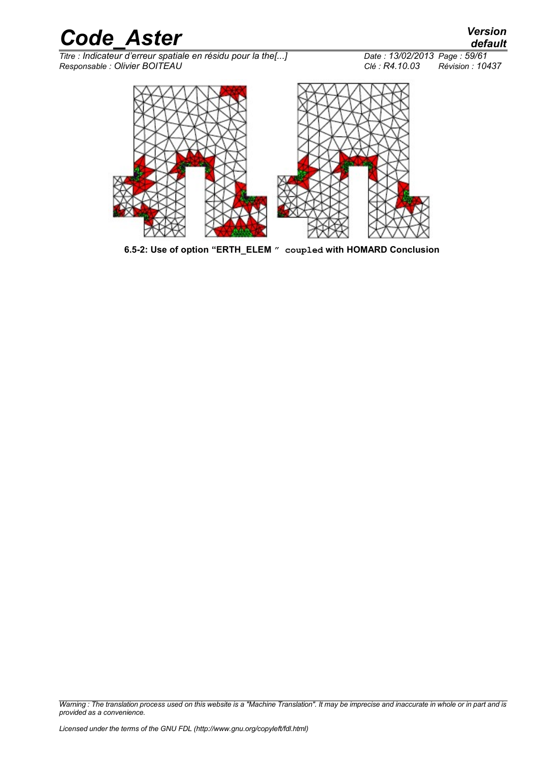6.5-2: Use of option “ERTH_ELEM ” coupled with HOMARD Conclusion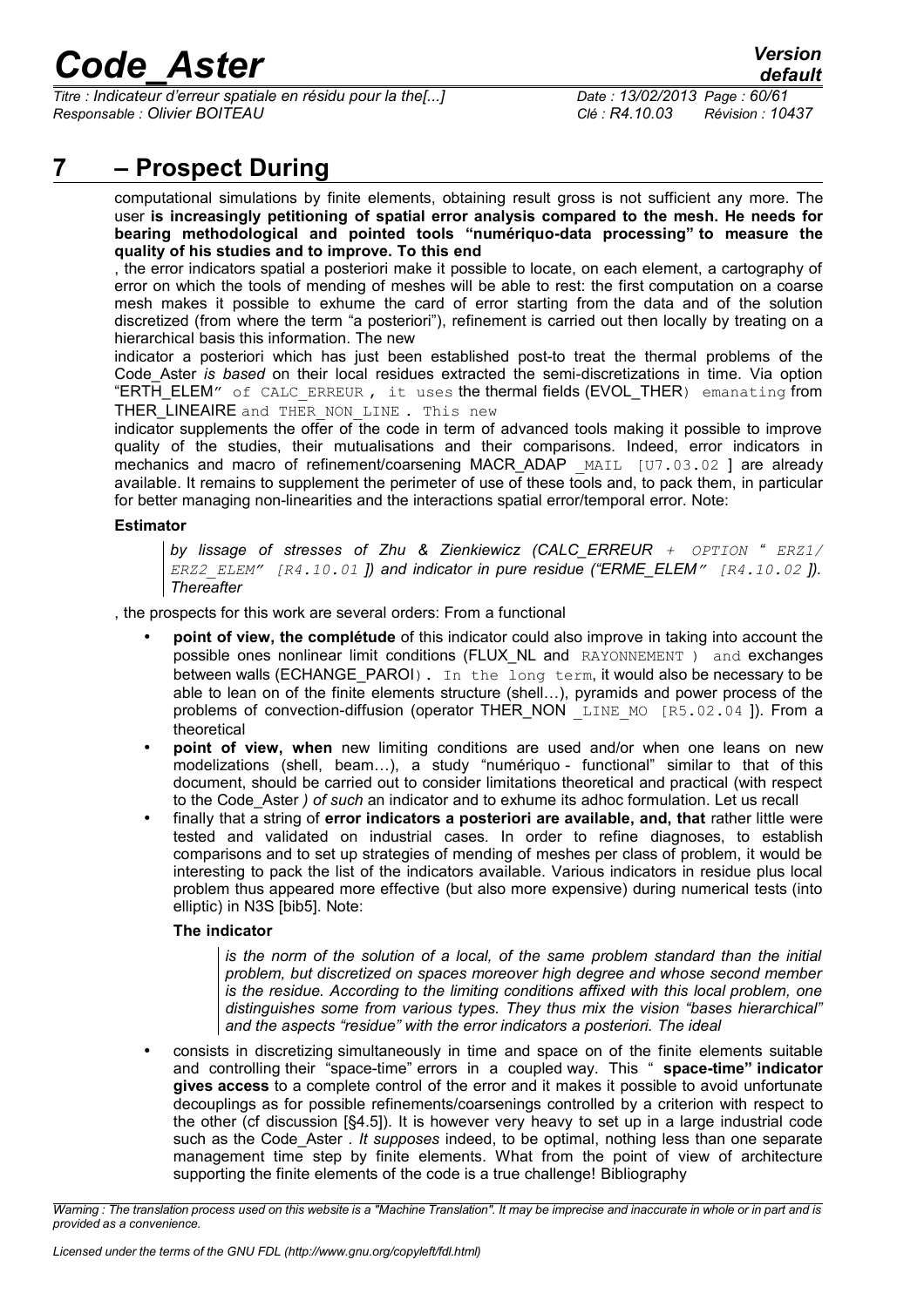# 7 – Prospect During

computational simulations by finite elements, obtaining result gross is not sufficient any more. The user **is increasingly petitioning of spatial error analysis compared to the mesh. He needs for bearing methodological and pointed tools "numériquo-data processing" to measure the quality of his studies and to improve. To this end**

, the error indicators spatial a posteriori make it possible to locate, on each element, a cartography of error on which the tools of mending of meshes will be able to rest: the first computation on a coarse mesh makes it possible to exhume the card of error starting from the data and of the solution discretized (from where the term "a posteriori"), refinement is carried out then locally by treating on a hierarchical basis this information. The new

indicator a posteriori which has just been established post-to treat the thermal problems of the Code_Aster *is based* on their local residues extracted the semi-discretizations in time. Via option "ERTH_ELEM" of CALC_ERREUR , it uses the thermal fields (EVOL_THER) emanating from THER_LINEAIRE and THER_NON_LINE . This new

indicator supplements the offer of the code in term of advanced tools making it possible to improve quality of the studies, their mutualisations and their comparisons. Indeed, error indicators in mechanics and macro of refinement/coarsening MACR_ADAP _MAIL [U7.03.02 ] are already available. It remains to supplement the perimeter of use of these tools and, to pack them, in particular for better managing non-linearities and the interactions spatial error/temporal error. Note:

**Estimator**

> *by lissage of stresses of Zhu & Zienkiewicz (CALC_ERREUR + OPTION " ERZ1/ ERZ2_ELEM" [R4.10.01 ]) and indicator in pure residue ("ERME_ELEM" [R4.10.02 ]). Thereafter*

, the prospects for this work are several orders: From a functional

- **point of view, the complétude** of this indicator could also improve in taking into account the possible ones nonlinear limit conditions (FLUX_NL and RAYONNEMENT ) and exchanges between walls (ECHANGE_PAROI). In the long term, it would also be necessary to be able to lean on of the finite elements structure (shell…), pyramids and power process of the problems of convection-diffusion (operator THER_NON _LINE_MO [R5.02.04 ]). From a theoretical
- **point of view, when** new limiting conditions are used and/or when one leans on new modelizations (shell, beam…), a study "numériquo - functional" similar to that of this document, should be carried out to consider limitations theoretical and practical (with respect to the Code_Aster *) of such* an indicator and to exhume its adhoc formulation. Let us recall
- finally that a string of **error indicators a posteriori are available, and, that** rather little were tested and validated on industrial cases. In order to refine diagnoses, to establish comparisons and to set up strategies of mending of meshes per class of problem, it would be interesting to pack the list of the indicators available. Various indicators in residue plus local problem thus appeared more effective (but also more expensive) during numerical tests (into elliptic) in N3S [bib5]. Note:

  **The indicator**

  > *is the norm of the solution of a local, of the same problem standard than the initial problem, but discretized on spaces moreover high degree and whose second member is the residue. According to the limiting conditions affixed with this local problem, one distinguishes some from various types. They thus mix the vision "bases hierarchical" and the aspects "residue" with the error indicators a posteriori. The ideal*

- consists in discretizing simultaneously in time and space on of the finite elements suitable and controlling their "space-time" errors in a coupled way. This " **space-time" indicator gives access** to a complete control of the error and it makes it possible to avoid unfortunate decouplings as for possible refinements/coarsenings controlled by a criterion with respect to the other (cf discussion [§4.5]). It is however very heavy to set up in a large industrial code such as the Code_Aster . *It supposes* indeed, to be optimal, nothing less than one separate management time step by finite elements. What from the point of view of architecture supporting the finite elements of the code is a true challenge! Bibliography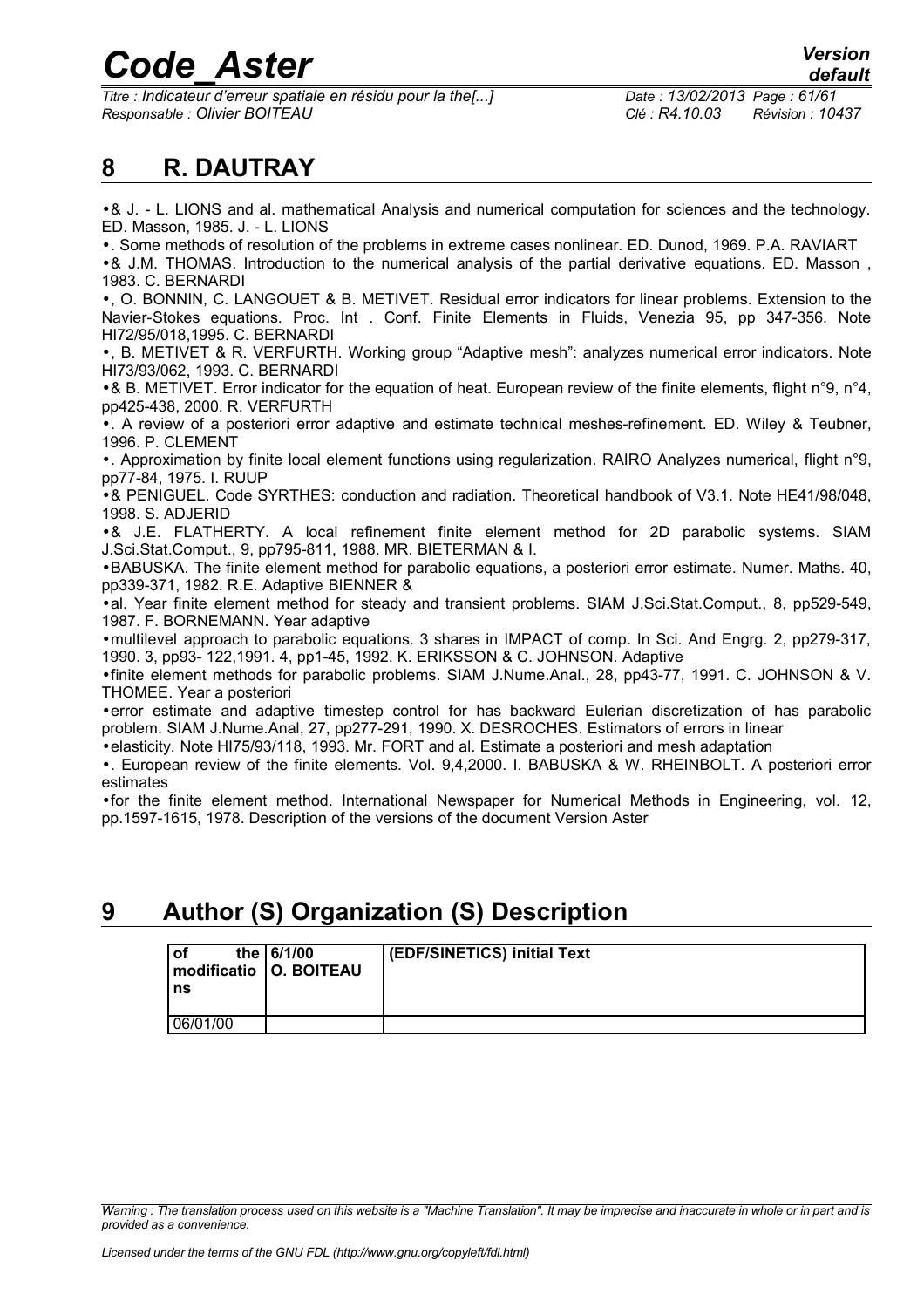## 8 R. DAUTRAY

- & J. - L. LIONS and al. mathematical Analysis and numerical computation for sciences and the technology. ED. Masson, 1985. J. - L. LIONS
- . Some methods of resolution of the problems in extreme cases nonlinear. ED. Dunod, 1969. P.A. RAVIART
- & J.M. THOMAS. Introduction to the numerical analysis of the partial derivative equations. ED. Masson , 1983. C. BERNARDI
- , O. BONNIN, C. LANGOUET & B. METIVET. Residual error indicators for linear problems. Extension to the Navier-Stokes equations. Proc. Int . Conf. Finite Elements in Fluids, Venezia 95, pp 347-356. Note HI72/95/018,1995. C. BERNARDI
- , B. METIVET & R. VERFURTH. Working group "Adaptive mesh": analyzes numerical error indicators. Note HI73/93/062, 1993. C. BERNARDI
- & B. METIVET. Error indicator for the equation of heat. European review of the finite elements, flight n°9, n°4, pp425-438, 2000. R. VERFURTH
- . A review of a posteriori error adaptive and estimate technical meshes-refinement. ED. Wiley & Teubner, 1996. P. CLEMENT
- . Approximation by finite local element functions using regularization. RAIRO Analyzes numerical, flight n°9, pp77-84, 1975. I. RUUP
- & PENIGUEL. Code SYRTHES: conduction and radiation. Theoretical handbook of V3.1. Note HE41/98/048, 1998. S. ADJERID
- & J.E. FLATHERTY. A local refinement finite element method for 2D parabolic systems. SIAM J.Sci.Stat.Comput., 9, pp795-811, 1988. MR. BIETERMAN & I.
- BABUSKA. The finite element method for parabolic equations, a posteriori error estimate. Numer. Maths. 40, pp339-371, 1982. R.E. Adaptive BIENNER &
- al. Year finite element method for steady and transient problems. SIAM J.Sci.Stat.Comput., 8, pp529-549, 1987. F. BORNEMANN. Year adaptive
- multilevel approach to parabolic equations. 3 shares in IMPACT of comp. In Sci. And Engrg. 2, pp279-317, 1990. 3, pp93- 122,1991. 4, pp1-45, 1992. K. ERIKSSON & C. JOHNSON. Adaptive
- finite element methods for parabolic problems. SIAM J.Nume.Anal., 28, pp43-77, 1991. C. JOHNSON & V. THOMEE. Year a posteriori
- error estimate and adaptive timestep control for has backward Eulerian discretization of has parabolic problem. SIAM J.Nume.Anal, 27, pp277-291, 1990. X. DESROCHES. Estimators of errors in linear
- elasticity. Note HI75/93/118, 1993. Mr. FORT and al. Estimate a posteriori and mesh adaptation
- . European review of the finite elements. Vol. 9,4,2000. I. BABUSKA & W. RHEINBOLT. A posteriori error estimates
- for the finite element method. International Newspaper for Numerical Methods in Engineering, vol. 12, pp.1597-1615, 1978. Description of the versions of the document Version Aster

## 9 Author (S) Organization (S) Description

| | | |
|---|---|---|
| of the modifications | 6/1/00 O. BOITEAU | (EDF/SINETICS) initial Text |
| 06/01/00 | | |